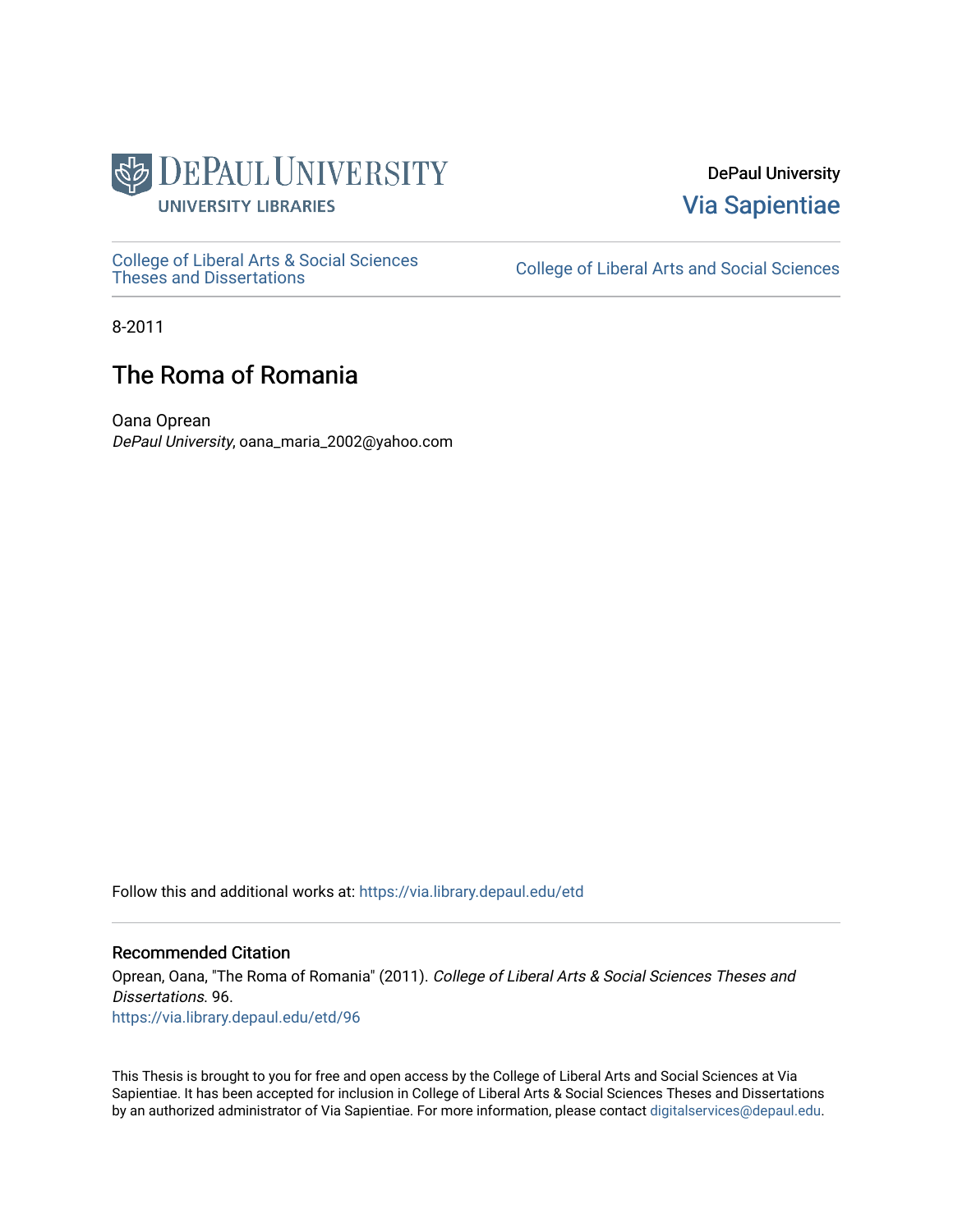DePaul University Libraries

DePaul University

Via Sapientiae

College of Liberal Arts & Social Sciences Theses and Dissertations

College of Liberal Arts and Social Sciences

8-2011

# The Roma of Romania

Oana Oprean

*DePaul University*, oana_maria_2002@yahoo.com

Follow this and additional works at: https://via.library.depaul.edu/etd

## Recommended Citation

Oprean, Oana, "The Roma of Romania" (2011). *College of Liberal Arts & Social Sciences Theses and Dissertations*. 96.

https://via.library.depaul.edu/etd/96

This Thesis is brought to you for free and open access by the College of Liberal Arts and Social Sciences at Via Sapientiae. It has been accepted for inclusion in College of Liberal Arts & Social Sciences Theses and Dissertations by an authorized administrator of Via Sapientiae. For more information, please contact digitalservices@depaul.edu.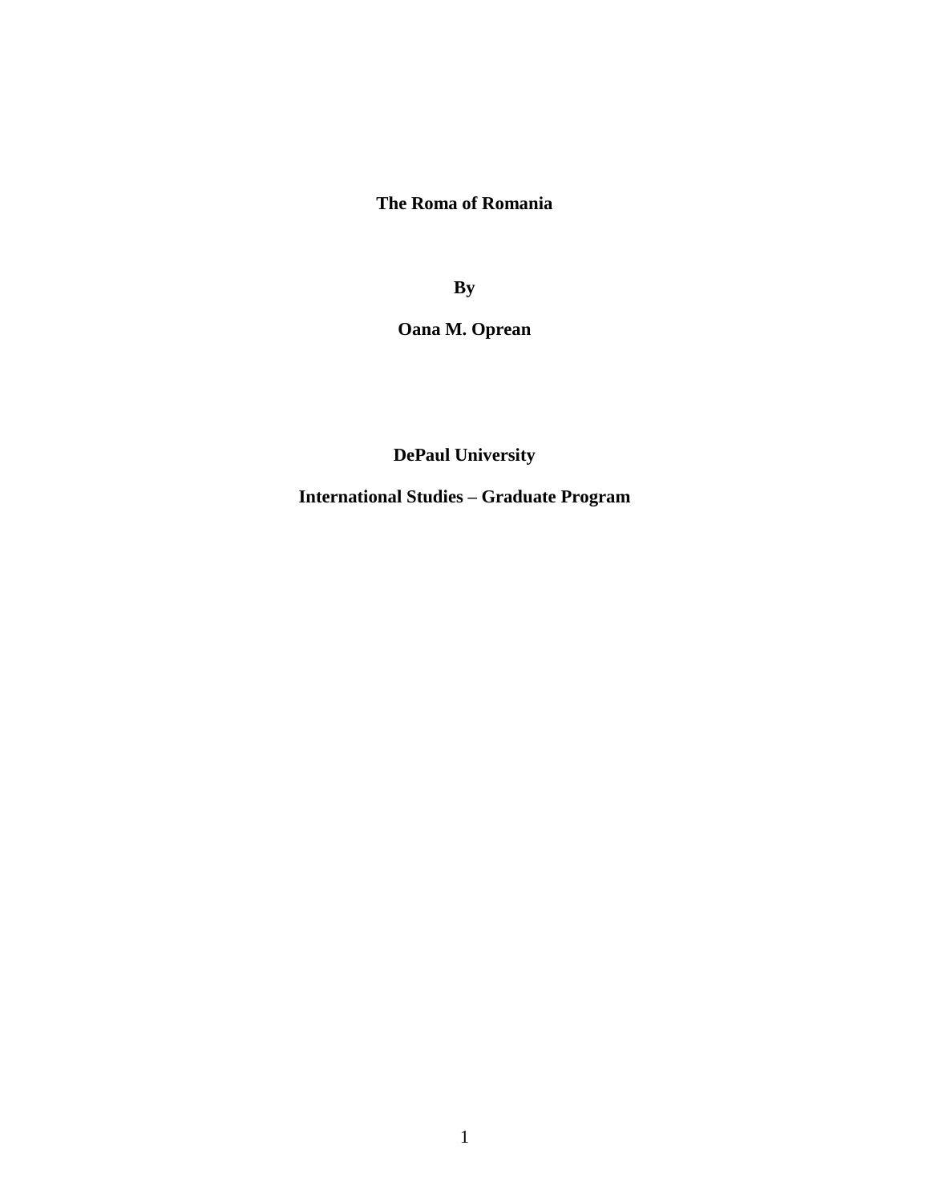**The Roma of Romania**

**By**

**Oana M. Oprean**

**DePaul University**

**International Studies – Graduate Program**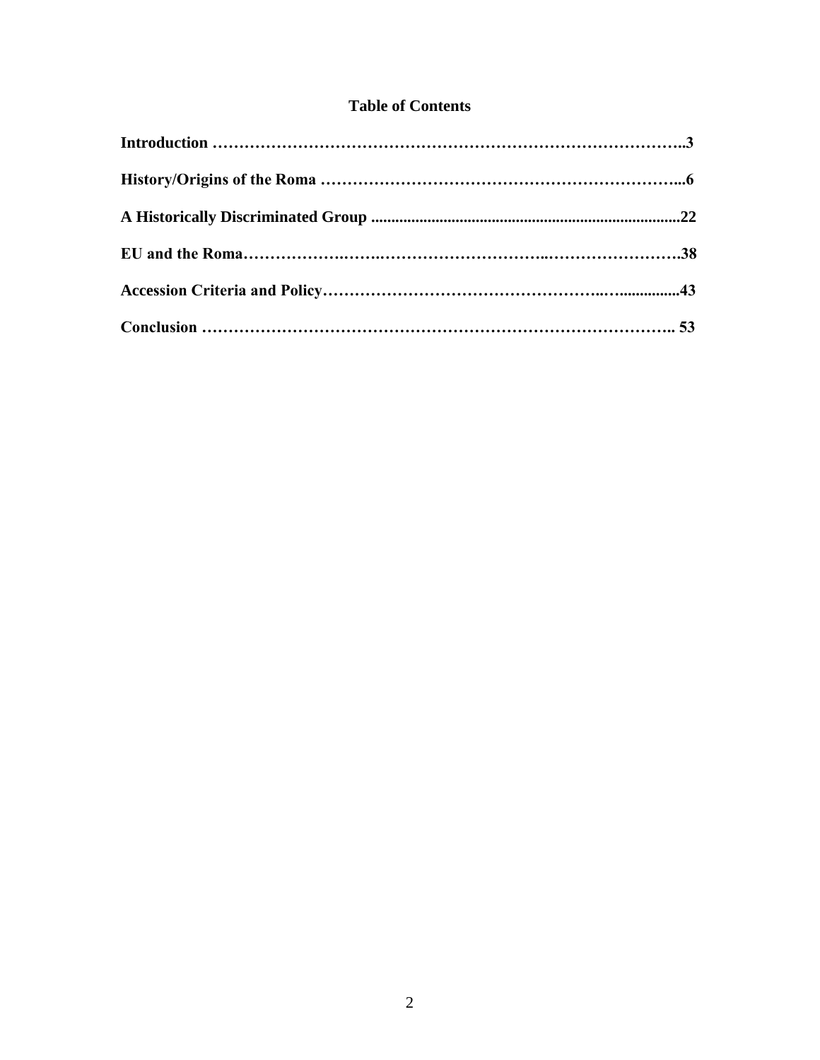# Table of Contents

**Introduction** ........................................................................................ **3**

**History/Origins of the Roma** ............................................................. **6**

**A Historically Discriminated Group** ................................................. **22**

**EU and the Roma** .............................................................................. **38**

**Accession Criteria and Policy** ............................................................ **43**

**Conclusion** ........................................................................................ **53**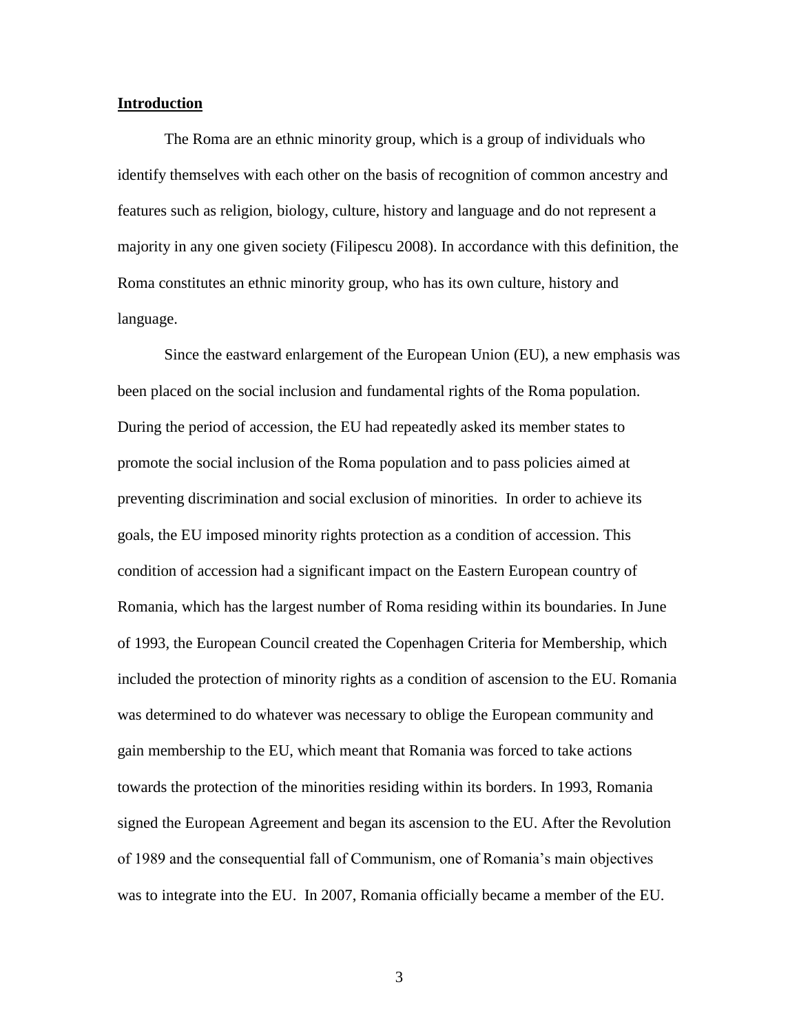## Introduction

The Roma are an ethnic minority group, which is a group of individuals who identify themselves with each other on the basis of recognition of common ancestry and features such as religion, biology, culture, history and language and do not represent a majority in any one given society (Filipescu 2008). In accordance with this definition, the Roma constitutes an ethnic minority group, who has its own culture, history and language.

Since the eastward enlargement of the European Union (EU), a new emphasis was been placed on the social inclusion and fundamental rights of the Roma population. During the period of accession, the EU had repeatedly asked its member states to promote the social inclusion of the Roma population and to pass policies aimed at preventing discrimination and social exclusion of minorities. In order to achieve its goals, the EU imposed minority rights protection as a condition of accession. This condition of accession had a significant impact on the Eastern European country of Romania, which has the largest number of Roma residing within its boundaries. In June of 1993, the European Council created the Copenhagen Criteria for Membership, which included the protection of minority rights as a condition of ascension to the EU. Romania was determined to do whatever was necessary to oblige the European community and gain membership to the EU, which meant that Romania was forced to take actions towards the protection of the minorities residing within its borders. In 1993, Romania signed the European Agreement and began its ascension to the EU. After the Revolution of 1989 and the consequential fall of Communism, one of Romania's main objectives was to integrate into the EU. In 2007, Romania officially became a member of the EU.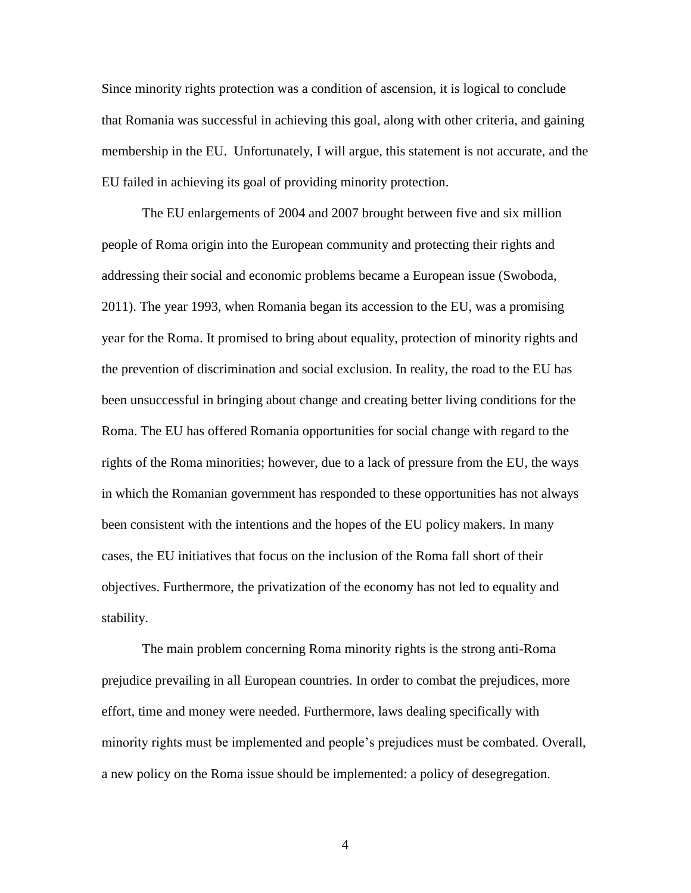Since minority rights protection was a condition of ascension, it is logical to conclude that Romania was successful in achieving this goal, along with other criteria, and gaining membership in the EU. Unfortunately, I will argue, this statement is not accurate, and the EU failed in achieving its goal of providing minority protection.

The EU enlargements of 2004 and 2007 brought between five and six million people of Roma origin into the European community and protecting their rights and addressing their social and economic problems became a European issue (Swoboda, 2011). The year 1993, when Romania began its accession to the EU, was a promising year for the Roma. It promised to bring about equality, protection of minority rights and the prevention of discrimination and social exclusion. In reality, the road to the EU has been unsuccessful in bringing about change and creating better living conditions for the Roma. The EU has offered Romania opportunities for social change with regard to the rights of the Roma minorities; however, due to a lack of pressure from the EU, the ways in which the Romanian government has responded to these opportunities has not always been consistent with the intentions and the hopes of the EU policy makers. In many cases, the EU initiatives that focus on the inclusion of the Roma fall short of their objectives. Furthermore, the privatization of the economy has not led to equality and stability.

The main problem concerning Roma minority rights is the strong anti-Roma prejudice prevailing in all European countries. In order to combat the prejudices, more effort, time and money were needed. Furthermore, laws dealing specifically with minority rights must be implemented and people's prejudices must be combated. Overall, a new policy on the Roma issue should be implemented: a policy of desegregation.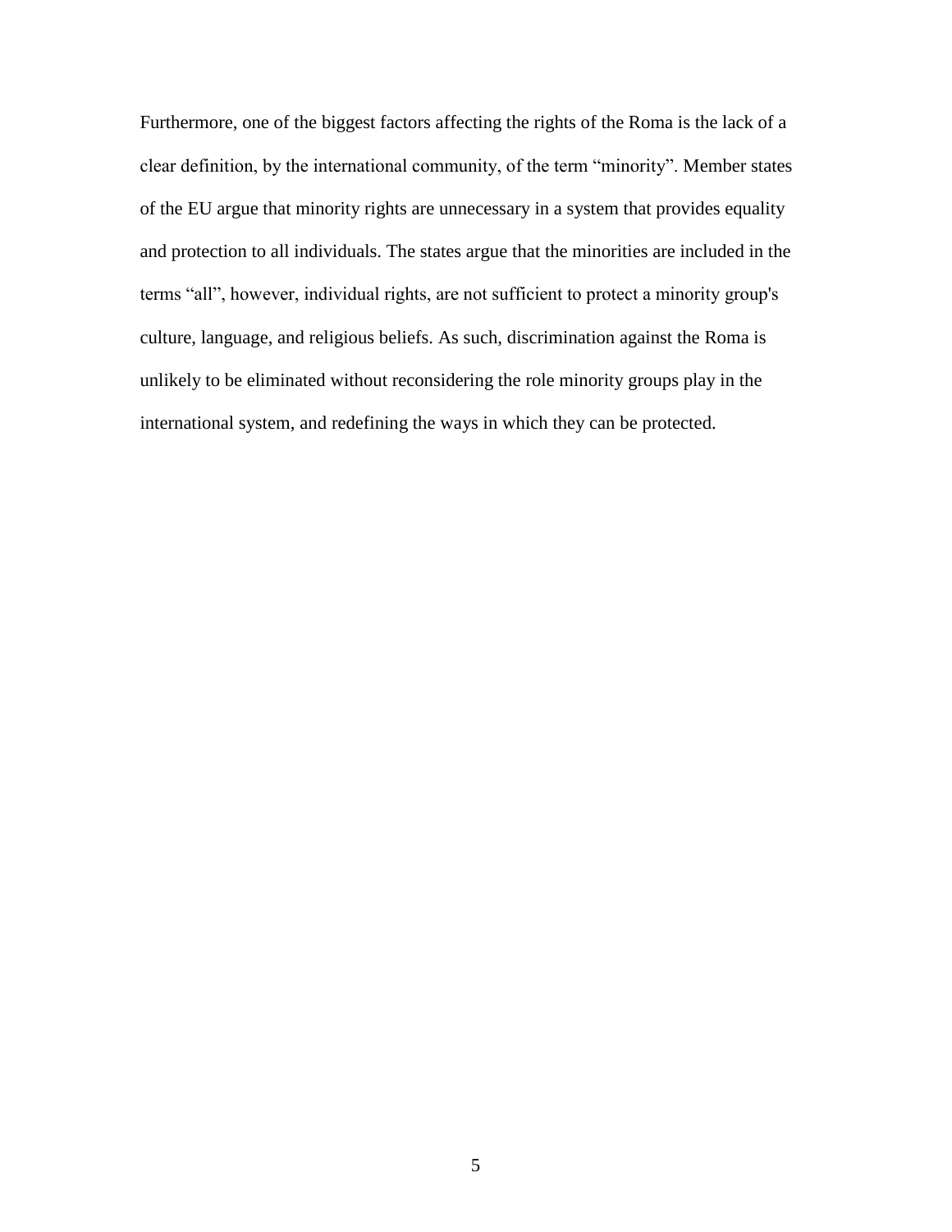Furthermore, one of the biggest factors affecting the rights of the Roma is the lack of a clear definition, by the international community, of the term “minority”. Member states of the EU argue that minority rights are unnecessary in a system that provides equality and protection to all individuals. The states argue that the minorities are included in the terms “all”, however, individual rights, are not sufficient to protect a minority group's culture, language, and religious beliefs. As such, discrimination against the Roma is unlikely to be eliminated without reconsidering the role minority groups play in the international system, and redefining the ways in which they can be protected.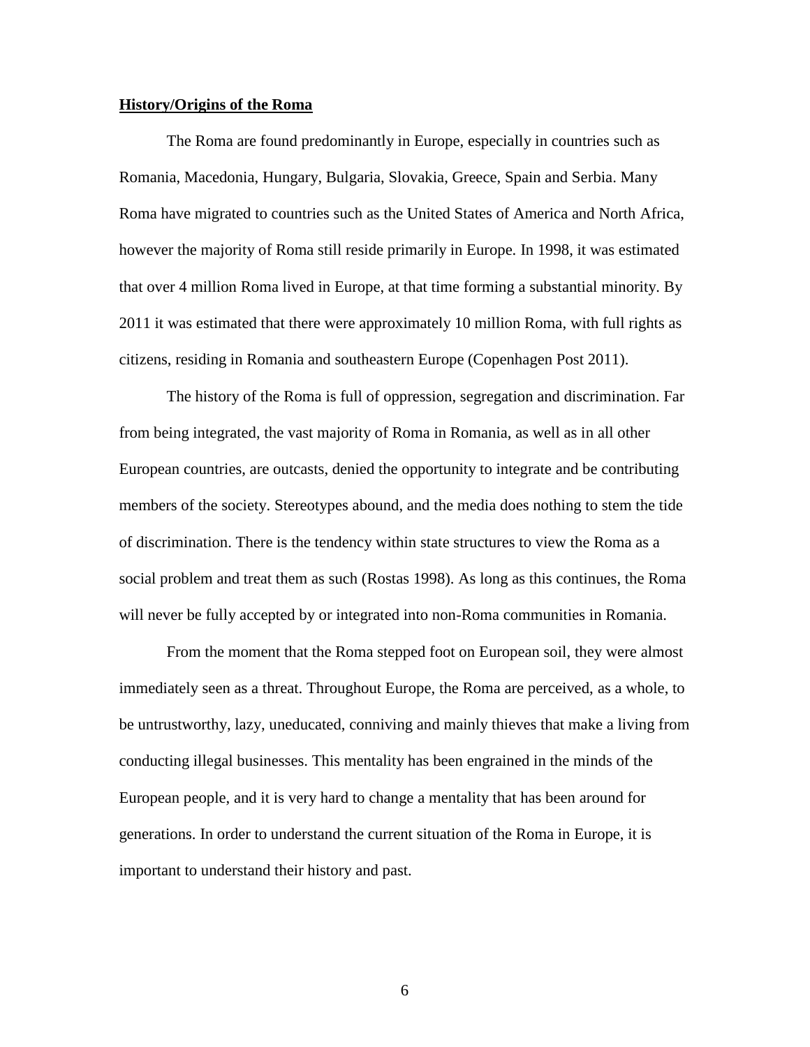**History/Origins of the Roma**

The Roma are found predominantly in Europe, especially in countries such as Romania, Macedonia, Hungary, Bulgaria, Slovakia, Greece, Spain and Serbia. Many Roma have migrated to countries such as the United States of America and North Africa, however the majority of Roma still reside primarily in Europe. In 1998, it was estimated that over 4 million Roma lived in Europe, at that time forming a substantial minority. By 2011 it was estimated that there were approximately 10 million Roma, with full rights as citizens, residing in Romania and southeastern Europe (Copenhagen Post 2011).

The history of the Roma is full of oppression, segregation and discrimination. Far from being integrated, the vast majority of Roma in Romania, as well as in all other European countries, are outcasts, denied the opportunity to integrate and be contributing members of the society. Stereotypes abound, and the media does nothing to stem the tide of discrimination. There is the tendency within state structures to view the Roma as a social problem and treat them as such (Rostas 1998). As long as this continues, the Roma will never be fully accepted by or integrated into non-Roma communities in Romania.

From the moment that the Roma stepped foot on European soil, they were almost immediately seen as a threat. Throughout Europe, the Roma are perceived, as a whole, to be untrustworthy, lazy, uneducated, conniving and mainly thieves that make a living from conducting illegal businesses. This mentality has been engrained in the minds of the European people, and it is very hard to change a mentality that has been around for generations. In order to understand the current situation of the Roma in Europe, it is important to understand their history and past.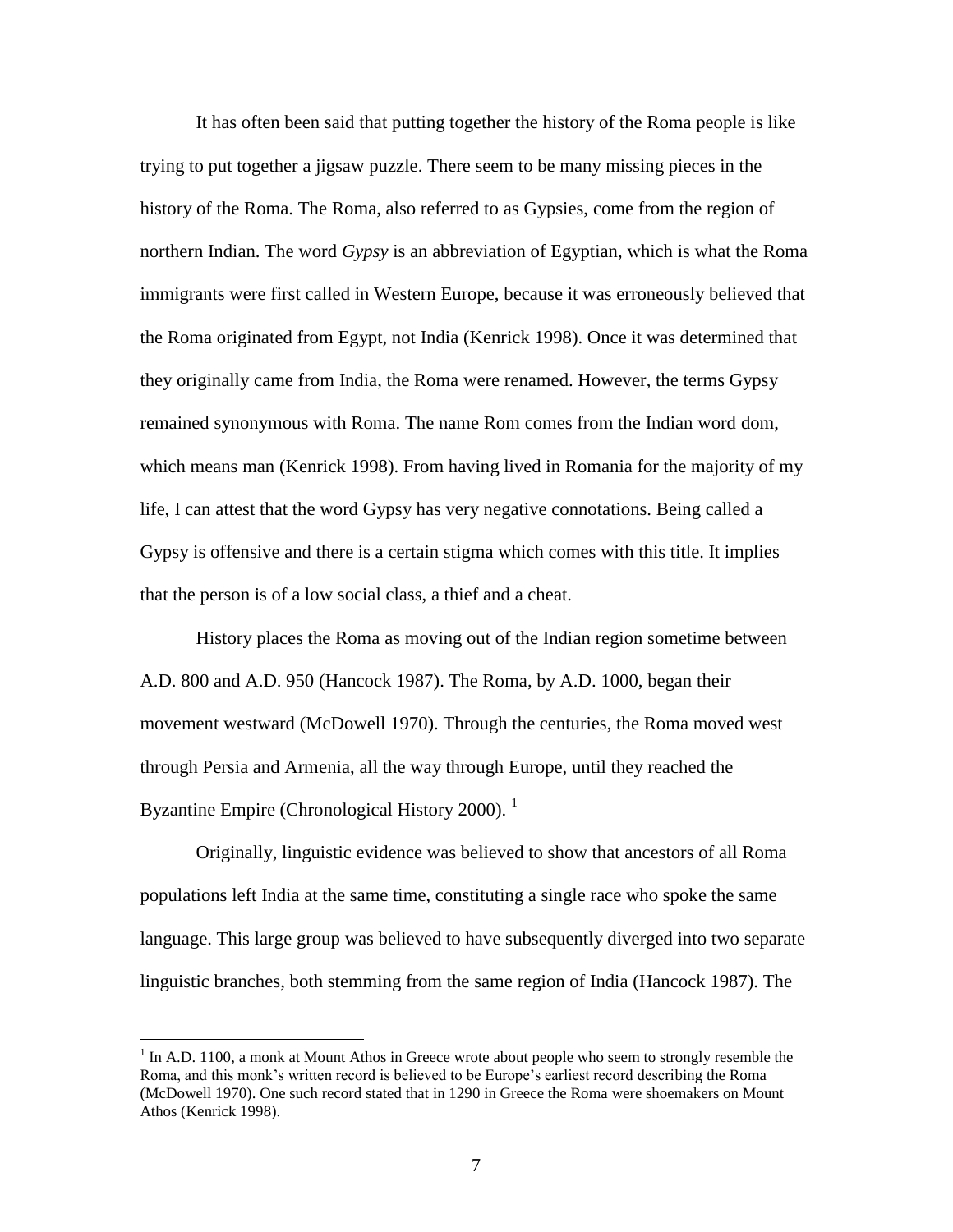It has often been said that putting together the history of the Roma people is like trying to put together a jigsaw puzzle. There seem to be many missing pieces in the history of the Roma. The Roma, also referred to as Gypsies, come from the region of northern Indian. The word *Gypsy* is an abbreviation of Egyptian, which is what the Roma immigrants were first called in Western Europe, because it was erroneously believed that the Roma originated from Egypt, not India (Kenrick 1998). Once it was determined that they originally came from India, the Roma were renamed. However, the terms Gypsy remained synonymous with Roma. The name Rom comes from the Indian word dom, which means man (Kenrick 1998). From having lived in Romania for the majority of my life, I can attest that the word Gypsy has very negative connotations. Being called a Gypsy is offensive and there is a certain stigma which comes with this title. It implies that the person is of a low social class, a thief and a cheat.

History places the Roma as moving out of the Indian region sometime between A.D. 800 and A.D. 950 (Hancock 1987). The Roma, by A.D. 1000, began their movement westward (McDowell 1970). Through the centuries, the Roma moved west through Persia and Armenia, all the way through Europe, until they reached the Byzantine Empire (Chronological History 2000). [1]

Originally, linguistic evidence was believed to show that ancestors of all Roma populations left India at the same time, constituting a single race who spoke the same language. This large group was believed to have subsequently diverged into two separate linguistic branches, both stemming from the same region of India (Hancock 1987). The

[1] In A.D. 1100, a monk at Mount Athos in Greece wrote about people who seem to strongly resemble the Roma, and this monk's written record is believed to be Europe's earliest record describing the Roma (McDowell 1970). One such record stated that in 1290 in Greece the Roma were shoemakers on Mount Athos (Kenrick 1998).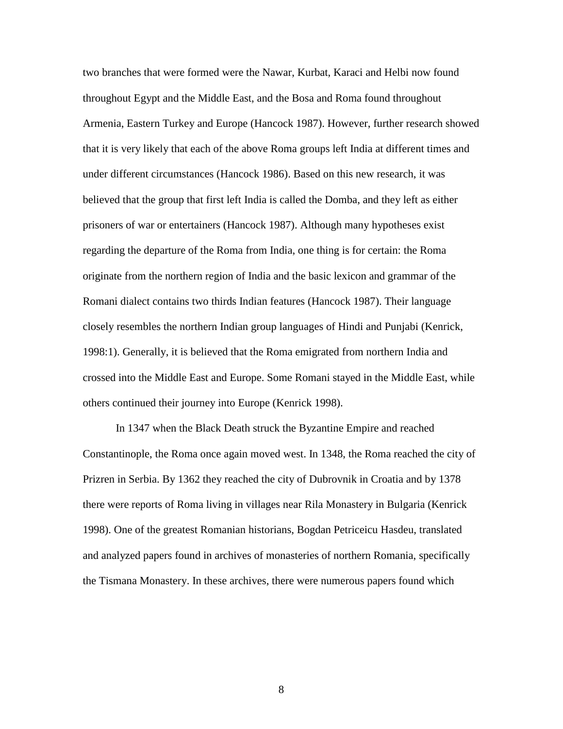two branches that were formed were the Nawar, Kurbat, Karaci and Helbi now found throughout Egypt and the Middle East, and the Bosa and Roma found throughout Armenia, Eastern Turkey and Europe (Hancock 1987). However, further research showed that it is very likely that each of the above Roma groups left India at different times and under different circumstances (Hancock 1986). Based on this new research, it was believed that the group that first left India is called the Domba, and they left as either prisoners of war or entertainers (Hancock 1987). Although many hypotheses exist regarding the departure of the Roma from India, one thing is for certain: the Roma originate from the northern region of India and the basic lexicon and grammar of the Romani dialect contains two thirds Indian features (Hancock 1987). Their language closely resembles the northern Indian group languages of Hindi and Punjabi (Kenrick, 1998:1). Generally, it is believed that the Roma emigrated from northern India and crossed into the Middle East and Europe. Some Romani stayed in the Middle East, while others continued their journey into Europe (Kenrick 1998).

In 1347 when the Black Death struck the Byzantine Empire and reached Constantinople, the Roma once again moved west. In 1348, the Roma reached the city of Prizren in Serbia. By 1362 they reached the city of Dubrovnik in Croatia and by 1378 there were reports of Roma living in villages near Rila Monastery in Bulgaria (Kenrick 1998). One of the greatest Romanian historians, Bogdan Petriceicu Hasdeu, translated and analyzed papers found in archives of monasteries of northern Romania, specifically the Tismana Monastery. In these archives, there were numerous papers found which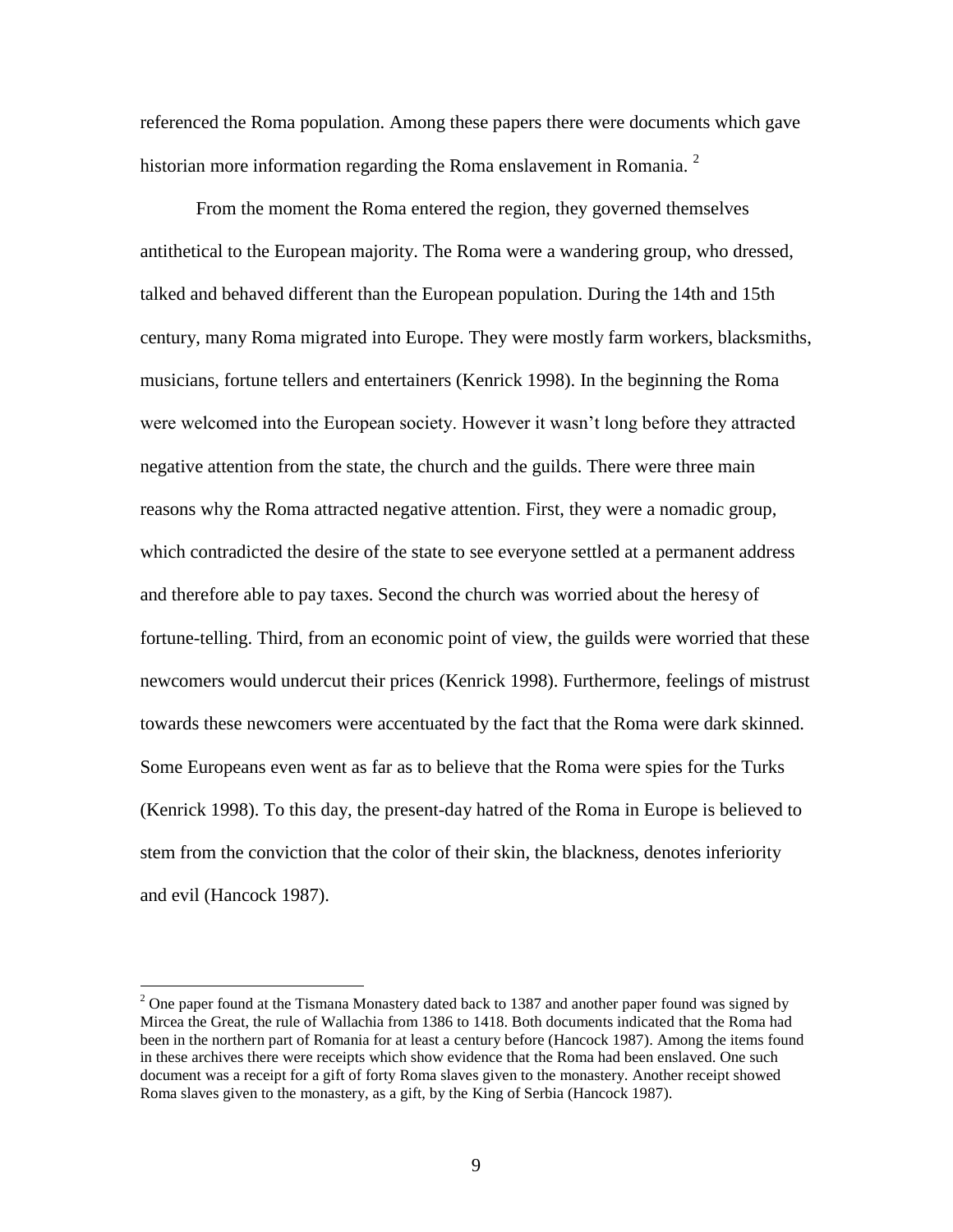referenced the Roma population. Among these papers there were documents which gave historian more information regarding the Roma enslavement in Romania. [2]

From the moment the Roma entered the region, they governed themselves antithetical to the European majority. The Roma were a wandering group, who dressed, talked and behaved different than the European population. During the 14th and 15th century, many Roma migrated into Europe. They were mostly farm workers, blacksmiths, musicians, fortune tellers and entertainers (Kenrick 1998). In the beginning the Roma were welcomed into the European society. However it wasn't long before they attracted negative attention from the state, the church and the guilds. There were three main reasons why the Roma attracted negative attention. First, they were a nomadic group, which contradicted the desire of the state to see everyone settled at a permanent address and therefore able to pay taxes. Second the church was worried about the heresy of fortune-telling. Third, from an economic point of view, the guilds were worried that these newcomers would undercut their prices (Kenrick 1998). Furthermore, feelings of mistrust towards these newcomers were accentuated by the fact that the Roma were dark skinned. Some Europeans even went as far as to believe that the Roma were spies for the Turks (Kenrick 1998). To this day, the present-day hatred of the Roma in Europe is believed to stem from the conviction that the color of their skin, the blackness, denotes inferiority and evil (Hancock 1987).

---

[2] One paper found at the Tismana Monastery dated back to 1387 and another paper found was signed by Mircea the Great, the rule of Wallachia from 1386 to 1418. Both documents indicated that the Roma had been in the northern part of Romania for at least a century before (Hancock 1987). Among the items found in these archives there were receipts which show evidence that the Roma had been enslaved. One such document was a receipt for a gift of forty Roma slaves given to the monastery. Another receipt showed Roma slaves given to the monastery, as a gift, by the King of Serbia (Hancock 1987).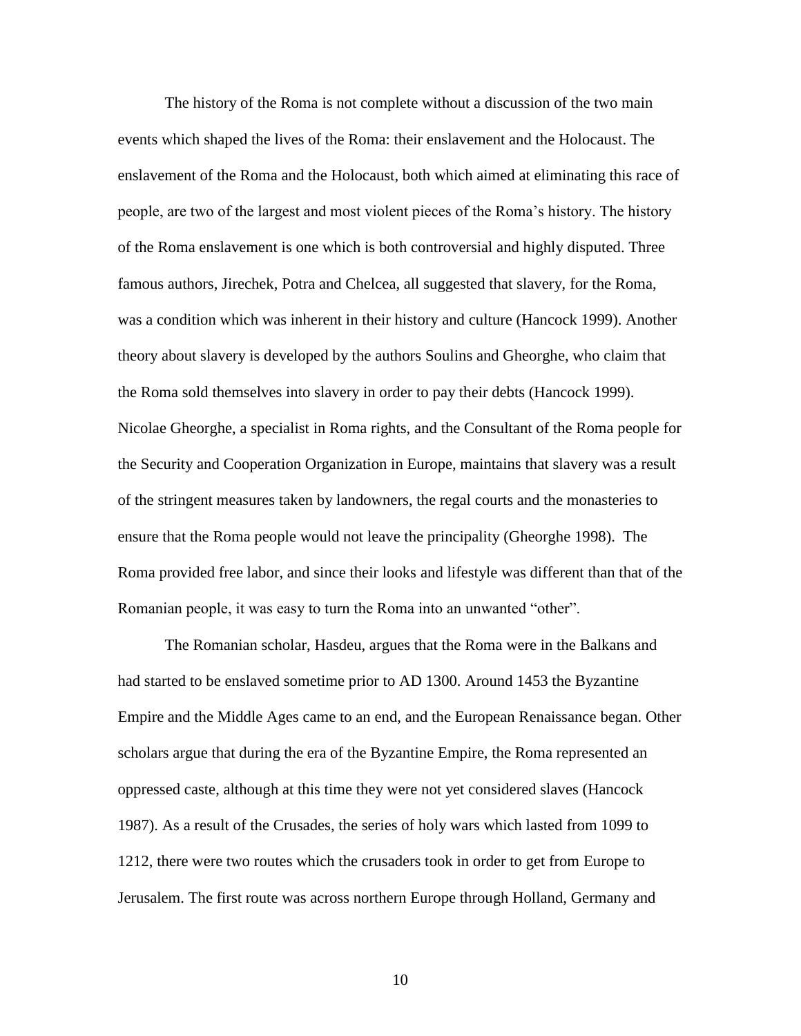The history of the Roma is not complete without a discussion of the two main events which shaped the lives of the Roma: their enslavement and the Holocaust. The enslavement of the Roma and the Holocaust, both which aimed at eliminating this race of people, are two of the largest and most violent pieces of the Roma's history. The history of the Roma enslavement is one which is both controversial and highly disputed. Three famous authors, Jirechek, Potra and Chelcea, all suggested that slavery, for the Roma, was a condition which was inherent in their history and culture (Hancock 1999). Another theory about slavery is developed by the authors Soulins and Gheorghe, who claim that the Roma sold themselves into slavery in order to pay their debts (Hancock 1999). Nicolae Gheorghe, a specialist in Roma rights, and the Consultant of the Roma people for the Security and Cooperation Organization in Europe, maintains that slavery was a result of the stringent measures taken by landowners, the regal courts and the monasteries to ensure that the Roma people would not leave the principality (Gheorghe 1998). The Roma provided free labor, and since their looks and lifestyle was different than that of the Romanian people, it was easy to turn the Roma into an unwanted "other".

The Romanian scholar, Hasdeu, argues that the Roma were in the Balkans and had started to be enslaved sometime prior to AD 1300. Around 1453 the Byzantine Empire and the Middle Ages came to an end, and the European Renaissance began. Other scholars argue that during the era of the Byzantine Empire, the Roma represented an oppressed caste, although at this time they were not yet considered slaves (Hancock 1987). As a result of the Crusades, the series of holy wars which lasted from 1099 to 1212, there were two routes which the crusaders took in order to get from Europe to Jerusalem. The first route was across northern Europe through Holland, Germany and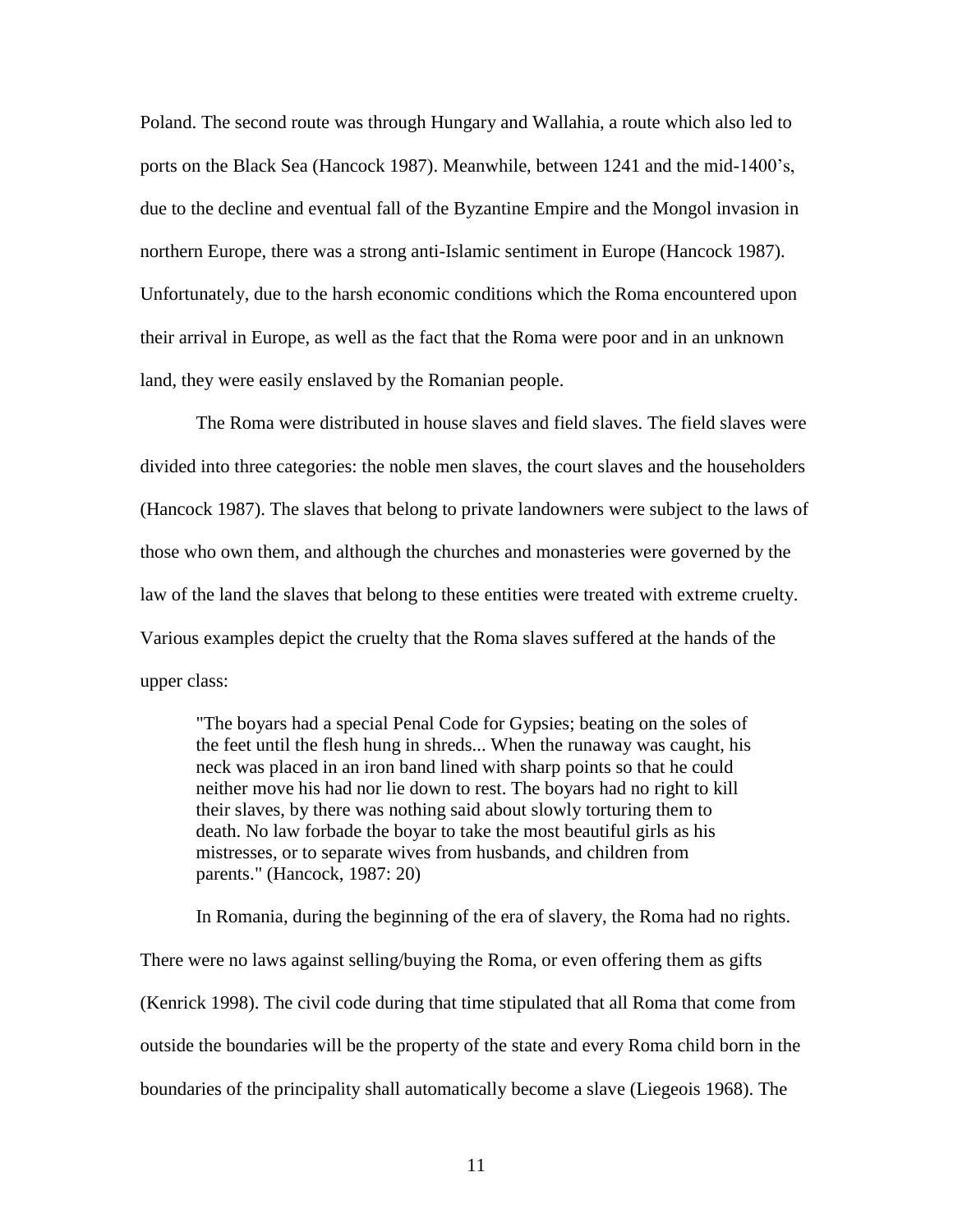Poland. The second route was through Hungary and Wallahia, a route which also led to ports on the Black Sea (Hancock 1987). Meanwhile, between 1241 and the mid-1400's, due to the decline and eventual fall of the Byzantine Empire and the Mongol invasion in northern Europe, there was a strong anti-Islamic sentiment in Europe (Hancock 1987). Unfortunately, due to the harsh economic conditions which the Roma encountered upon their arrival in Europe, as well as the fact that the Roma were poor and in an unknown land, they were easily enslaved by the Romanian people.

The Roma were distributed in house slaves and field slaves. The field slaves were divided into three categories: the noble men slaves, the court slaves and the householders (Hancock 1987). The slaves that belong to private landowners were subject to the laws of those who own them, and although the churches and monasteries were governed by the law of the land the slaves that belong to these entities were treated with extreme cruelty. Various examples depict the cruelty that the Roma slaves suffered at the hands of the upper class:

> "The boyars had a special Penal Code for Gypsies; beating on the soles of the feet until the flesh hung in shreds... When the runaway was caught, his neck was placed in an iron band lined with sharp points so that he could neither move his had nor lie down to rest. The boyars had no right to kill their slaves, by there was nothing said about slowly torturing them to death. No law forbade the boyar to take the most beautiful girls as his mistresses, or to separate wives from husbands, and children from parents." (Hancock, 1987: 20)

In Romania, during the beginning of the era of slavery, the Roma had no rights. There were no laws against selling/buying the Roma, or even offering them as gifts (Kenrick 1998). The civil code during that time stipulated that all Roma that come from outside the boundaries will be the property of the state and every Roma child born in the boundaries of the principality shall automatically become a slave (Liegeois 1968). The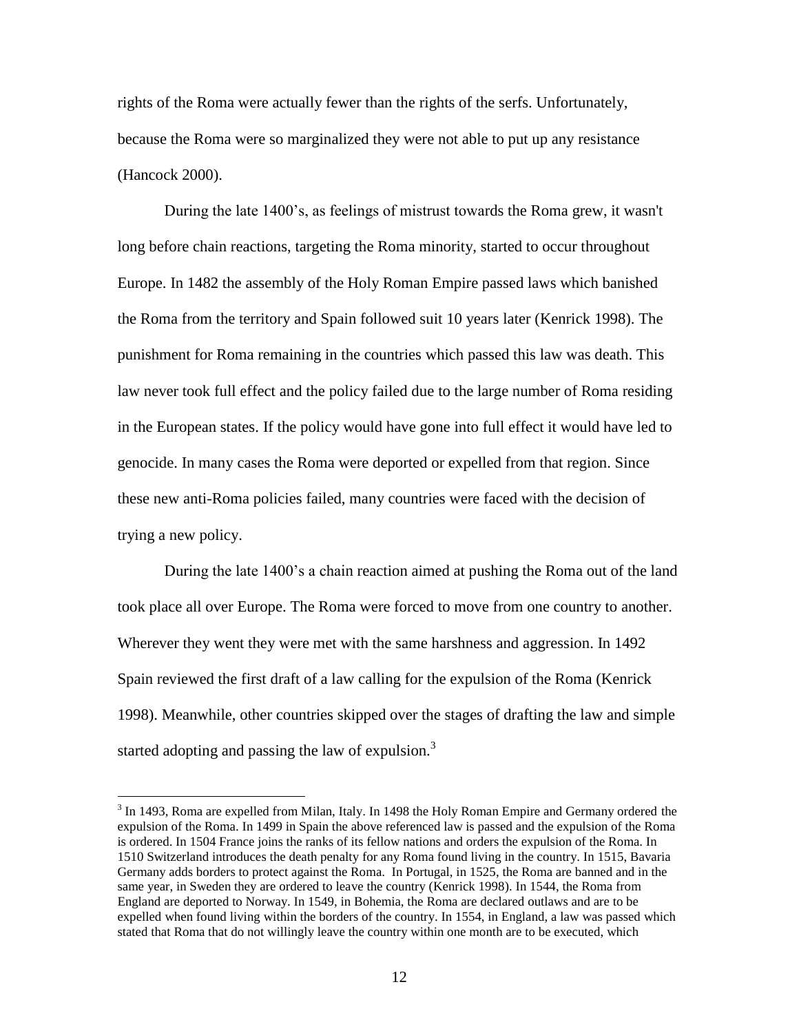rights of the Roma were actually fewer than the rights of the serfs. Unfortunately, because the Roma were so marginalized they were not able to put up any resistance (Hancock 2000).

During the late 1400's, as feelings of mistrust towards the Roma grew, it wasn't long before chain reactions, targeting the Roma minority, started to occur throughout Europe. In 1482 the assembly of the Holy Roman Empire passed laws which banished the Roma from the territory and Spain followed suit 10 years later (Kenrick 1998). The punishment for Roma remaining in the countries which passed this law was death. This law never took full effect and the policy failed due to the large number of Roma residing in the European states. If the policy would have gone into full effect it would have led to genocide. In many cases the Roma were deported or expelled from that region. Since these new anti-Roma policies failed, many countries were faced with the decision of trying a new policy.

During the late 1400's a chain reaction aimed at pushing the Roma out of the land took place all over Europe. The Roma were forced to move from one country to another. Wherever they went they were met with the same harshness and aggression. In 1492 Spain reviewed the first draft of a law calling for the expulsion of the Roma (Kenrick 1998). Meanwhile, other countries skipped over the stages of drafting the law and simple started adopting and passing the law of expulsion.[3]

---

[3] In 1493, Roma are expelled from Milan, Italy. In 1498 the Holy Roman Empire and Germany ordered the expulsion of the Roma. In 1499 in Spain the above referenced law is passed and the expulsion of the Roma is ordered. In 1504 France joins the ranks of its fellow nations and orders the expulsion of the Roma. In 1510 Switzerland introduces the death penalty for any Roma found living in the country. In 1515, Bavaria Germany adds borders to protect against the Roma. In Portugal, in 1525, the Roma are banned and in the same year, in Sweden they are ordered to leave the country (Kenrick 1998). In 1544, the Roma from England are deported to Norway. In 1549, in Bohemia, the Roma are declared outlaws and are to be expelled when found living within the borders of the country. In 1554, in England, a law was passed which stated that Roma that do not willingly leave the country within one month are to be executed, which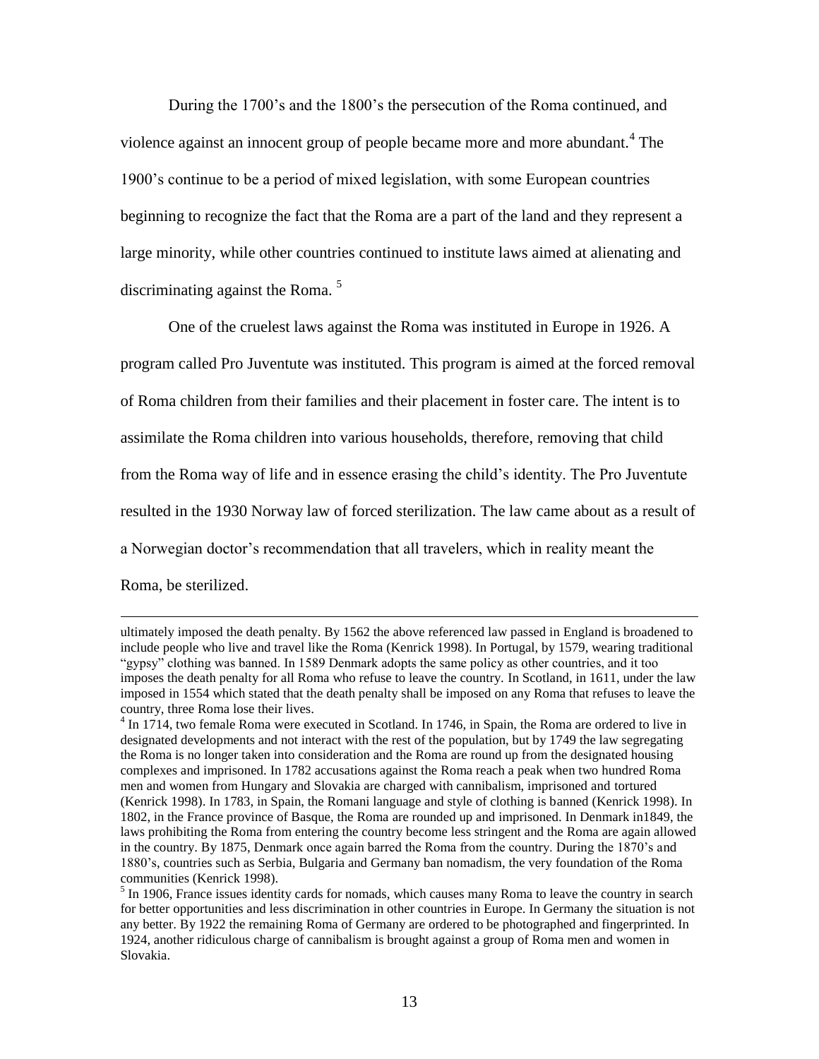During the 1700's and the 1800's the persecution of the Roma continued, and violence against an innocent group of people became more and more abundant.[4] The 1900's continue to be a period of mixed legislation, with some European countries beginning to recognize the fact that the Roma are a part of the land and they represent a large minority, while other countries continued to institute laws aimed at alienating and discriminating against the Roma. [5]

One of the cruelest laws against the Roma was instituted in Europe in 1926. A program called Pro Juventute was instituted. This program is aimed at the forced removal of Roma children from their families and their placement in foster care. The intent is to assimilate the Roma children into various households, therefore, removing that child from the Roma way of life and in essence erasing the child's identity. The Pro Juventute resulted in the 1930 Norway law of forced sterilization. The law came about as a result of a Norwegian doctor's recommendation that all travelers, which in reality meant the Roma, be sterilized.

---

ultimately imposed the death penalty. By 1562 the above referenced law passed in England is broadened to include people who live and travel like the Roma (Kenrick 1998). In Portugal, by 1579, wearing traditional "gypsy" clothing was banned. In 1589 Denmark adopts the same policy as other countries, and it too imposes the death penalty for all Roma who refuse to leave the country. In Scotland, in 1611, under the law imposed in 1554 which stated that the death penalty shall be imposed on any Roma that refuses to leave the country, three Roma lose their lives.

[4] In 1714, two female Roma were executed in Scotland. In 1746, in Spain, the Roma are ordered to live in designated developments and not interact with the rest of the population, but by 1749 the law segregating the Roma is no longer taken into consideration and the Roma are round up from the designated housing complexes and imprisoned. In 1782 accusations against the Roma reach a peak when two hundred Roma men and women from Hungary and Slovakia are charged with cannibalism, imprisoned and tortured (Kenrick 1998). In 1783, in Spain, the Romani language and style of clothing is banned (Kenrick 1998). In 1802, in the France province of Basque, the Roma are rounded up and imprisoned. In Denmark in1849, the laws prohibiting the Roma from entering the country become less stringent and the Roma are again allowed in the country. By 1875, Denmark once again barred the Roma from the country. During the 1870's and 1880's, countries such as Serbia, Bulgaria and Germany ban nomadism, the very foundation of the Roma communities (Kenrick 1998).

[5] In 1906, France issues identity cards for nomads, which causes many Roma to leave the country in search for better opportunities and less discrimination in other countries in Europe. In Germany the situation is not any better. By 1922 the remaining Roma of Germany are ordered to be photographed and fingerprinted. In 1924, another ridiculous charge of cannibalism is brought against a group of Roma men and women in Slovakia.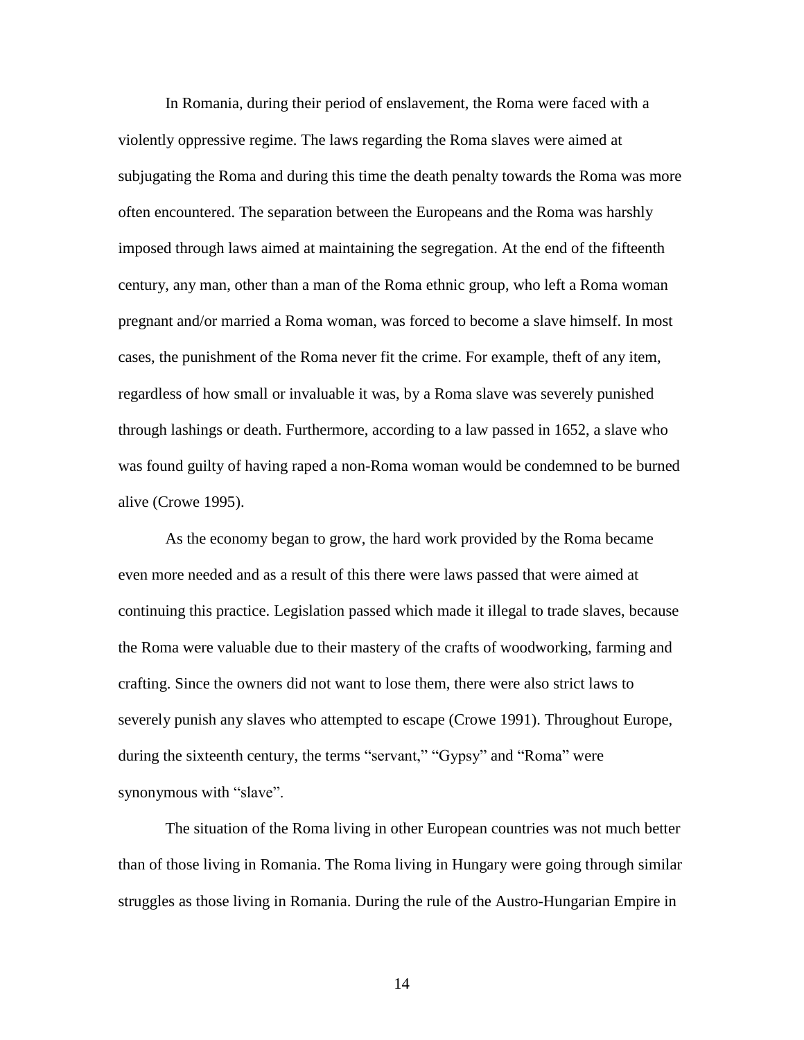In Romania, during their period of enslavement, the Roma were faced with a violently oppressive regime. The laws regarding the Roma slaves were aimed at subjugating the Roma and during this time the death penalty towards the Roma was more often encountered. The separation between the Europeans and the Roma was harshly imposed through laws aimed at maintaining the segregation. At the end of the fifteenth century, any man, other than a man of the Roma ethnic group, who left a Roma woman pregnant and/or married a Roma woman, was forced to become a slave himself. In most cases, the punishment of the Roma never fit the crime. For example, theft of any item, regardless of how small or invaluable it was, by a Roma slave was severely punished through lashings or death. Furthermore, according to a law passed in 1652, a slave who was found guilty of having raped a non-Roma woman would be condemned to be burned alive (Crowe 1995).

As the economy began to grow, the hard work provided by the Roma became even more needed and as a result of this there were laws passed that were aimed at continuing this practice. Legislation passed which made it illegal to trade slaves, because the Roma were valuable due to their mastery of the crafts of woodworking, farming and crafting. Since the owners did not want to lose them, there were also strict laws to severely punish any slaves who attempted to escape (Crowe 1991). Throughout Europe, during the sixteenth century, the terms "servant," "Gypsy" and "Roma" were synonymous with "slave".

The situation of the Roma living in other European countries was not much better than of those living in Romania. The Roma living in Hungary were going through similar struggles as those living in Romania. During the rule of the Austro-Hungarian Empire in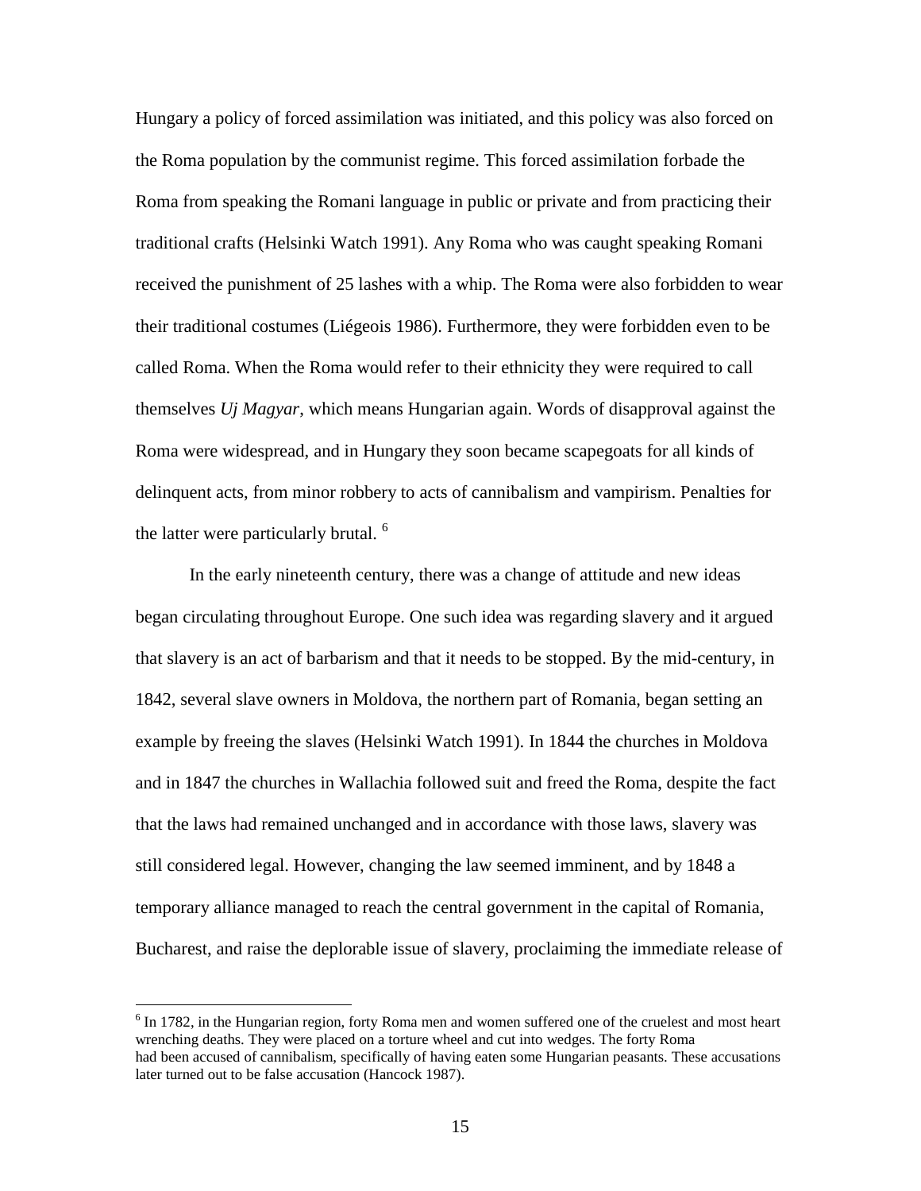Hungary a policy of forced assimilation was initiated, and this policy was also forced on the Roma population by the communist regime. This forced assimilation forbade the Roma from speaking the Romani language in public or private and from practicing their traditional crafts (Helsinki Watch 1991). Any Roma who was caught speaking Romani received the punishment of 25 lashes with a whip. The Roma were also forbidden to wear their traditional costumes (Liégeois 1986). Furthermore, they were forbidden even to be called Roma. When the Roma would refer to their ethnicity they were required to call themselves *Uj Magyar*, which means Hungarian again. Words of disapproval against the Roma were widespread, and in Hungary they soon became scapegoats for all kinds of delinquent acts, from minor robbery to acts of cannibalism and vampirism. Penalties for the latter were particularly brutal. [6]

In the early nineteenth century, there was a change of attitude and new ideas began circulating throughout Europe. One such idea was regarding slavery and it argued that slavery is an act of barbarism and that it needs to be stopped. By the mid-century, in 1842, several slave owners in Moldova, the northern part of Romania, began setting an example by freeing the slaves (Helsinki Watch 1991). In 1844 the churches in Moldova and in 1847 the churches in Wallachia followed suit and freed the Roma, despite the fact that the laws had remained unchanged and in accordance with those laws, slavery was still considered legal. However, changing the law seemed imminent, and by 1848 a temporary alliance managed to reach the central government in the capital of Romania, Bucharest, and raise the deplorable issue of slavery, proclaiming the immediate release of

[6] In 1782, in the Hungarian region, forty Roma men and women suffered one of the cruelest and most heart wrenching deaths. They were placed on a torture wheel and cut into wedges. The forty Roma had been accused of cannibalism, specifically of having eaten some Hungarian peasants. These accusations later turned out to be false accusation (Hancock 1987).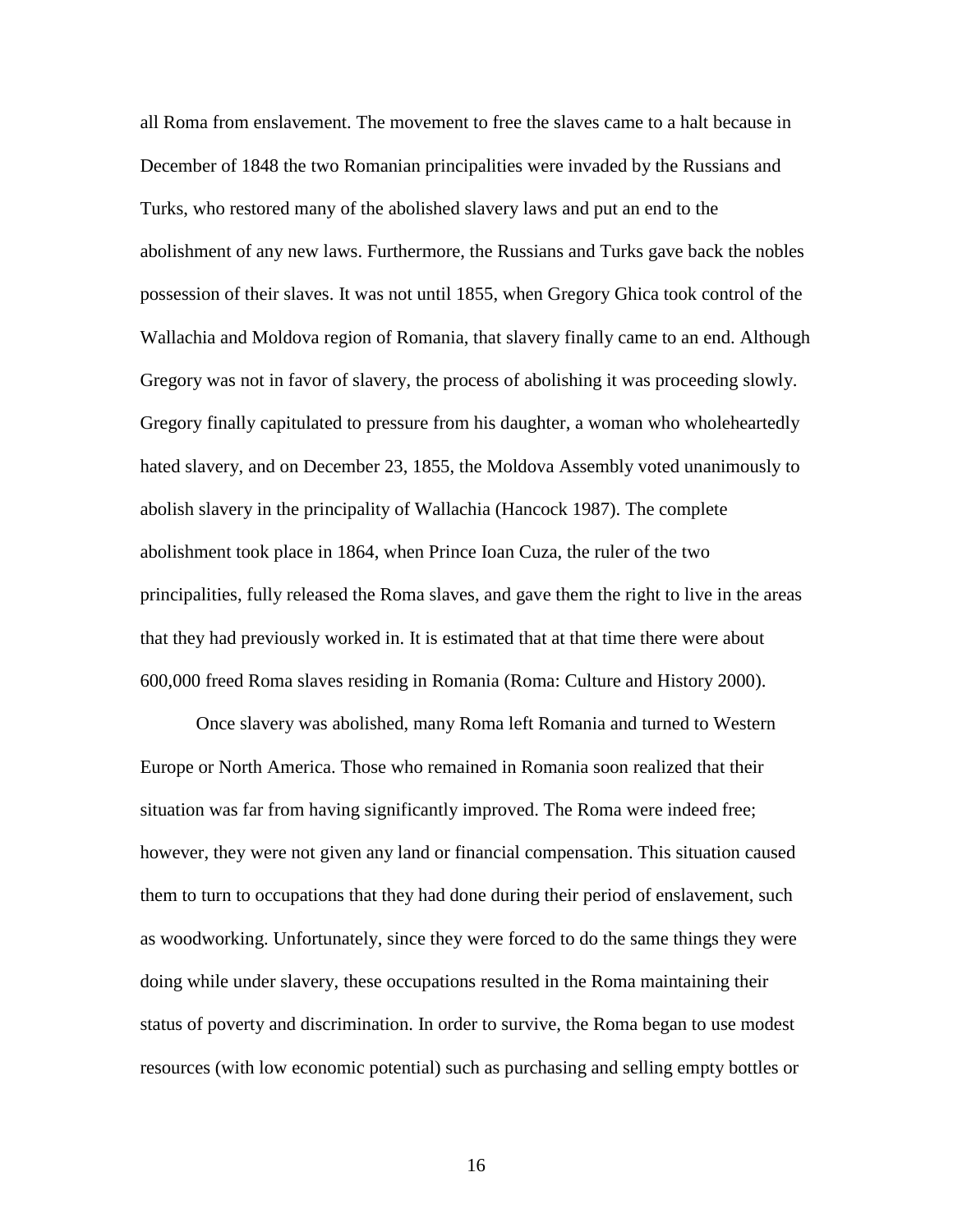all Roma from enslavement. The movement to free the slaves came to a halt because in December of 1848 the two Romanian principalities were invaded by the Russians and Turks, who restored many of the abolished slavery laws and put an end to the abolishment of any new laws. Furthermore, the Russians and Turks gave back the nobles possession of their slaves. It was not until 1855, when Gregory Ghica took control of the Wallachia and Moldova region of Romania, that slavery finally came to an end. Although Gregory was not in favor of slavery, the process of abolishing it was proceeding slowly. Gregory finally capitulated to pressure from his daughter, a woman who wholeheartedly hated slavery, and on December 23, 1855, the Moldova Assembly voted unanimously to abolish slavery in the principality of Wallachia (Hancock 1987). The complete abolishment took place in 1864, when Prince Ioan Cuza, the ruler of the two principalities, fully released the Roma slaves, and gave them the right to live in the areas that they had previously worked in. It is estimated that at that time there were about 600,000 freed Roma slaves residing in Romania (Roma: Culture and History 2000).

Once slavery was abolished, many Roma left Romania and turned to Western Europe or North America. Those who remained in Romania soon realized that their situation was far from having significantly improved. The Roma were indeed free; however, they were not given any land or financial compensation. This situation caused them to turn to occupations that they had done during their period of enslavement, such as woodworking. Unfortunately, since they were forced to do the same things they were doing while under slavery, these occupations resulted in the Roma maintaining their status of poverty and discrimination. In order to survive, the Roma began to use modest resources (with low economic potential) such as purchasing and selling empty bottles or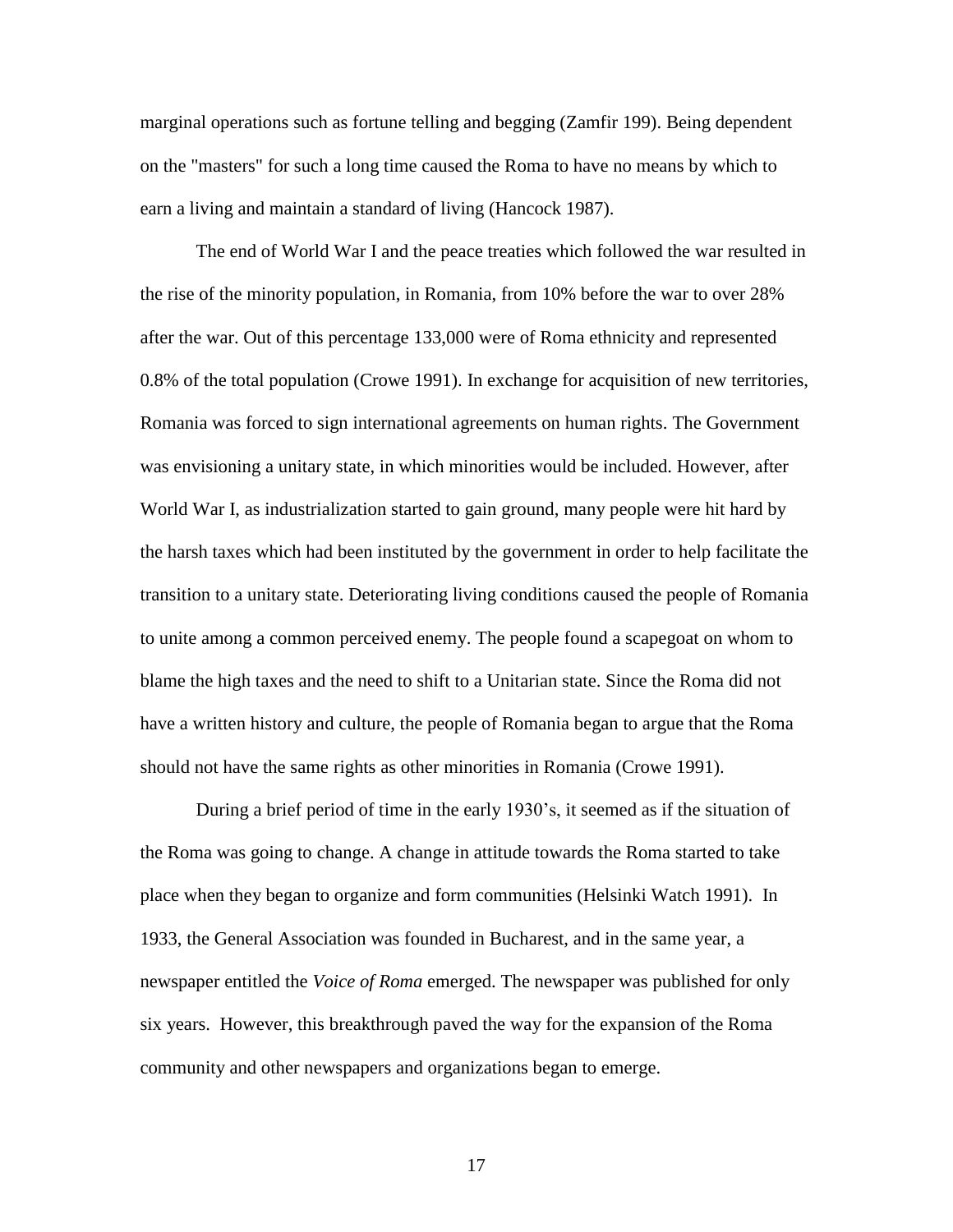marginal operations such as fortune telling and begging (Zamfir 199). Being dependent on the "masters" for such a long time caused the Roma to have no means by which to earn a living and maintain a standard of living (Hancock 1987).

The end of World War I and the peace treaties which followed the war resulted in the rise of the minority population, in Romania, from 10% before the war to over 28% after the war. Out of this percentage 133,000 were of Roma ethnicity and represented 0.8% of the total population (Crowe 1991). In exchange for acquisition of new territories, Romania was forced to sign international agreements on human rights. The Government was envisioning a unitary state, in which minorities would be included. However, after World War I, as industrialization started to gain ground, many people were hit hard by the harsh taxes which had been instituted by the government in order to help facilitate the transition to a unitary state. Deteriorating living conditions caused the people of Romania to unite among a common perceived enemy. The people found a scapegoat on whom to blame the high taxes and the need to shift to a Unitarian state. Since the Roma did not have a written history and culture, the people of Romania began to argue that the Roma should not have the same rights as other minorities in Romania (Crowe 1991).

During a brief period of time in the early 1930's, it seemed as if the situation of the Roma was going to change. A change in attitude towards the Roma started to take place when they began to organize and form communities (Helsinki Watch 1991). In 1933, the General Association was founded in Bucharest, and in the same year, a newspaper entitled the *Voice of Roma* emerged. The newspaper was published for only six years. However, this breakthrough paved the way for the expansion of the Roma community and other newspapers and organizations began to emerge.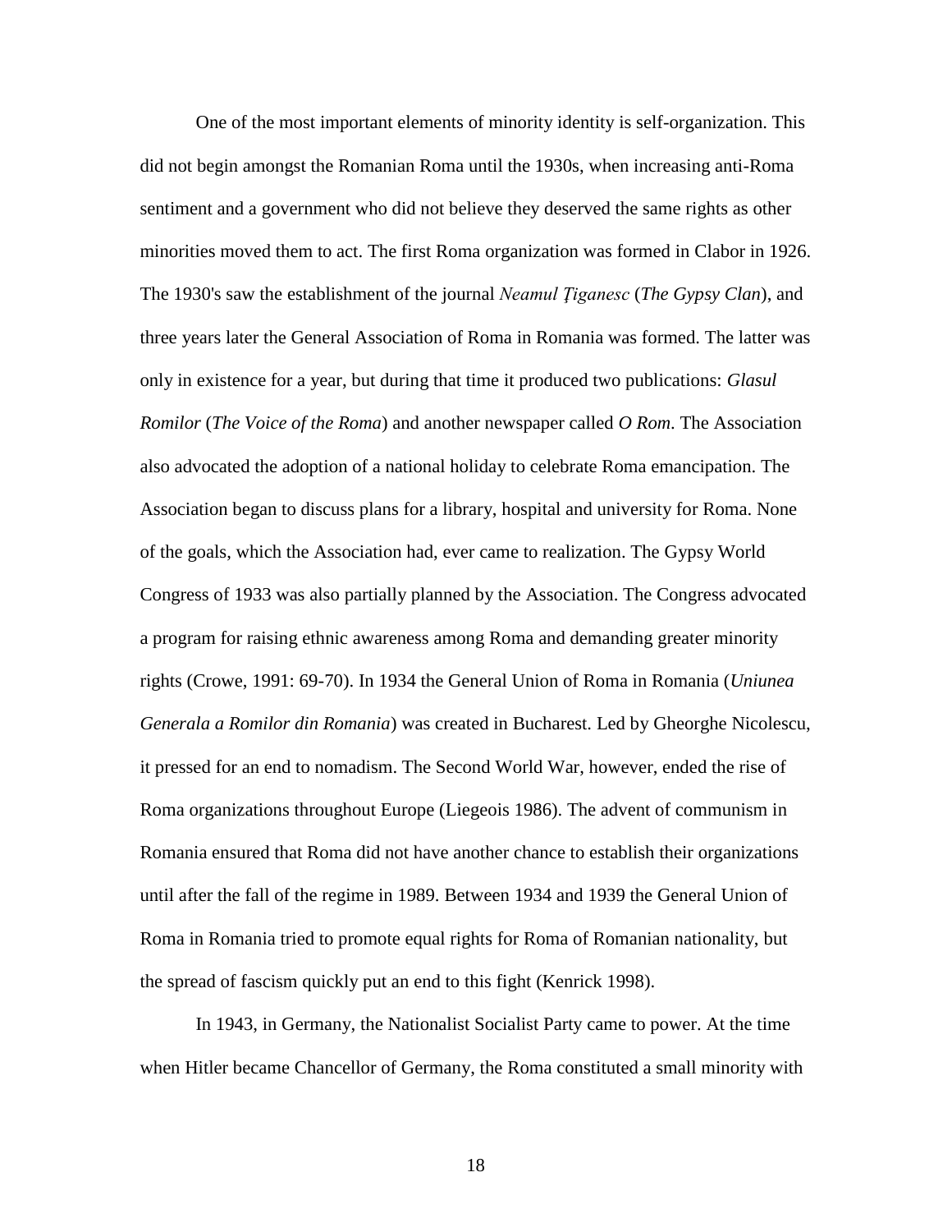One of the most important elements of minority identity is self-organization. This did not begin amongst the Romanian Roma until the 1930s, when increasing anti-Roma sentiment and a government who did not believe they deserved the same rights as other minorities moved them to act. The first Roma organization was formed in Clabor in 1926. The 1930's saw the establishment of the journal *Neamul Ţiganesc* (*The Gypsy Clan*), and three years later the General Association of Roma in Romania was formed. The latter was only in existence for a year, but during that time it produced two publications: *Glasul Romilor* (*The Voice of the Roma*) and another newspaper called *O Rom*. The Association also advocated the adoption of a national holiday to celebrate Roma emancipation. The Association began to discuss plans for a library, hospital and university for Roma. None of the goals, which the Association had, ever came to realization. The Gypsy World Congress of 1933 was also partially planned by the Association. The Congress advocated a program for raising ethnic awareness among Roma and demanding greater minority rights (Crowe, 1991: 69-70). In 1934 the General Union of Roma in Romania (*Uniunea Generala a Romilor din Romania*) was created in Bucharest. Led by Gheorghe Nicolescu, it pressed for an end to nomadism. The Second World War, however, ended the rise of Roma organizations throughout Europe (Liegeois 1986). The advent of communism in Romania ensured that Roma did not have another chance to establish their organizations until after the fall of the regime in 1989. Between 1934 and 1939 the General Union of Roma in Romania tried to promote equal rights for Roma of Romanian nationality, but the spread of fascism quickly put an end to this fight (Kenrick 1998).

In 1943, in Germany, the Nationalist Socialist Party came to power. At the time when Hitler became Chancellor of Germany, the Roma constituted a small minority with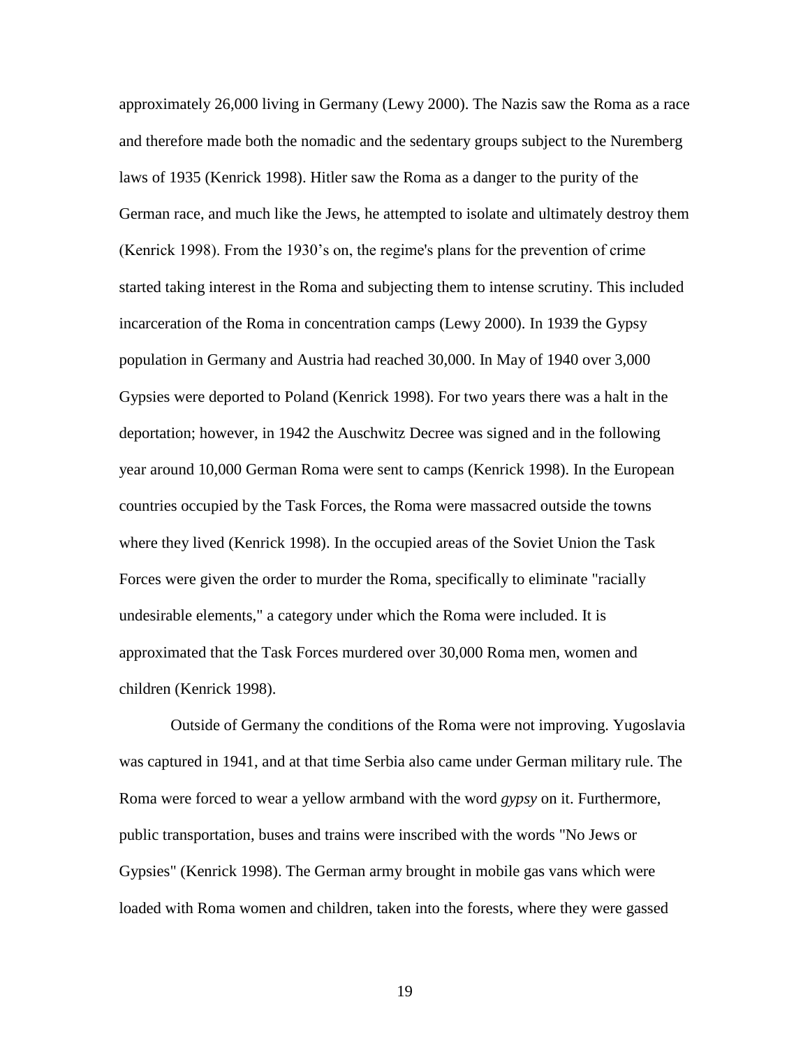approximately 26,000 living in Germany (Lewy 2000). The Nazis saw the Roma as a race and therefore made both the nomadic and the sedentary groups subject to the Nuremberg laws of 1935 (Kenrick 1998). Hitler saw the Roma as a danger to the purity of the German race, and much like the Jews, he attempted to isolate and ultimately destroy them (Kenrick 1998). From the 1930's on, the regime's plans for the prevention of crime started taking interest in the Roma and subjecting them to intense scrutiny. This included incarceration of the Roma in concentration camps (Lewy 2000). In 1939 the Gypsy population in Germany and Austria had reached 30,000. In May of 1940 over 3,000 Gypsies were deported to Poland (Kenrick 1998). For two years there was a halt in the deportation; however, in 1942 the Auschwitz Decree was signed and in the following year around 10,000 German Roma were sent to camps (Kenrick 1998). In the European countries occupied by the Task Forces, the Roma were massacred outside the towns where they lived (Kenrick 1998). In the occupied areas of the Soviet Union the Task Forces were given the order to murder the Roma, specifically to eliminate "racially undesirable elements," a category under which the Roma were included. It is approximated that the Task Forces murdered over 30,000 Roma men, women and children (Kenrick 1998).

Outside of Germany the conditions of the Roma were not improving. Yugoslavia was captured in 1941, and at that time Serbia also came under German military rule. The Roma were forced to wear a yellow armband with the word *gypsy* on it. Furthermore, public transportation, buses and trains were inscribed with the words "No Jews or Gypsies" (Kenrick 1998). The German army brought in mobile gas vans which were loaded with Roma women and children, taken into the forests, where they were gassed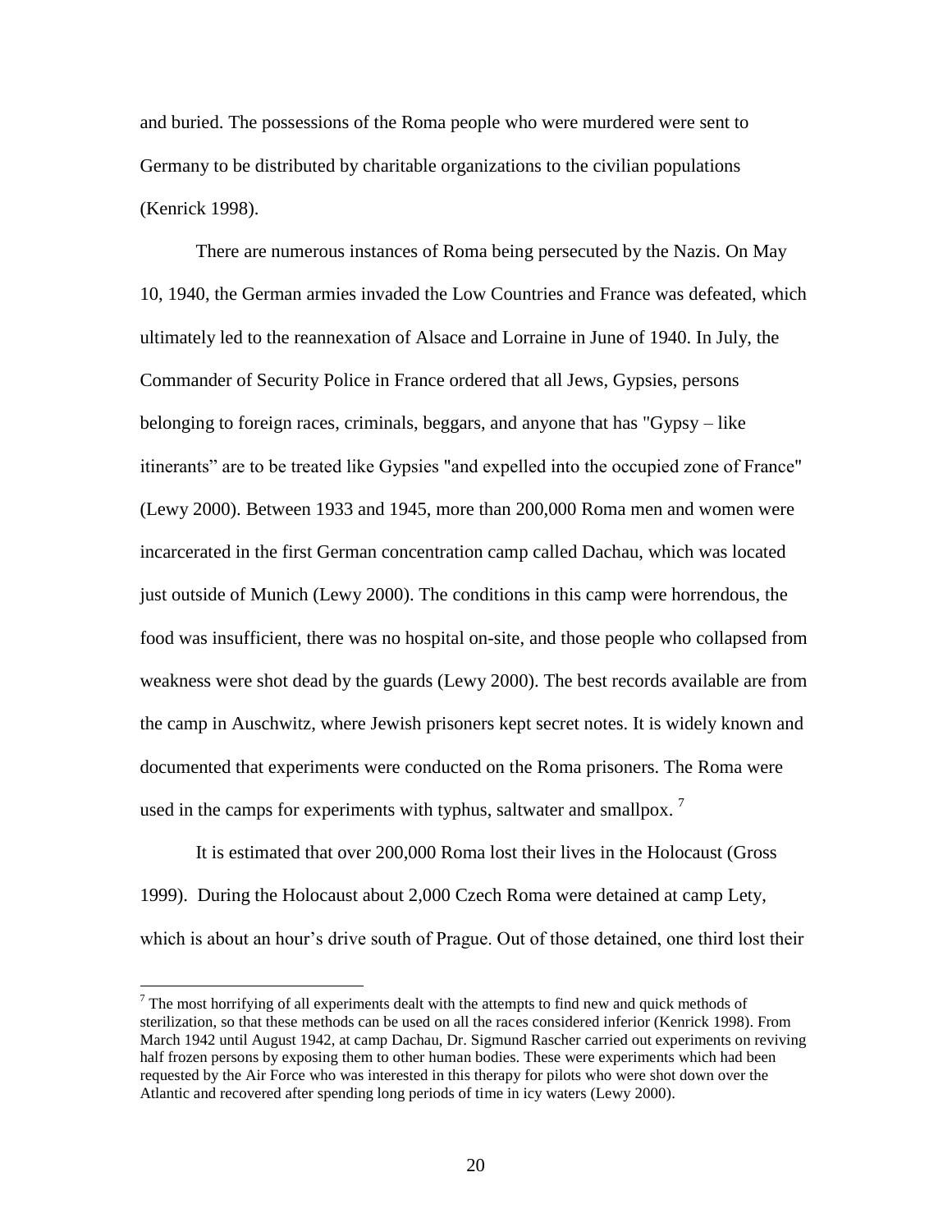and buried. The possessions of the Roma people who were murdered were sent to Germany to be distributed by charitable organizations to the civilian populations (Kenrick 1998).

There are numerous instances of Roma being persecuted by the Nazis. On May 10, 1940, the German armies invaded the Low Countries and France was defeated, which ultimately led to the reannexation of Alsace and Lorraine in June of 1940. In July, the Commander of Security Police in France ordered that all Jews, Gypsies, persons belonging to foreign races, criminals, beggars, and anyone that has "Gypsy – like itinerants" are to be treated like Gypsies "and expelled into the occupied zone of France" (Lewy 2000). Between 1933 and 1945, more than 200,000 Roma men and women were incarcerated in the first German concentration camp called Dachau, which was located just outside of Munich (Lewy 2000). The conditions in this camp were horrendous, the food was insufficient, there was no hospital on-site, and those people who collapsed from weakness were shot dead by the guards (Lewy 2000). The best records available are from the camp in Auschwitz, where Jewish prisoners kept secret notes. It is widely known and documented that experiments were conducted on the Roma prisoners. The Roma were used in the camps for experiments with typhus, saltwater and smallpox. [7]

It is estimated that over 200,000 Roma lost their lives in the Holocaust (Gross 1999). During the Holocaust about 2,000 Czech Roma were detained at camp Lety, which is about an hour's drive south of Prague. Out of those detained, one third lost their

---

[7] The most horrifying of all experiments dealt with the attempts to find new and quick methods of sterilization, so that these methods can be used on all the races considered inferior (Kenrick 1998). From March 1942 until August 1942, at camp Dachau, Dr. Sigmund Rascher carried out experiments on reviving half frozen persons by exposing them to other human bodies. These were experiments which had been requested by the Air Force who was interested in this therapy for pilots who were shot down over the Atlantic and recovered after spending long periods of time in icy waters (Lewy 2000).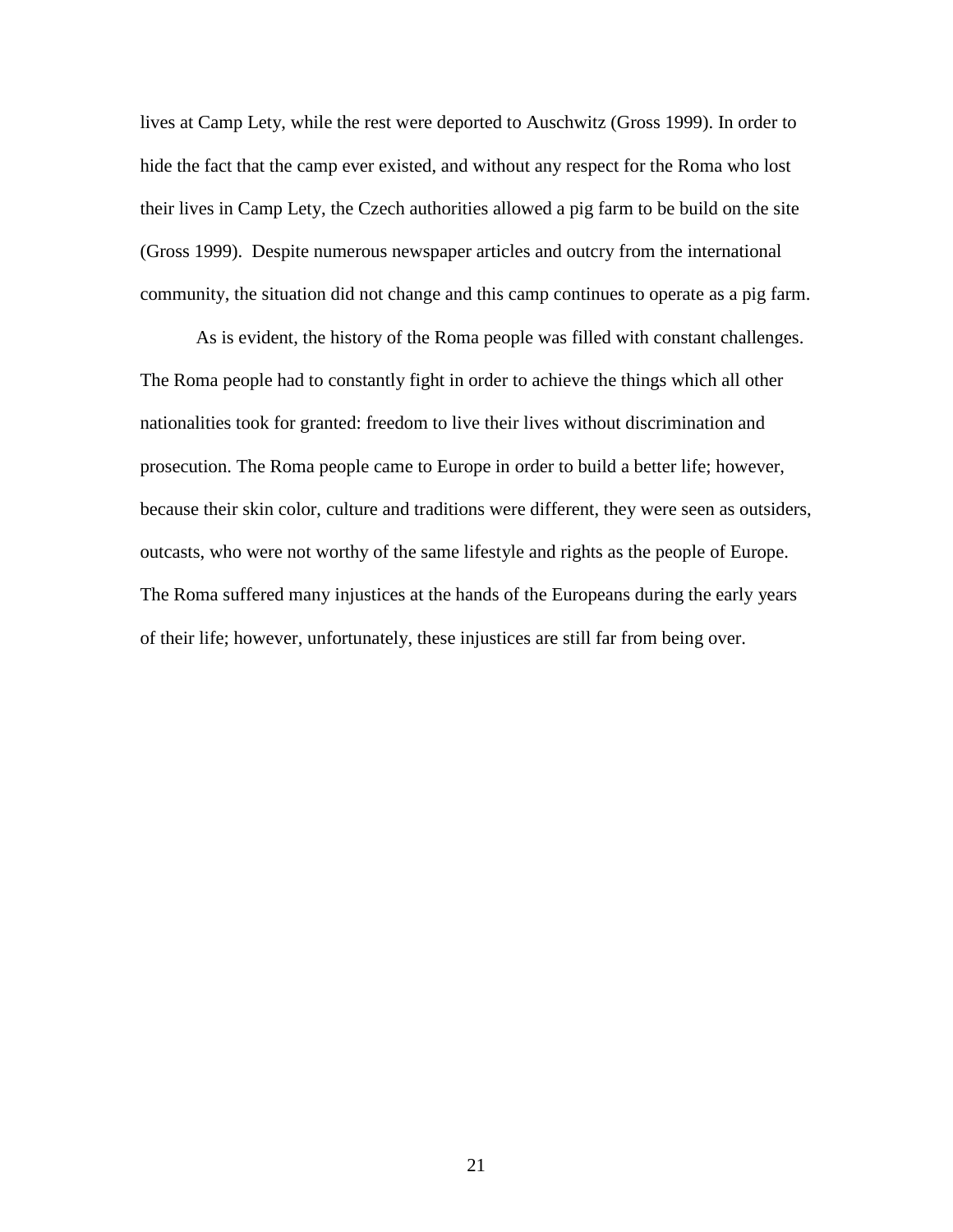lives at Camp Lety, while the rest were deported to Auschwitz (Gross 1999). In order to hide the fact that the camp ever existed, and without any respect for the Roma who lost their lives in Camp Lety, the Czech authorities allowed a pig farm to be build on the site (Gross 1999). Despite numerous newspaper articles and outcry from the international community, the situation did not change and this camp continues to operate as a pig farm.

As is evident, the history of the Roma people was filled with constant challenges. The Roma people had to constantly fight in order to achieve the things which all other nationalities took for granted: freedom to live their lives without discrimination and prosecution. The Roma people came to Europe in order to build a better life; however, because their skin color, culture and traditions were different, they were seen as outsiders, outcasts, who were not worthy of the same lifestyle and rights as the people of Europe. The Roma suffered many injustices at the hands of the Europeans during the early years of their life; however, unfortunately, these injustices are still far from being over.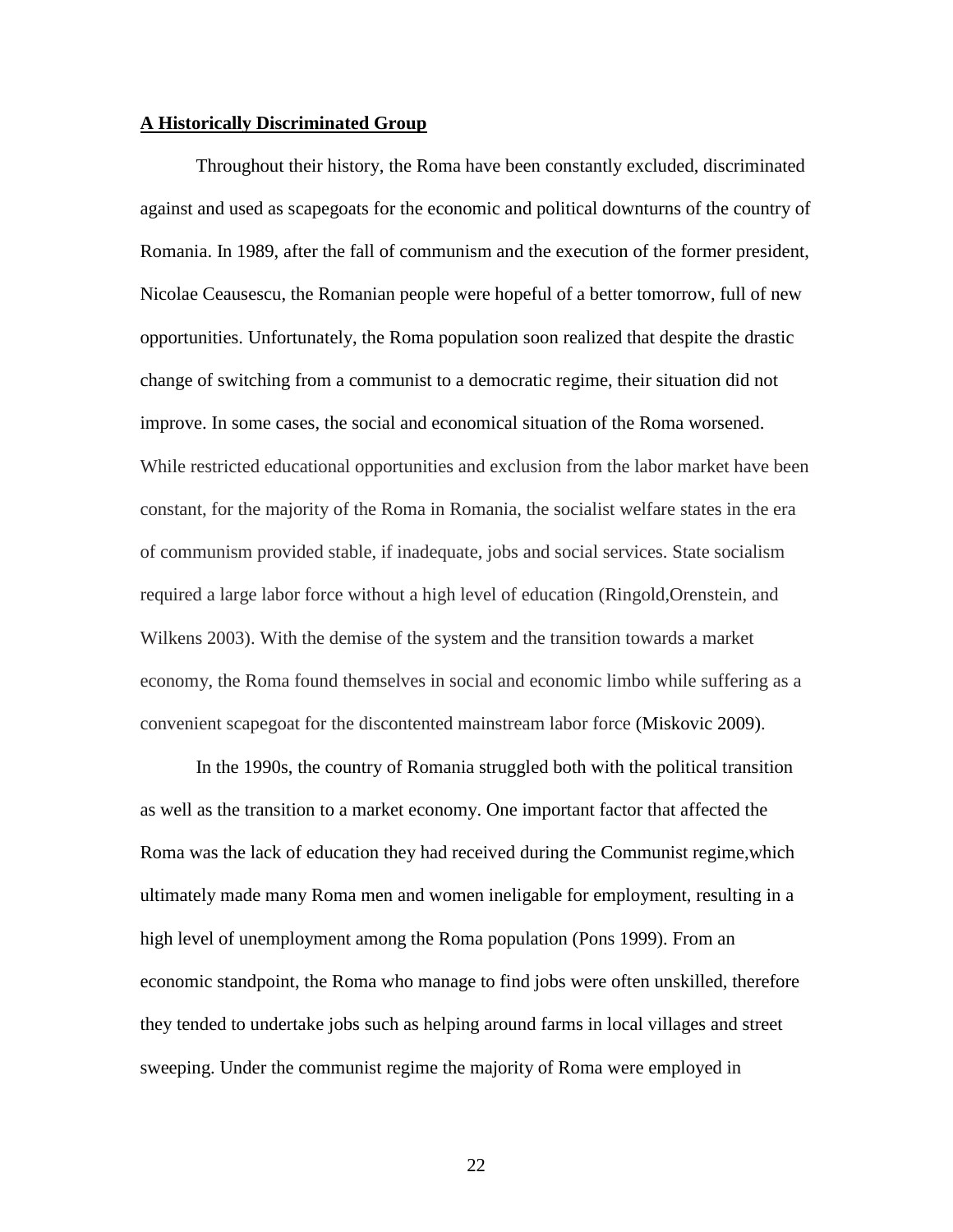## A Historically Discriminated Group

Throughout their history, the Roma have been constantly excluded, discriminated against and used as scapegoats for the economic and political downturns of the country of Romania. In 1989, after the fall of communism and the execution of the former president, Nicolae Ceausescu, the Romanian people were hopeful of a better tomorrow, full of new opportunities. Unfortunately, the Roma population soon realized that despite the drastic change of switching from a communist to a democratic regime, their situation did not improve. In some cases, the social and economical situation of the Roma worsened. While restricted educational opportunities and exclusion from the labor market have been constant, for the majority of the Roma in Romania, the socialist welfare states in the era of communism provided stable, if inadequate, jobs and social services. State socialism required a large labor force without a high level of education (Ringold,Orenstein, and Wilkens 2003). With the demise of the system and the transition towards a market economy, the Roma found themselves in social and economic limbo while suffering as a convenient scapegoat for the discontented mainstream labor force (Miskovic 2009).

In the 1990s, the country of Romania struggled both with the political transition as well as the transition to a market economy. One important factor that affected the Roma was the lack of education they had received during the Communist regime,which ultimately made many Roma men and women ineligable for employment, resulting in a high level of unemployment among the Roma population (Pons 1999). From an economic standpoint, the Roma who manage to find jobs were often unskilled, therefore they tended to undertake jobs such as helping around farms in local villages and street sweeping. Under the communist regime the majority of Roma were employed in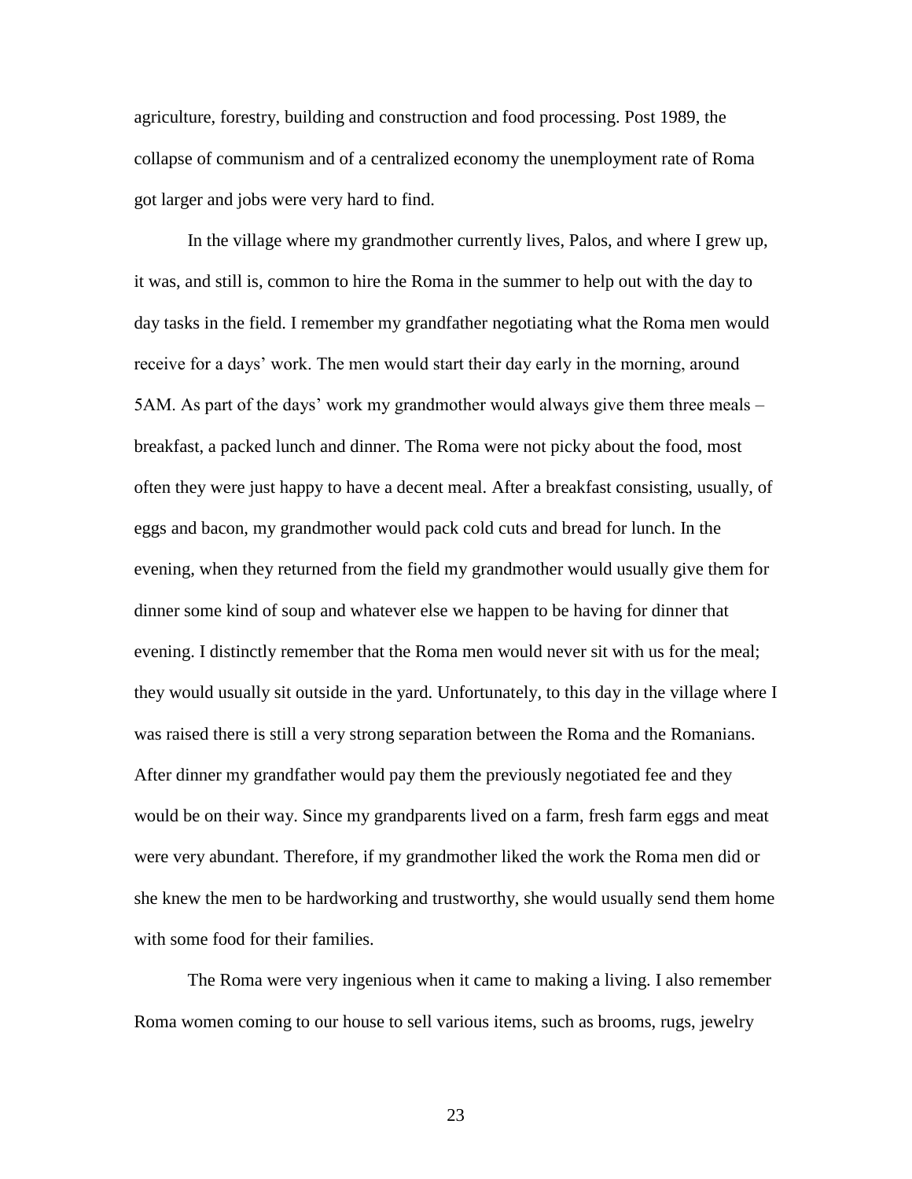agriculture, forestry, building and construction and food processing. Post 1989, the collapse of communism and of a centralized economy the unemployment rate of Roma got larger and jobs were very hard to find.

In the village where my grandmother currently lives, Palos, and where I grew up, it was, and still is, common to hire the Roma in the summer to help out with the day to day tasks in the field. I remember my grandfather negotiating what the Roma men would receive for a days' work. The men would start their day early in the morning, around 5AM. As part of the days' work my grandmother would always give them three meals – breakfast, a packed lunch and dinner. The Roma were not picky about the food, most often they were just happy to have a decent meal. After a breakfast consisting, usually, of eggs and bacon, my grandmother would pack cold cuts and bread for lunch. In the evening, when they returned from the field my grandmother would usually give them for dinner some kind of soup and whatever else we happen to be having for dinner that evening. I distinctly remember that the Roma men would never sit with us for the meal; they would usually sit outside in the yard. Unfortunately, to this day in the village where I was raised there is still a very strong separation between the Roma and the Romanians. After dinner my grandfather would pay them the previously negotiated fee and they would be on their way. Since my grandparents lived on a farm, fresh farm eggs and meat were very abundant. Therefore, if my grandmother liked the work the Roma men did or she knew the men to be hardworking and trustworthy, she would usually send them home with some food for their families.

The Roma were very ingenious when it came to making a living. I also remember Roma women coming to our house to sell various items, such as brooms, rugs, jewelry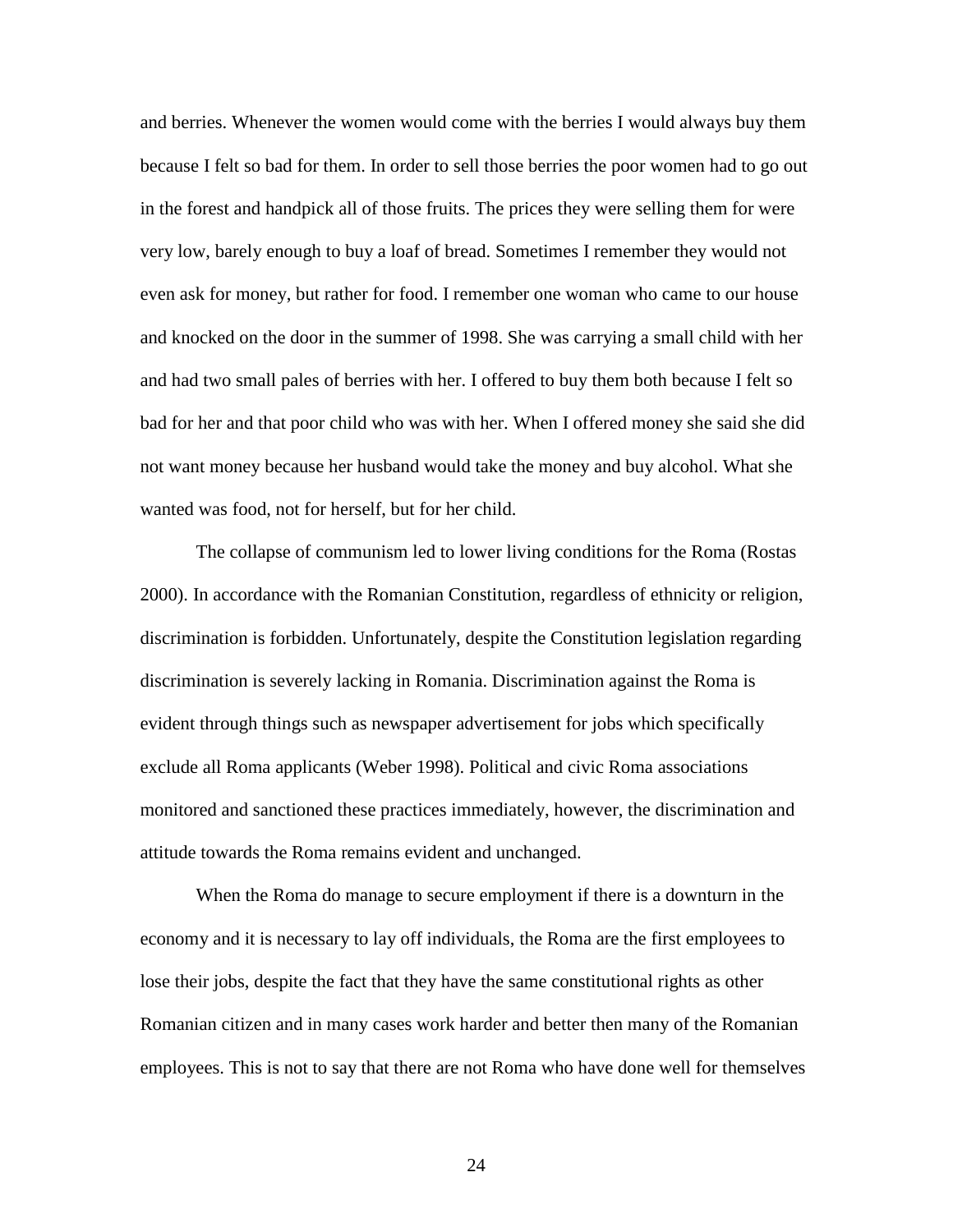and berries. Whenever the women would come with the berries I would always buy them because I felt so bad for them. In order to sell those berries the poor women had to go out in the forest and handpick all of those fruits. The prices they were selling them for were very low, barely enough to buy a loaf of bread. Sometimes I remember they would not even ask for money, but rather for food. I remember one woman who came to our house and knocked on the door in the summer of 1998. She was carrying a small child with her and had two small pales of berries with her. I offered to buy them both because I felt so bad for her and that poor child who was with her. When I offered money she said she did not want money because her husband would take the money and buy alcohol. What she wanted was food, not for herself, but for her child.

The collapse of communism led to lower living conditions for the Roma (Rostas 2000). In accordance with the Romanian Constitution, regardless of ethnicity or religion, discrimination is forbidden. Unfortunately, despite the Constitution legislation regarding discrimination is severely lacking in Romania. Discrimination against the Roma is evident through things such as newspaper advertisement for jobs which specifically exclude all Roma applicants (Weber 1998). Political and civic Roma associations monitored and sanctioned these practices immediately, however, the discrimination and attitude towards the Roma remains evident and unchanged.

When the Roma do manage to secure employment if there is a downturn in the economy and it is necessary to lay off individuals, the Roma are the first employees to lose their jobs, despite the fact that they have the same constitutional rights as other Romanian citizen and in many cases work harder and better then many of the Romanian employees. This is not to say that there are not Roma who have done well for themselves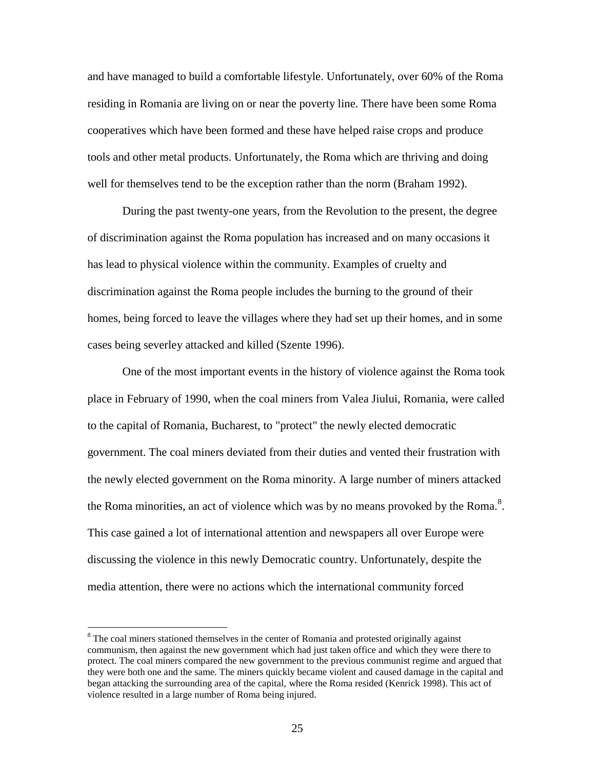and have managed to build a comfortable lifestyle. Unfortunately, over 60% of the Roma residing in Romania are living on or near the poverty line. There have been some Roma cooperatives which have been formed and these have helped raise crops and produce tools and other metal products. Unfortunately, the Roma which are thriving and doing well for themselves tend to be the exception rather than the norm (Braham 1992).

During the past twenty-one years, from the Revolution to the present, the degree of discrimination against the Roma population has increased and on many occasions it has lead to physical violence within the community. Examples of cruelty and discrimination against the Roma people includes the burning to the ground of their homes, being forced to leave the villages where they had set up their homes, and in some cases being severley attacked and killed (Szente 1996).

One of the most important events in the history of violence against the Roma took place in February of 1990, when the coal miners from Valea Jiului, Romania, were called to the capital of Romania, Bucharest, to "protect" the newly elected democratic government. The coal miners deviated from their duties and vented their frustration with the newly elected government on the Roma minority. A large number of miners attacked the Roma minorities, an act of violence which was by no means provoked by the Roma.[8]. This case gained a lot of international attention and newspapers all over Europe were discussing the violence in this newly Democratic country. Unfortunately, despite the media attention, there were no actions which the international community forced

[8] The coal miners stationed themselves in the center of Romania and protested originally against communism, then against the new government which had just taken office and which they were there to protect. The coal miners compared the new government to the previous communist regime and argued that they were both one and the same. The miners quickly became violent and caused damage in the capital and began attacking the surrounding area of the capital, where the Roma resided (Kenrick 1998). This act of violence resulted in a large number of Roma being injured.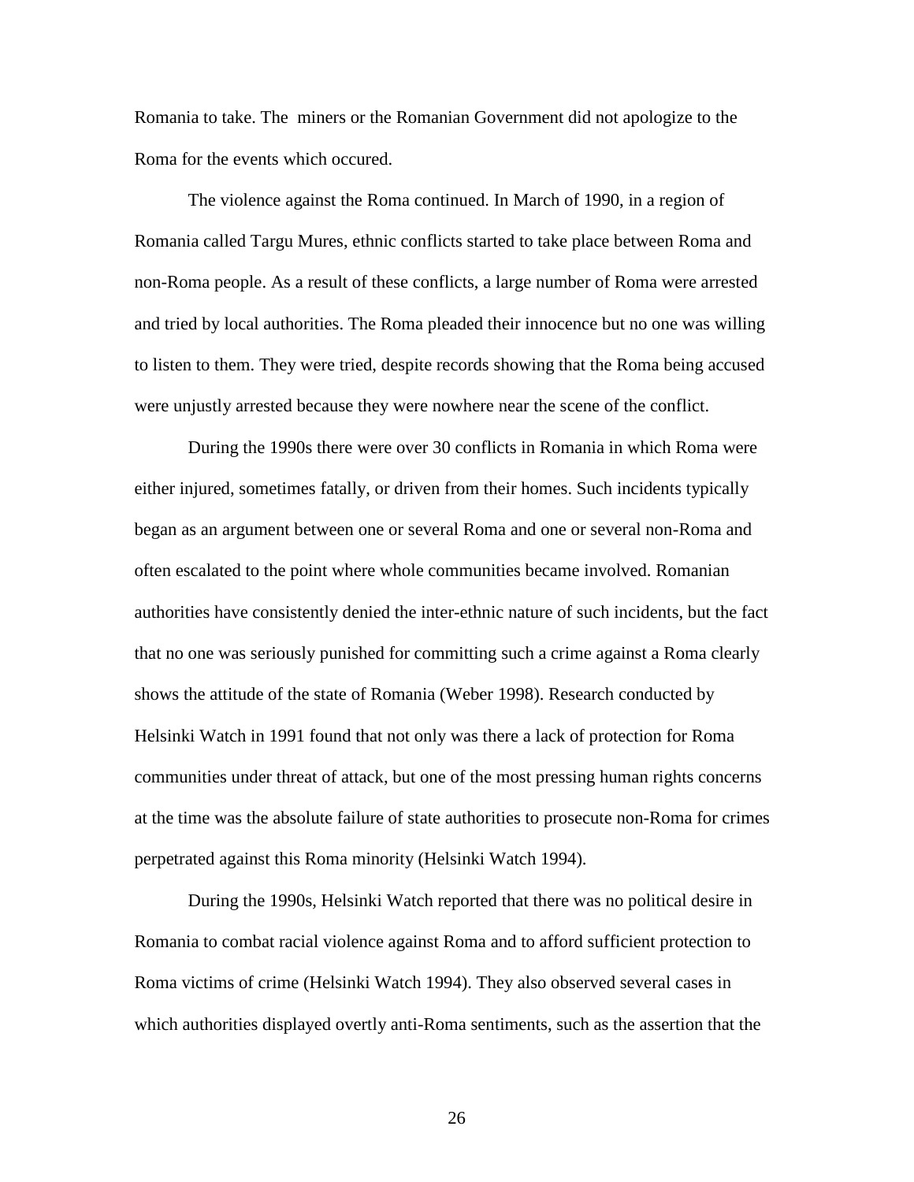Romania to take. The  miners or the Romanian Government did not apologize to the Roma for the events which occured.

The violence against the Roma continued. In March of 1990, in a region of Romania called Targu Mures, ethnic conflicts started to take place between Roma and non-Roma people. As a result of these conflicts, a large number of Roma were arrested and tried by local authorities. The Roma pleaded their innocence but no one was willing to listen to them. They were tried, despite records showing that the Roma being accused were unjustly arrested because they were nowhere near the scene of the conflict.

During the 1990s there were over 30 conflicts in Romania in which Roma were either injured, sometimes fatally, or driven from their homes. Such incidents typically began as an argument between one or several Roma and one or several non-Roma and often escalated to the point where whole communities became involved. Romanian authorities have consistently denied the inter-ethnic nature of such incidents, but the fact that no one was seriously punished for committing such a crime against a Roma clearly shows the attitude of the state of Romania (Weber 1998). Research conducted by Helsinki Watch in 1991 found that not only was there a lack of protection for Roma communities under threat of attack, but one of the most pressing human rights concerns at the time was the absolute failure of state authorities to prosecute non-Roma for crimes perpetrated against this Roma minority (Helsinki Watch 1994).

During the 1990s, Helsinki Watch reported that there was no political desire in Romania to combat racial violence against Roma and to afford sufficient protection to Roma victims of crime (Helsinki Watch 1994). They also observed several cases in which authorities displayed overtly anti-Roma sentiments, such as the assertion that the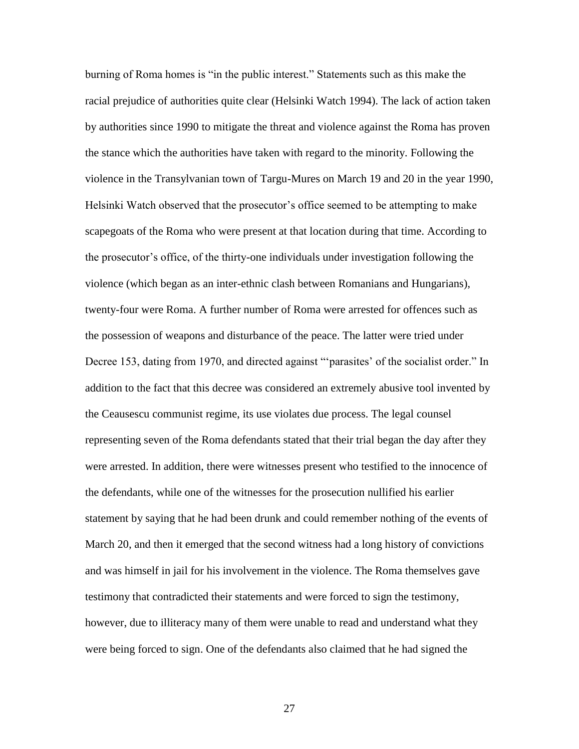burning of Roma homes is "in the public interest." Statements such as this make the racial prejudice of authorities quite clear (Helsinki Watch 1994). The lack of action taken by authorities since 1990 to mitigate the threat and violence against the Roma has proven the stance which the authorities have taken with regard to the minority. Following the violence in the Transylvanian town of Targu-Mures on March 19 and 20 in the year 1990, Helsinki Watch observed that the prosecutor's office seemed to be attempting to make scapegoats of the Roma who were present at that location during that time. According to the prosecutor's office, of the thirty-one individuals under investigation following the violence (which began as an inter-ethnic clash between Romanians and Hungarians), twenty-four were Roma. A further number of Roma were arrested for offences such as the possession of weapons and disturbance of the peace. The latter were tried under Decree 153, dating from 1970, and directed against "'parasites' of the socialist order." In addition to the fact that this decree was considered an extremely abusive tool invented by the Ceausescu communist regime, its use violates due process. The legal counsel representing seven of the Roma defendants stated that their trial began the day after they were arrested. In addition, there were witnesses present who testified to the innocence of the defendants, while one of the witnesses for the prosecution nullified his earlier statement by saying that he had been drunk and could remember nothing of the events of March 20, and then it emerged that the second witness had a long history of convictions and was himself in jail for his involvement in the violence. The Roma themselves gave testimony that contradicted their statements and were forced to sign the testimony, however, due to illiteracy many of them were unable to read and understand what they were being forced to sign. One of the defendants also claimed that he had signed the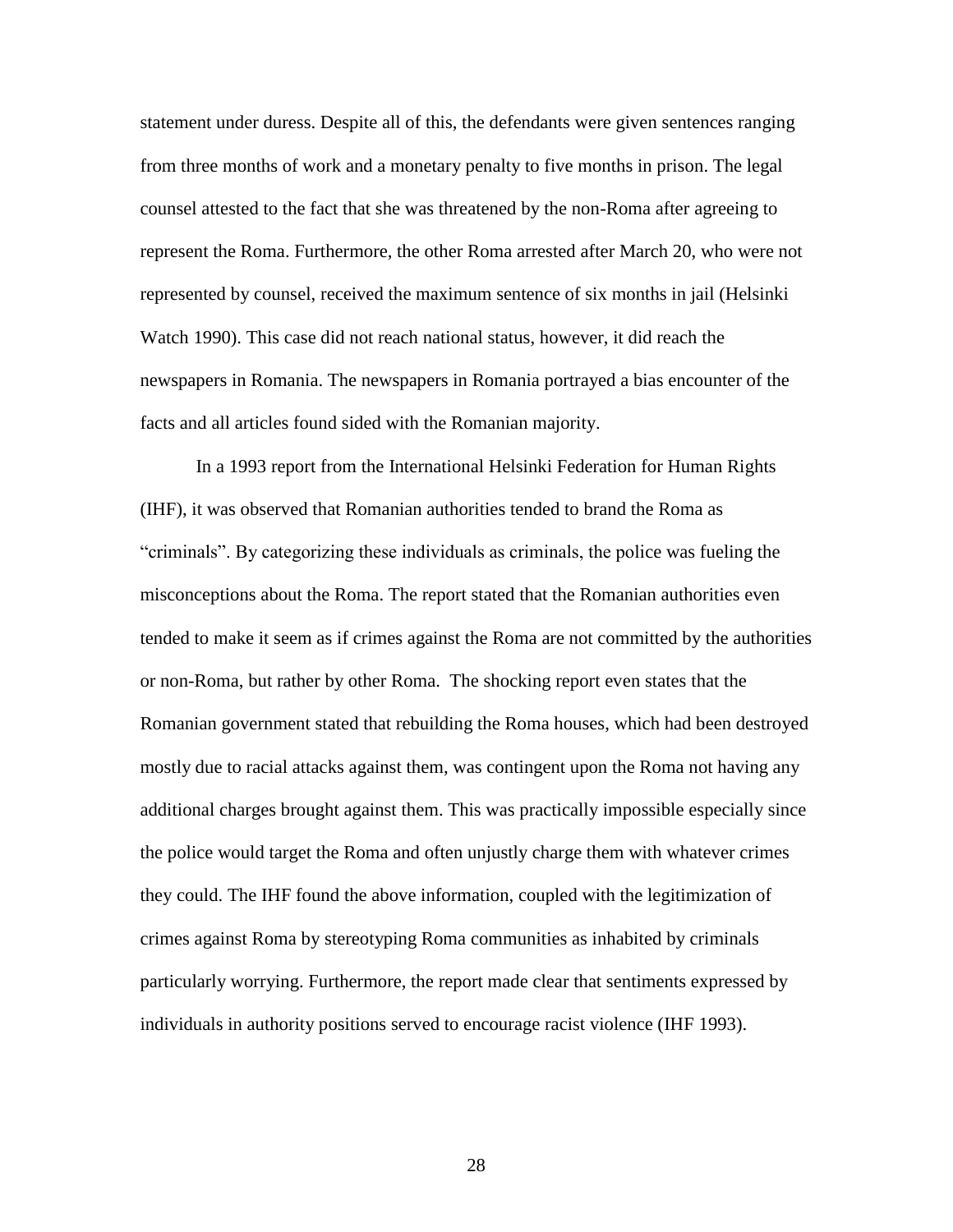statement under duress. Despite all of this, the defendants were given sentences ranging from three months of work and a monetary penalty to five months in prison. The legal counsel attested to the fact that she was threatened by the non-Roma after agreeing to represent the Roma. Furthermore, the other Roma arrested after March 20, who were not represented by counsel, received the maximum sentence of six months in jail (Helsinki Watch 1990). This case did not reach national status, however, it did reach the newspapers in Romania. The newspapers in Romania portrayed a bias encounter of the facts and all articles found sided with the Romanian majority.

In a 1993 report from the International Helsinki Federation for Human Rights (IHF), it was observed that Romanian authorities tended to brand the Roma as "criminals". By categorizing these individuals as criminals, the police was fueling the misconceptions about the Roma. The report stated that the Romanian authorities even tended to make it seem as if crimes against the Roma are not committed by the authorities or non-Roma, but rather by other Roma. The shocking report even states that the Romanian government stated that rebuilding the Roma houses, which had been destroyed mostly due to racial attacks against them, was contingent upon the Roma not having any additional charges brought against them. This was practically impossible especially since the police would target the Roma and often unjustly charge them with whatever crimes they could. The IHF found the above information, coupled with the legitimization of crimes against Roma by stereotyping Roma communities as inhabited by criminals particularly worrying. Furthermore, the report made clear that sentiments expressed by individuals in authority positions served to encourage racist violence (IHF 1993).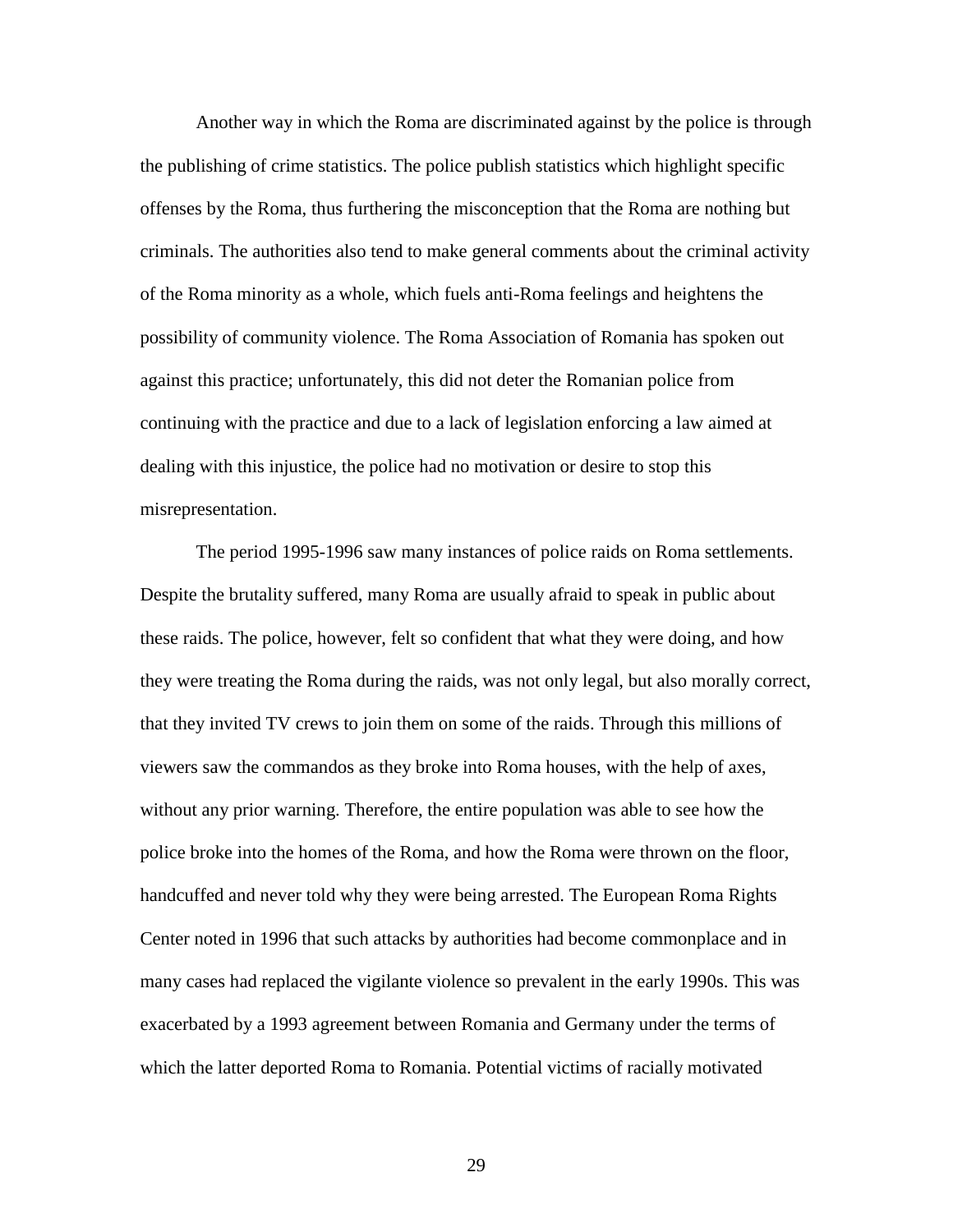Another way in which the Roma are discriminated against by the police is through the publishing of crime statistics. The police publish statistics which highlight specific offenses by the Roma, thus furthering the misconception that the Roma are nothing but criminals. The authorities also tend to make general comments about the criminal activity of the Roma minority as a whole, which fuels anti-Roma feelings and heightens the possibility of community violence. The Roma Association of Romania has spoken out against this practice; unfortunately, this did not deter the Romanian police from continuing with the practice and due to a lack of legislation enforcing a law aimed at dealing with this injustice, the police had no motivation or desire to stop this misrepresentation.

The period 1995-1996 saw many instances of police raids on Roma settlements. Despite the brutality suffered, many Roma are usually afraid to speak in public about these raids. The police, however, felt so confident that what they were doing, and how they were treating the Roma during the raids, was not only legal, but also morally correct, that they invited TV crews to join them on some of the raids. Through this millions of viewers saw the commandos as they broke into Roma houses, with the help of axes, without any prior warning. Therefore, the entire population was able to see how the police broke into the homes of the Roma, and how the Roma were thrown on the floor, handcuffed and never told why they were being arrested. The European Roma Rights Center noted in 1996 that such attacks by authorities had become commonplace and in many cases had replaced the vigilante violence so prevalent in the early 1990s. This was exacerbated by a 1993 agreement between Romania and Germany under the terms of which the latter deported Roma to Romania. Potential victims of racially motivated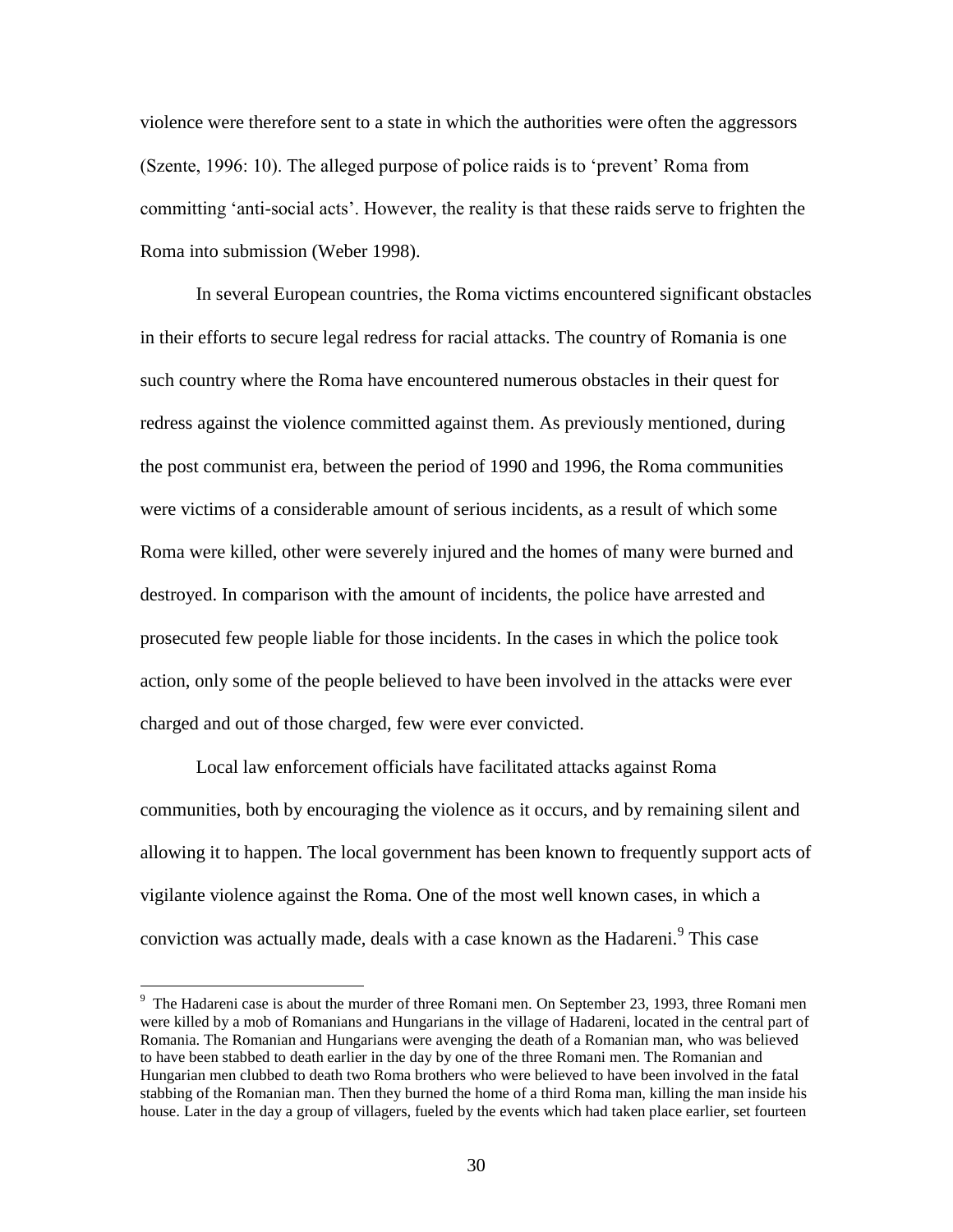violence were therefore sent to a state in which the authorities were often the aggressors (Szente, 1996: 10). The alleged purpose of police raids is to 'prevent' Roma from committing 'anti-social acts'. However, the reality is that these raids serve to frighten the Roma into submission (Weber 1998).

In several European countries, the Roma victims encountered significant obstacles in their efforts to secure legal redress for racial attacks. The country of Romania is one such country where the Roma have encountered numerous obstacles in their quest for redress against the violence committed against them. As previously mentioned, during the post communist era, between the period of 1990 and 1996, the Roma communities were victims of a considerable amount of serious incidents, as a result of which some Roma were killed, other were severely injured and the homes of many were burned and destroyed. In comparison with the amount of incidents, the police have arrested and prosecuted few people liable for those incidents. In the cases in which the police took action, only some of the people believed to have been involved in the attacks were ever charged and out of those charged, few were ever convicted.

Local law enforcement officials have facilitated attacks against Roma communities, both by encouraging the violence as it occurs, and by remaining silent and allowing it to happen. The local government has been known to frequently support acts of vigilante violence against the Roma. One of the most well known cases, in which a conviction was actually made, deals with a case known as the Hadareni.[9] This case

[9] The Hadareni case is about the murder of three Romani men. On September 23, 1993, three Romani men were killed by a mob of Romanians and Hungarians in the village of Hadareni, located in the central part of Romania. The Romanian and Hungarians were avenging the death of a Romanian man, who was believed to have been stabbed to death earlier in the day by one of the three Romani men. The Romanian and Hungarian men clubbed to death two Roma brothers who were believed to have been involved in the fatal stabbing of the Romanian man. Then they burned the home of a third Roma man, killing the man inside his house. Later in the day a group of villagers, fueled by the events which had taken place earlier, set fourteen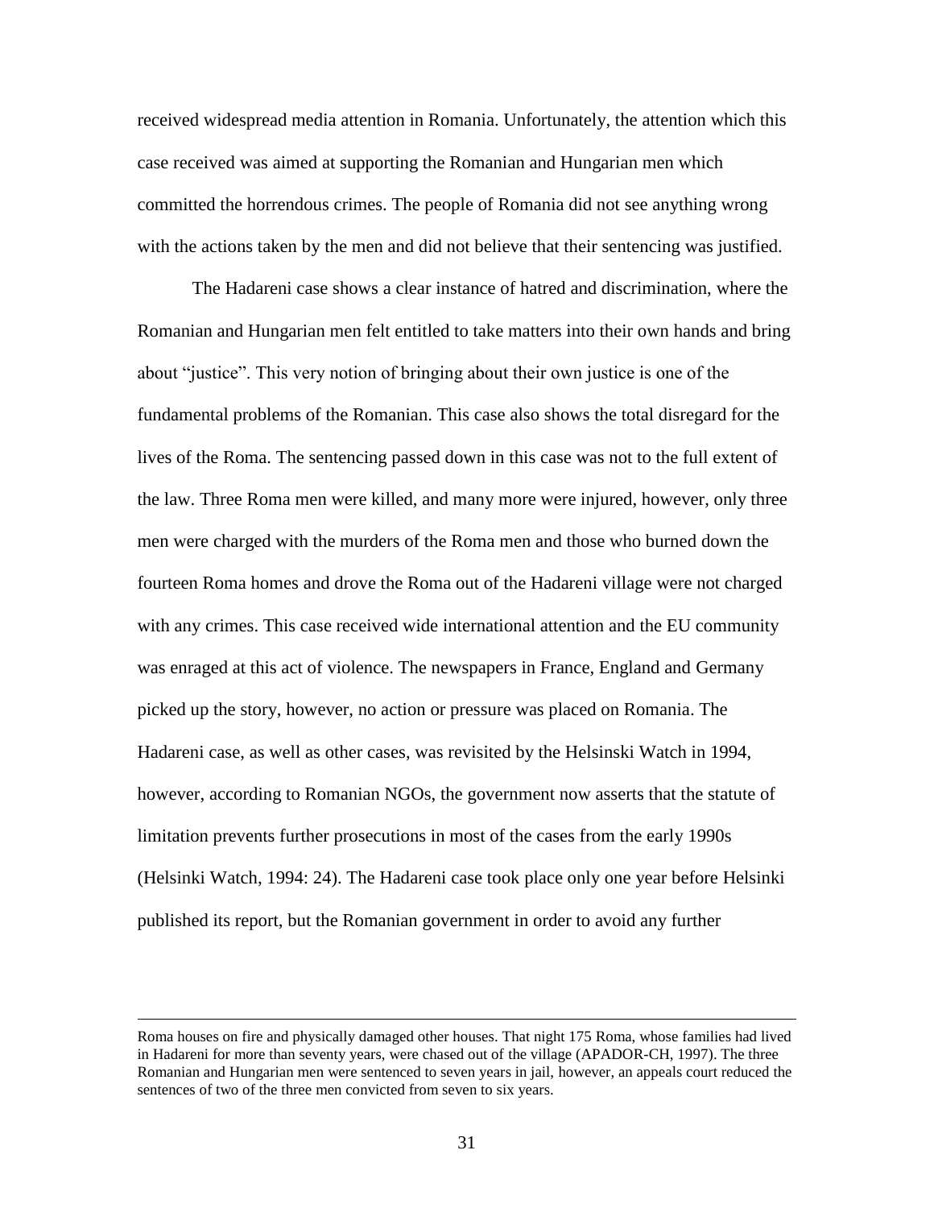received widespread media attention in Romania. Unfortunately, the attention which this case received was aimed at supporting the Romanian and Hungarian men which committed the horrendous crimes. The people of Romania did not see anything wrong with the actions taken by the men and did not believe that their sentencing was justified.

The Hadareni case shows a clear instance of hatred and discrimination, where the Romanian and Hungarian men felt entitled to take matters into their own hands and bring about "justice". This very notion of bringing about their own justice is one of the fundamental problems of the Romanian. This case also shows the total disregard for the lives of the Roma. The sentencing passed down in this case was not to the full extent of the law. Three Roma men were killed, and many more were injured, however, only three men were charged with the murders of the Roma men and those who burned down the fourteen Roma homes and drove the Roma out of the Hadareni village were not charged with any crimes. This case received wide international attention and the EU community was enraged at this act of violence. The newspapers in France, England and Germany picked up the story, however, no action or pressure was placed on Romania. The Hadareni case, as well as other cases, was revisited by the Helsinski Watch in 1994, however, according to Romanian NGOs, the government now asserts that the statute of limitation prevents further prosecutions in most of the cases from the early 1990s (Helsinki Watch, 1994: 24). The Hadareni case took place only one year before Helsinki published its report, but the Romanian government in order to avoid any further

---

Roma houses on fire and physically damaged other houses. That night 175 Roma, whose families had lived in Hadareni for more than seventy years, were chased out of the village (APADOR-CH, 1997). The three Romanian and Hungarian men were sentenced to seven years in jail, however, an appeals court reduced the sentences of two of the three men convicted from seven to six years.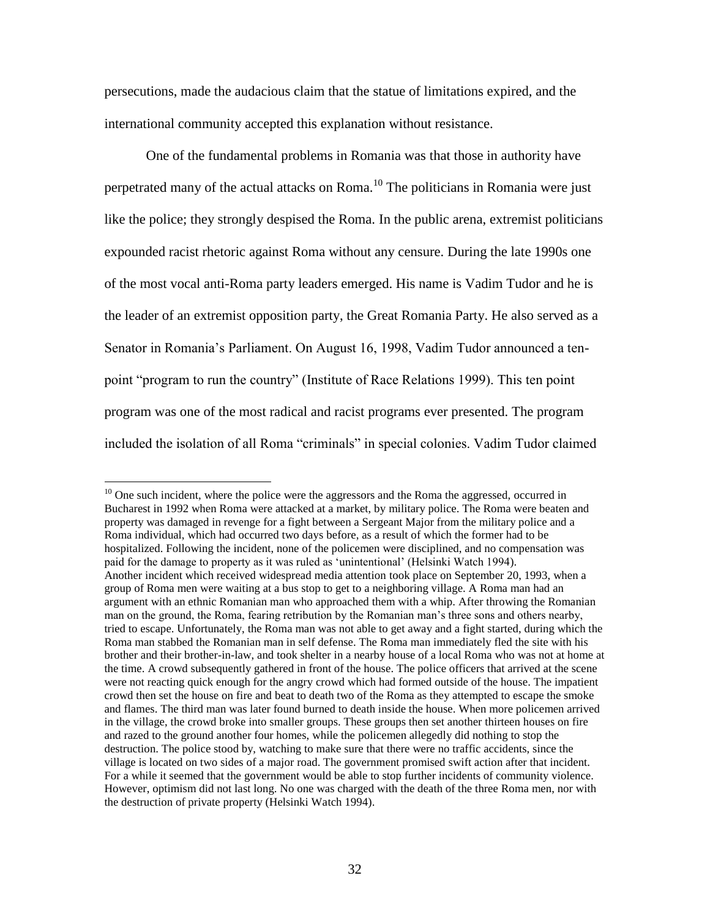persecutions, made the audacious claim that the statue of limitations expired, and the international community accepted this explanation without resistance.

One of the fundamental problems in Romania was that those in authority have perpetrated many of the actual attacks on Roma.[10] The politicians in Romania were just like the police; they strongly despised the Roma. In the public arena, extremist politicians expounded racist rhetoric against Roma without any censure. During the late 1990s one of the most vocal anti-Roma party leaders emerged. His name is Vadim Tudor and he is the leader of an extremist opposition party, the Great Romania Party. He also served as a Senator in Romania's Parliament. On August 16, 1998, Vadim Tudor announced a ten-point "program to run the country" (Institute of Race Relations 1999). This ten point program was one of the most radical and racist programs ever presented. The program included the isolation of all Roma "criminals" in special colonies. Vadim Tudor claimed

---

[10] One such incident, where the police were the aggressors and the Roma the aggressed, occurred in Bucharest in 1992 when Roma were attacked at a market, by military police. The Roma were beaten and property was damaged in revenge for a fight between a Sergeant Major from the military police and a Roma individual, which had occurred two days before, as a result of which the former had to be hospitalized. Following the incident, none of the policemen were disciplined, and no compensation was paid for the damage to property as it was ruled as 'unintentional' (Helsinki Watch 1994).
Another incident which received widespread media attention took place on September 20, 1993, when a group of Roma men were waiting at a bus stop to get to a neighboring village. A Roma man had an argument with an ethnic Romanian man who approached them with a whip. After throwing the Romanian man on the ground, the Roma, fearing retribution by the Romanian man's three sons and others nearby, tried to escape. Unfortunately, the Roma man was not able to get away and a fight started, during which the Roma man stabbed the Romanian man in self defense. The Roma man immediately fled the site with his brother and their brother-in-law, and took shelter in a nearby house of a local Roma who was not at home at the time. A crowd subsequently gathered in front of the house. The police officers that arrived at the scene were not reacting quick enough for the angry crowd which had formed outside of the house. The impatient crowd then set the house on fire and beat to death two of the Roma as they attempted to escape the smoke and flames. The third man was later found burned to death inside the house. When more policemen arrived in the village, the crowd broke into smaller groups. These groups then set another thirteen houses on fire and razed to the ground another four homes, while the policemen allegedly did nothing to stop the destruction. The police stood by, watching to make sure that there were no traffic accidents, since the village is located on two sides of a major road. The government promised swift action after that incident. For a while it seemed that the government would be able to stop further incidents of community violence. However, optimism did not last long. No one was charged with the death of the three Roma men, nor with the destruction of private property (Helsinki Watch 1994).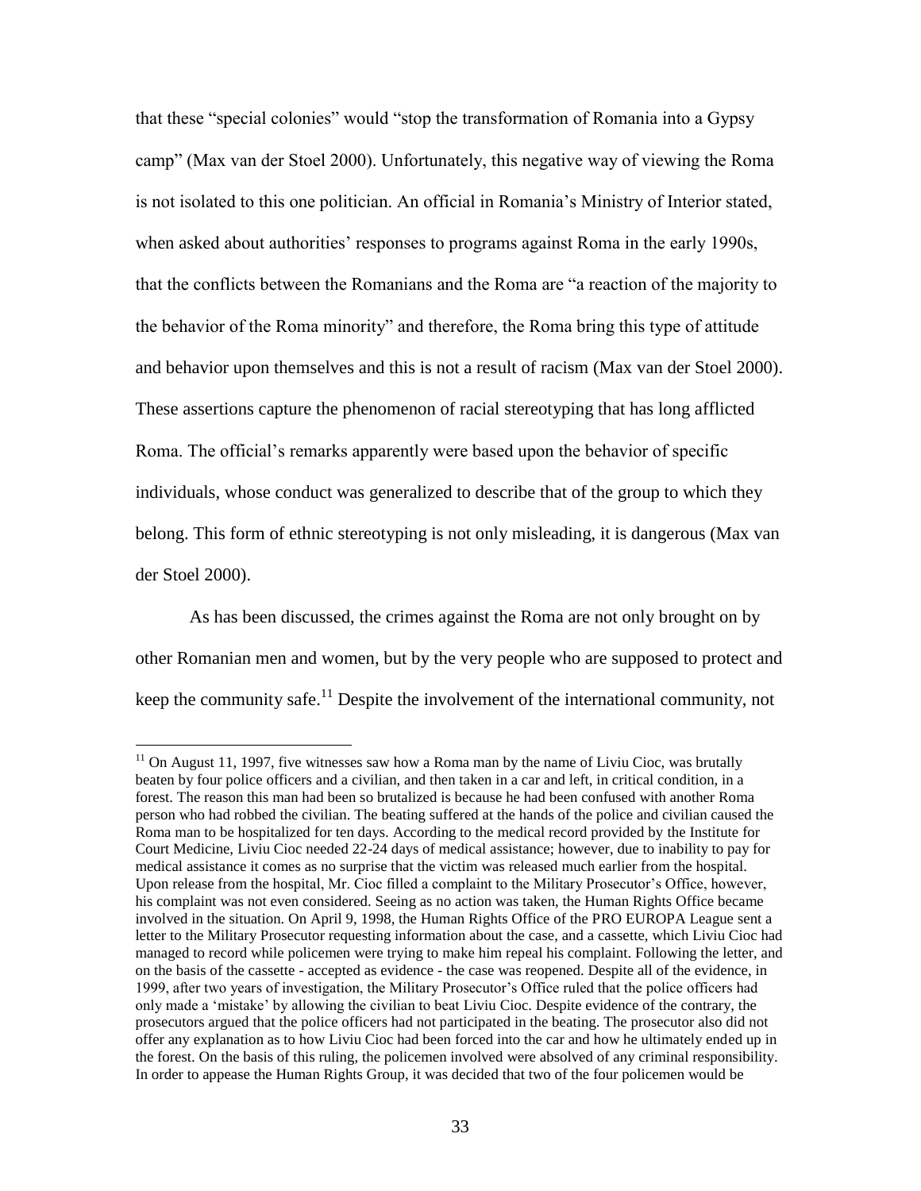that these "special colonies" would "stop the transformation of Romania into a Gypsy camp" (Max van der Stoel 2000). Unfortunately, this negative way of viewing the Roma is not isolated to this one politician. An official in Romania's Ministry of Interior stated, when asked about authorities' responses to programs against Roma in the early 1990s, that the conflicts between the Romanians and the Roma are "a reaction of the majority to the behavior of the Roma minority" and therefore, the Roma bring this type of attitude and behavior upon themselves and this is not a result of racism (Max van der Stoel 2000). These assertions capture the phenomenon of racial stereotyping that has long afflicted Roma. The official's remarks apparently were based upon the behavior of specific individuals, whose conduct was generalized to describe that of the group to which they belong. This form of ethnic stereotyping is not only misleading, it is dangerous (Max van der Stoel 2000).

As has been discussed, the crimes against the Roma are not only brought on by other Romanian men and women, but by the very people who are supposed to protect and keep the community safe.[11] Despite the involvement of the international community, not

[11] On August 11, 1997, five witnesses saw how a Roma man by the name of Liviu Cioc, was brutally beaten by four police officers and a civilian, and then taken in a car and left, in critical condition, in a forest. The reason this man had been so brutalized is because he had been confused with another Roma person who had robbed the civilian. The beating suffered at the hands of the police and civilian caused the Roma man to be hospitalized for ten days. According to the medical record provided by the Institute for Court Medicine, Liviu Cioc needed 22-24 days of medical assistance; however, due to inability to pay for medical assistance it comes as no surprise that the victim was released much earlier from the hospital. Upon release from the hospital, Mr. Cioc filled a complaint to the Military Prosecutor's Office, however, his complaint was not even considered. Seeing as no action was taken, the Human Rights Office became involved in the situation. On April 9, 1998, the Human Rights Office of the PRO EUROPA League sent a letter to the Military Prosecutor requesting information about the case, and a cassette, which Liviu Cioc had managed to record while policemen were trying to make him repeal his complaint. Following the letter, and on the basis of the cassette - accepted as evidence - the case was reopened. Despite all of the evidence, in 1999, after two years of investigation, the Military Prosecutor's Office ruled that the police officers had only made a 'mistake' by allowing the civilian to beat Liviu Cioc. Despite evidence of the contrary, the prosecutors argued that the police officers had not participated in the beating. The prosecutor also did not offer any explanation as to how Liviu Cioc had been forced into the car and how he ultimately ended up in the forest. On the basis of this ruling, the policemen involved were absolved of any criminal responsibility. In order to appease the Human Rights Group, it was decided that two of the four policemen would be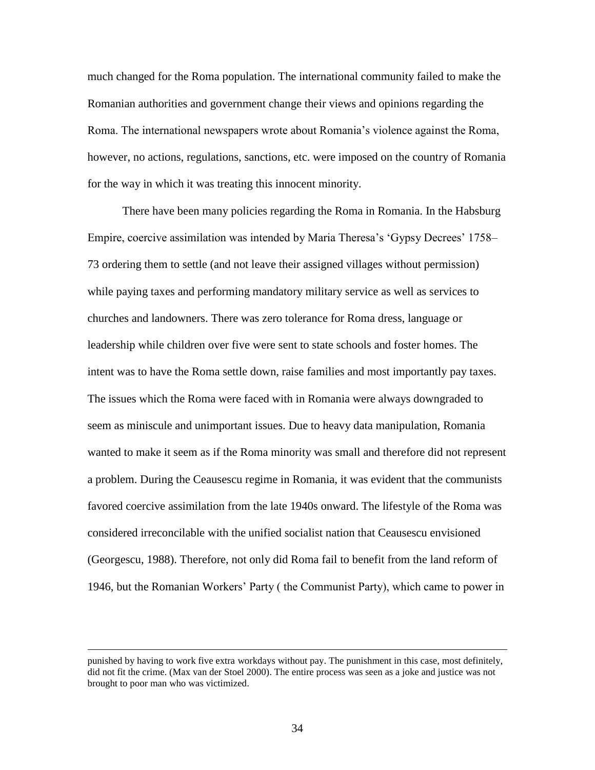much changed for the Roma population. The international community failed to make the Romanian authorities and government change their views and opinions regarding the Roma. The international newspapers wrote about Romania's violence against the Roma, however, no actions, regulations, sanctions, etc. were imposed on the country of Romania for the way in which it was treating this innocent minority.

There have been many policies regarding the Roma in Romania. In the Habsburg Empire, coercive assimilation was intended by Maria Theresa's 'Gypsy Decrees' 1758–73 ordering them to settle (and not leave their assigned villages without permission) while paying taxes and performing mandatory military service as well as services to churches and landowners. There was zero tolerance for Roma dress, language or leadership while children over five were sent to state schools and foster homes. The intent was to have the Roma settle down, raise families and most importantly pay taxes. The issues which the Roma were faced with in Romania were always downgraded to seem as miniscule and unimportant issues. Due to heavy data manipulation, Romania wanted to make it seem as if the Roma minority was small and therefore did not represent a problem. During the Ceausescu regime in Romania, it was evident that the communists favored coercive assimilation from the late 1940s onward. The lifestyle of the Roma was considered irreconcilable with the unified socialist nation that Ceausescu envisioned (Georgescu, 1988). Therefore, not only did Roma fail to benefit from the land reform of 1946, but the Romanian Workers' Party ( the Communist Party), which came to power in

---

punished by having to work five extra workdays without pay. The punishment in this case, most definitely, did not fit the crime. (Max van der Stoel 2000). The entire process was seen as a joke and justice was not brought to poor man who was victimized.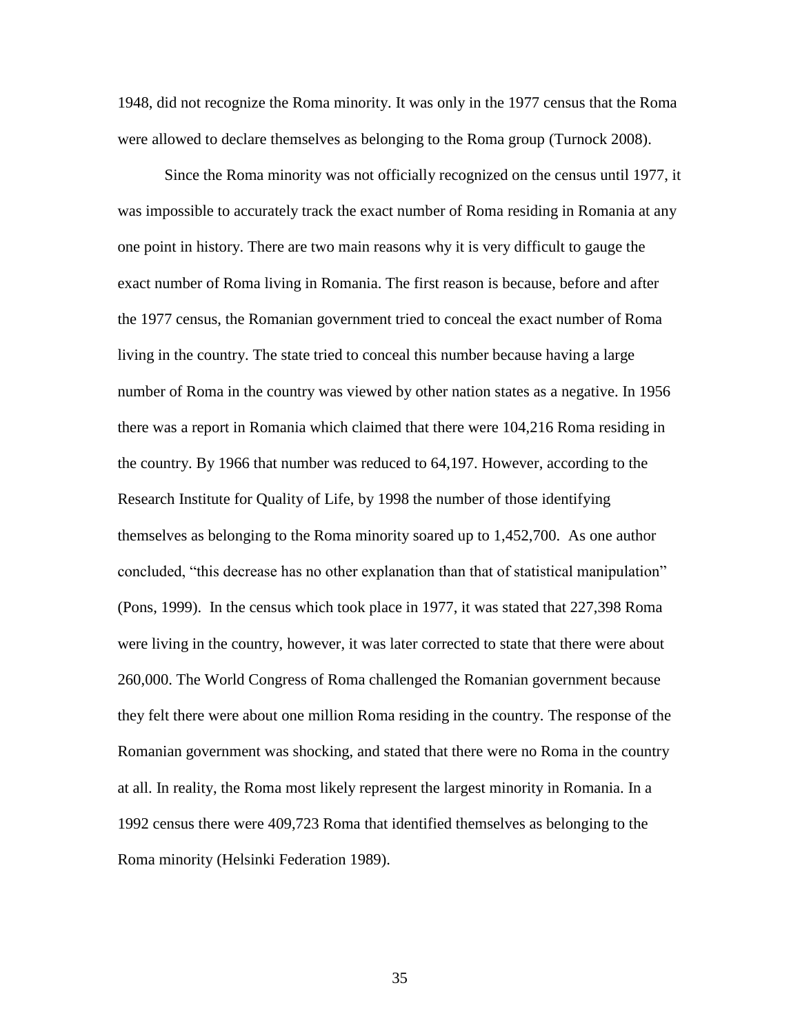1948, did not recognize the Roma minority. It was only in the 1977 census that the Roma were allowed to declare themselves as belonging to the Roma group (Turnock 2008).

Since the Roma minority was not officially recognized on the census until 1977, it was impossible to accurately track the exact number of Roma residing in Romania at any one point in history. There are two main reasons why it is very difficult to gauge the exact number of Roma living in Romania. The first reason is because, before and after the 1977 census, the Romanian government tried to conceal the exact number of Roma living in the country. The state tried to conceal this number because having a large number of Roma in the country was viewed by other nation states as a negative. In 1956 there was a report in Romania which claimed that there were 104,216 Roma residing in the country. By 1966 that number was reduced to 64,197. However, according to the Research Institute for Quality of Life, by 1998 the number of those identifying themselves as belonging to the Roma minority soared up to 1,452,700. As one author concluded, "this decrease has no other explanation than that of statistical manipulation" (Pons, 1999). In the census which took place in 1977, it was stated that 227,398 Roma were living in the country, however, it was later corrected to state that there were about 260,000. The World Congress of Roma challenged the Romanian government because they felt there were about one million Roma residing in the country. The response of the Romanian government was shocking, and stated that there were no Roma in the country at all. In reality, the Roma most likely represent the largest minority in Romania. In a 1992 census there were 409,723 Roma that identified themselves as belonging to the Roma minority (Helsinki Federation 1989).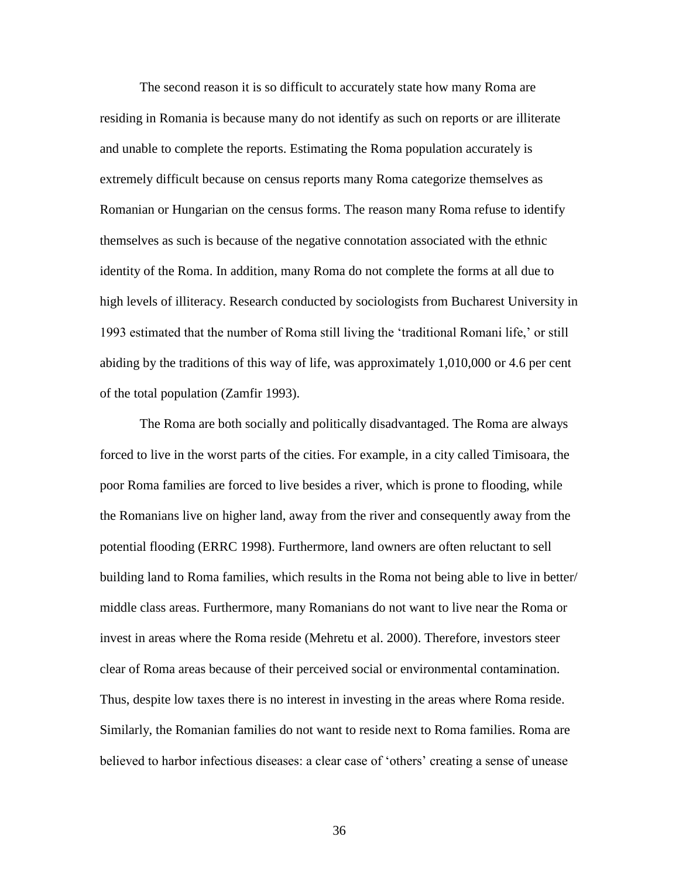The second reason it is so difficult to accurately state how many Roma are residing in Romania is because many do not identify as such on reports or are illiterate and unable to complete the reports. Estimating the Roma population accurately is extremely difficult because on census reports many Roma categorize themselves as Romanian or Hungarian on the census forms. The reason many Roma refuse to identify themselves as such is because of the negative connotation associated with the ethnic identity of the Roma. In addition, many Roma do not complete the forms at all due to high levels of illiteracy. Research conducted by sociologists from Bucharest University in 1993 estimated that the number of Roma still living the 'traditional Romani life,' or still abiding by the traditions of this way of life, was approximately 1,010,000 or 4.6 per cent of the total population (Zamfir 1993).

The Roma are both socially and politically disadvantaged. The Roma are always forced to live in the worst parts of the cities. For example, in a city called Timisoara, the poor Roma families are forced to live besides a river, which is prone to flooding, while the Romanians live on higher land, away from the river and consequently away from the potential flooding (ERRC 1998). Furthermore, land owners are often reluctant to sell building land to Roma families, which results in the Roma not being able to live in better/ middle class areas. Furthermore, many Romanians do not want to live near the Roma or invest in areas where the Roma reside (Mehretu et al. 2000). Therefore, investors steer clear of Roma areas because of their perceived social or environmental contamination. Thus, despite low taxes there is no interest in investing in the areas where Roma reside. Similarly, the Romanian families do not want to reside next to Roma families. Roma are believed to harbor infectious diseases: a clear case of 'others' creating a sense of unease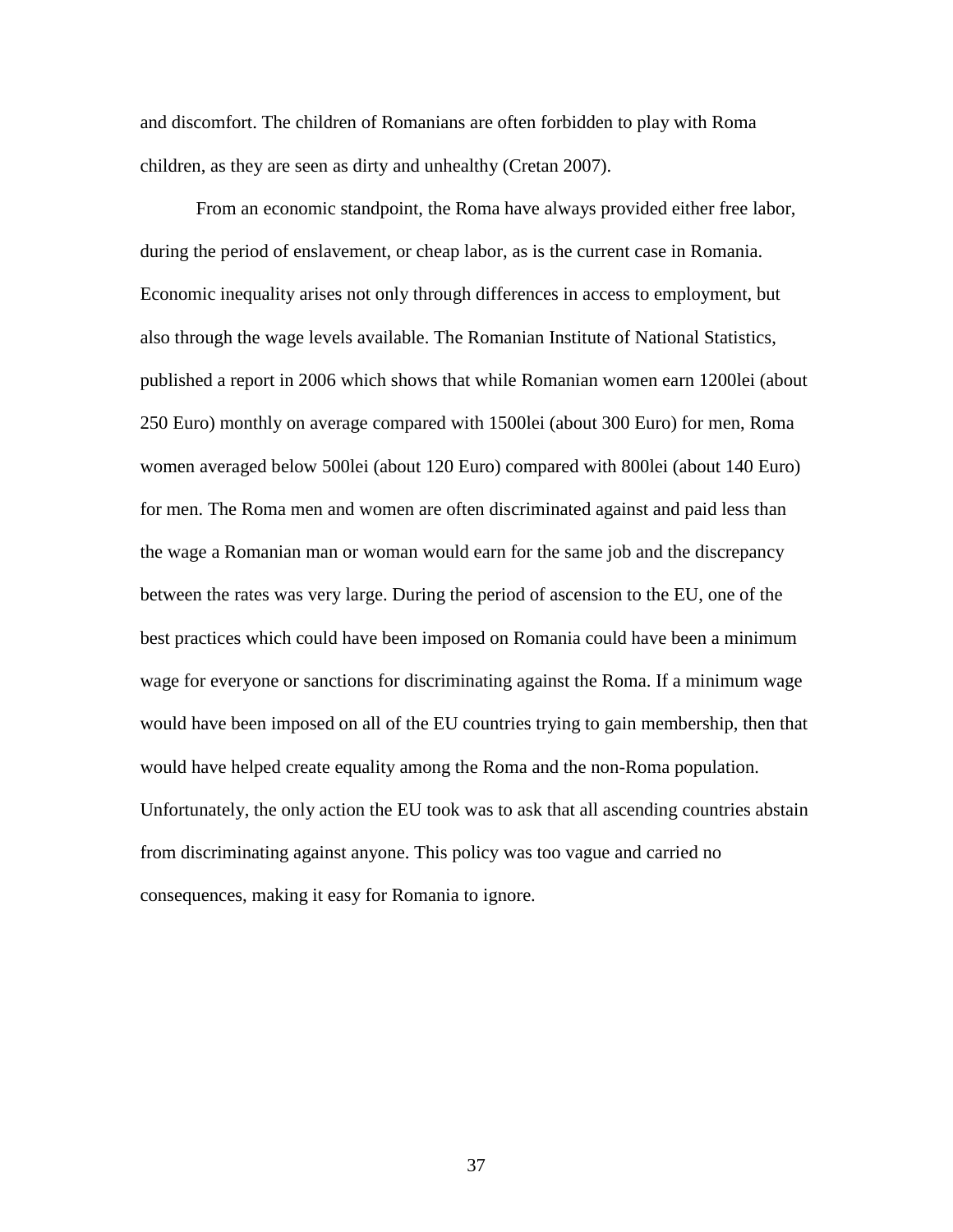and discomfort. The children of Romanians are often forbidden to play with Roma children, as they are seen as dirty and unhealthy (Cretan 2007).

From an economic standpoint, the Roma have always provided either free labor, during the period of enslavement, or cheap labor, as is the current case in Romania. Economic inequality arises not only through differences in access to employment, but also through the wage levels available. The Romanian Institute of National Statistics, published a report in 2006 which shows that while Romanian women earn 1200lei (about 250 Euro) monthly on average compared with 1500lei (about 300 Euro) for men, Roma women averaged below 500lei (about 120 Euro) compared with 800lei (about 140 Euro) for men. The Roma men and women are often discriminated against and paid less than the wage a Romanian man or woman would earn for the same job and the discrepancy between the rates was very large. During the period of ascension to the EU, one of the best practices which could have been imposed on Romania could have been a minimum wage for everyone or sanctions for discriminating against the Roma. If a minimum wage would have been imposed on all of the EU countries trying to gain membership, then that would have helped create equality among the Roma and the non-Roma population. Unfortunately, the only action the EU took was to ask that all ascending countries abstain from discriminating against anyone. This policy was too vague and carried no consequences, making it easy for Romania to ignore.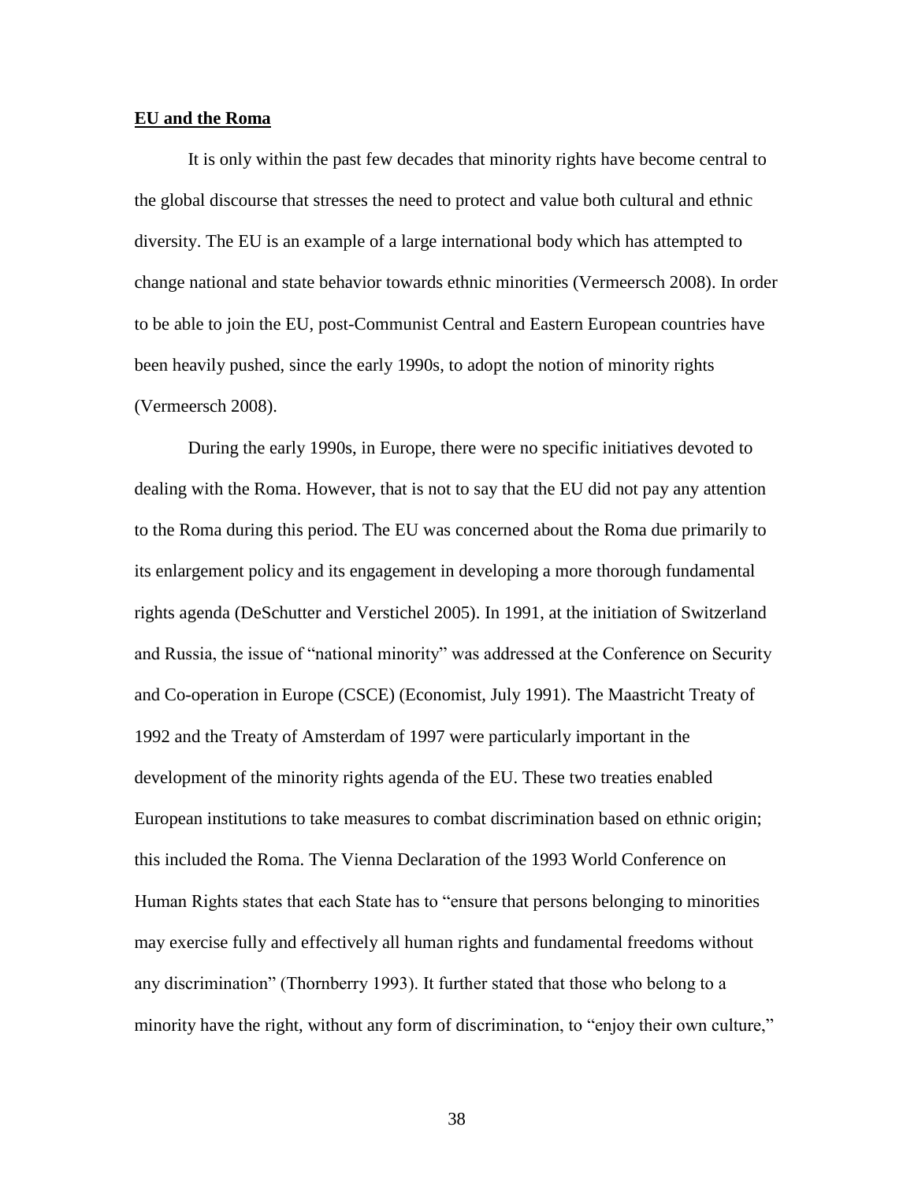**EU and the Roma**

It is only within the past few decades that minority rights have become central to the global discourse that stresses the need to protect and value both cultural and ethnic diversity. The EU is an example of a large international body which has attempted to change national and state behavior towards ethnic minorities (Vermeersch 2008). In order to be able to join the EU, post-Communist Central and Eastern European countries have been heavily pushed, since the early 1990s, to adopt the notion of minority rights (Vermeersch 2008).

During the early 1990s, in Europe, there were no specific initiatives devoted to dealing with the Roma. However, that is not to say that the EU did not pay any attention to the Roma during this period. The EU was concerned about the Roma due primarily to its enlargement policy and its engagement in developing a more thorough fundamental rights agenda (DeSchutter and Verstichel 2005). In 1991, at the initiation of Switzerland and Russia, the issue of "national minority" was addressed at the Conference on Security and Co-operation in Europe (CSCE) (Economist, July 1991). The Maastricht Treaty of 1992 and the Treaty of Amsterdam of 1997 were particularly important in the development of the minority rights agenda of the EU. These two treaties enabled European institutions to take measures to combat discrimination based on ethnic origin; this included the Roma. The Vienna Declaration of the 1993 World Conference on Human Rights states that each State has to "ensure that persons belonging to minorities may exercise fully and effectively all human rights and fundamental freedoms without any discrimination" (Thornberry 1993). It further stated that those who belong to a minority have the right, without any form of discrimination, to "enjoy their own culture,"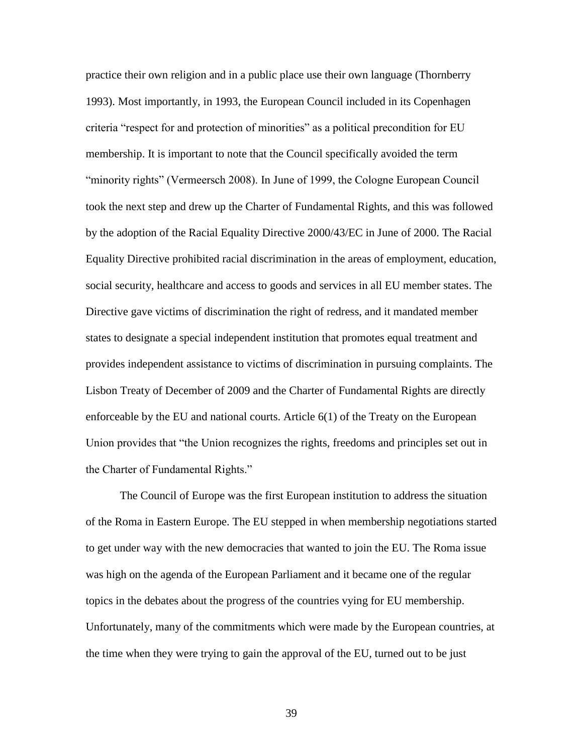practice their own religion and in a public place use their own language (Thornberry 1993). Most importantly, in 1993, the European Council included in its Copenhagen criteria "respect for and protection of minorities" as a political precondition for EU membership. It is important to note that the Council specifically avoided the term "minority rights" (Vermeersch 2008). In June of 1999, the Cologne European Council took the next step and drew up the Charter of Fundamental Rights, and this was followed by the adoption of the Racial Equality Directive 2000/43/EC in June of 2000. The Racial Equality Directive prohibited racial discrimination in the areas of employment, education, social security, healthcare and access to goods and services in all EU member states. The Directive gave victims of discrimination the right of redress, and it mandated member states to designate a special independent institution that promotes equal treatment and provides independent assistance to victims of discrimination in pursuing complaints. The Lisbon Treaty of December of 2009 and the Charter of Fundamental Rights are directly enforceable by the EU and national courts. Article 6(1) of the Treaty on the European Union provides that "the Union recognizes the rights, freedoms and principles set out in the Charter of Fundamental Rights."

The Council of Europe was the first European institution to address the situation of the Roma in Eastern Europe. The EU stepped in when membership negotiations started to get under way with the new democracies that wanted to join the EU. The Roma issue was high on the agenda of the European Parliament and it became one of the regular topics in the debates about the progress of the countries vying for EU membership. Unfortunately, many of the commitments which were made by the European countries, at the time when they were trying to gain the approval of the EU, turned out to be just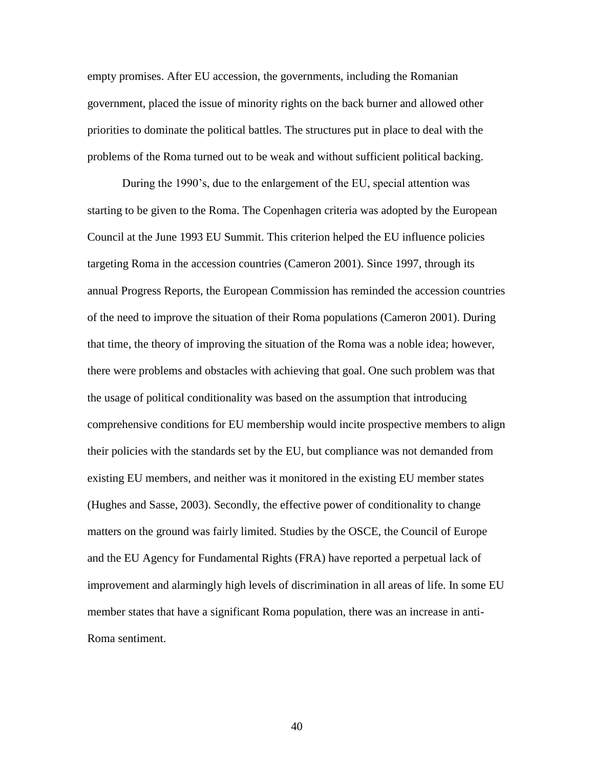empty promises. After EU accession, the governments, including the Romanian government, placed the issue of minority rights on the back burner and allowed other priorities to dominate the political battles. The structures put in place to deal with the problems of the Roma turned out to be weak and without sufficient political backing.

During the 1990's, due to the enlargement of the EU, special attention was starting to be given to the Roma. The Copenhagen criteria was adopted by the European Council at the June 1993 EU Summit. This criterion helped the EU influence policies targeting Roma in the accession countries (Cameron 2001). Since 1997, through its annual Progress Reports, the European Commission has reminded the accession countries of the need to improve the situation of their Roma populations (Cameron 2001). During that time, the theory of improving the situation of the Roma was a noble idea; however, there were problems and obstacles with achieving that goal. One such problem was that the usage of political conditionality was based on the assumption that introducing comprehensive conditions for EU membership would incite prospective members to align their policies with the standards set by the EU, but compliance was not demanded from existing EU members, and neither was it monitored in the existing EU member states (Hughes and Sasse, 2003). Secondly, the effective power of conditionality to change matters on the ground was fairly limited. Studies by the OSCE, the Council of Europe and the EU Agency for Fundamental Rights (FRA) have reported a perpetual lack of improvement and alarmingly high levels of discrimination in all areas of life. In some EU member states that have a significant Roma population, there was an increase in anti-Roma sentiment.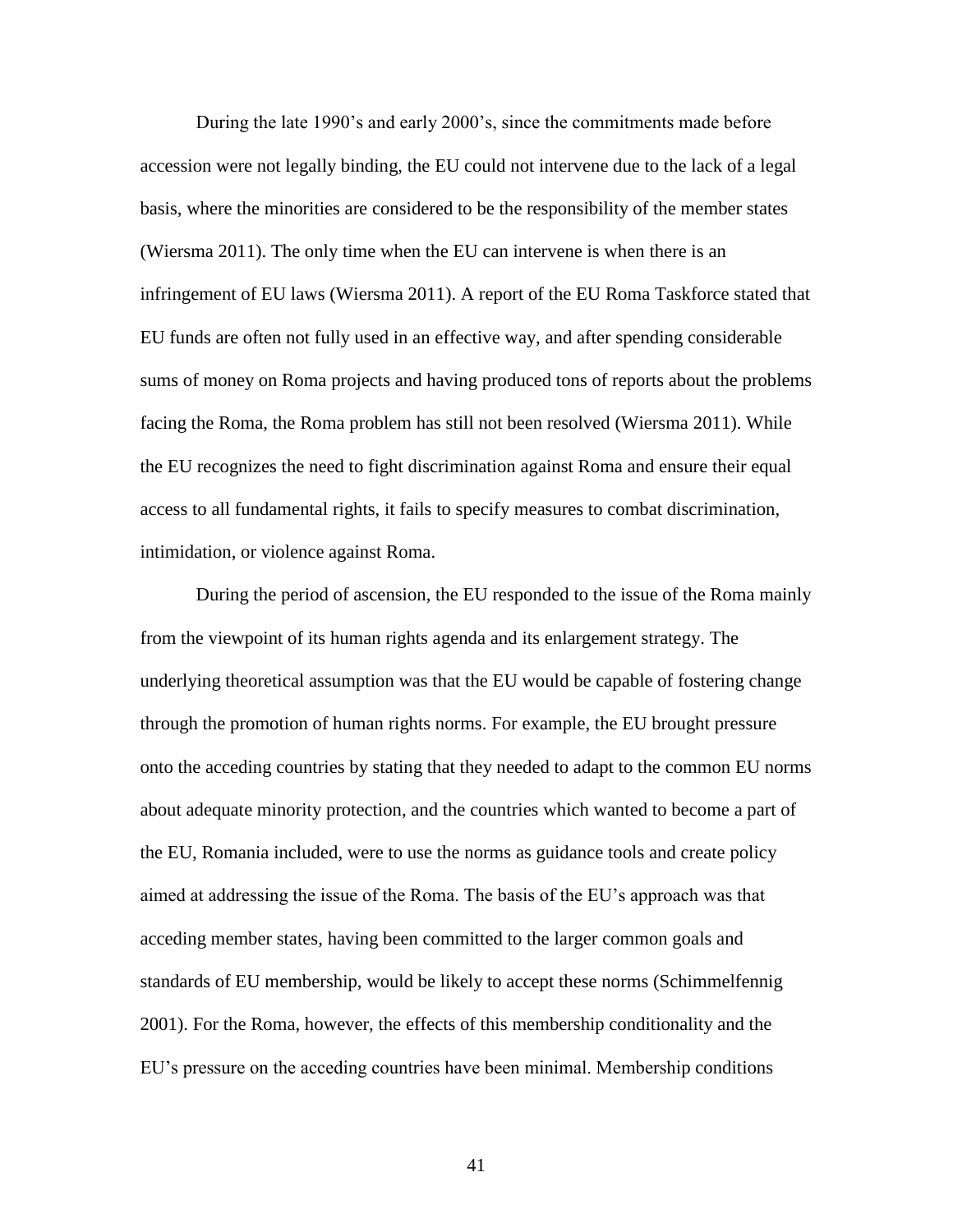During the late 1990's and early 2000's, since the commitments made before accession were not legally binding, the EU could not intervene due to the lack of a legal basis, where the minorities are considered to be the responsibility of the member states (Wiersma 2011). The only time when the EU can intervene is when there is an infringement of EU laws (Wiersma 2011). A report of the EU Roma Taskforce stated that EU funds are often not fully used in an effective way, and after spending considerable sums of money on Roma projects and having produced tons of reports about the problems facing the Roma, the Roma problem has still not been resolved (Wiersma 2011). While the EU recognizes the need to fight discrimination against Roma and ensure their equal access to all fundamental rights, it fails to specify measures to combat discrimination, intimidation, or violence against Roma.

During the period of ascension, the EU responded to the issue of the Roma mainly from the viewpoint of its human rights agenda and its enlargement strategy. The underlying theoretical assumption was that the EU would be capable of fostering change through the promotion of human rights norms. For example, the EU brought pressure onto the acceding countries by stating that they needed to adapt to the common EU norms about adequate minority protection, and the countries which wanted to become a part of the EU, Romania included, were to use the norms as guidance tools and create policy aimed at addressing the issue of the Roma. The basis of the EU's approach was that acceding member states, having been committed to the larger common goals and standards of EU membership, would be likely to accept these norms (Schimmelfennig 2001). For the Roma, however, the effects of this membership conditionality and the EU's pressure on the acceding countries have been minimal. Membership conditions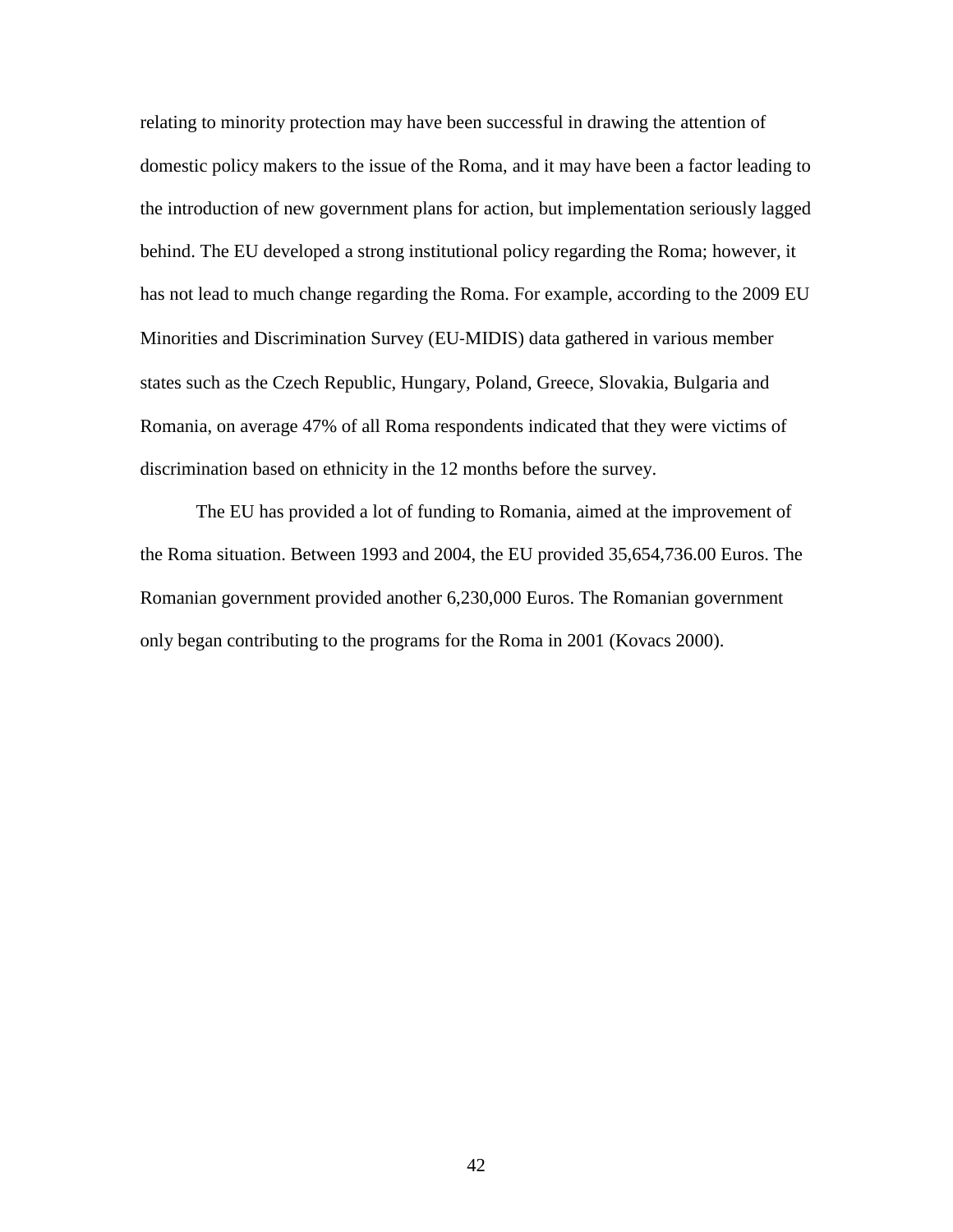relating to minority protection may have been successful in drawing the attention of domestic policy makers to the issue of the Roma, and it may have been a factor leading to the introduction of new government plans for action, but implementation seriously lagged behind. The EU developed a strong institutional policy regarding the Roma; however, it has not lead to much change regarding the Roma. For example, according to the 2009 EU Minorities and Discrimination Survey (EU-MIDIS) data gathered in various member states such as the Czech Republic, Hungary, Poland, Greece, Slovakia, Bulgaria and Romania, on average 47% of all Roma respondents indicated that they were victims of discrimination based on ethnicity in the 12 months before the survey.

The EU has provided a lot of funding to Romania, aimed at the improvement of the Roma situation. Between 1993 and 2004, the EU provided 35,654,736.00 Euros. The Romanian government provided another 6,230,000 Euros. The Romanian government only began contributing to the programs for the Roma in 2001 (Kovacs 2000).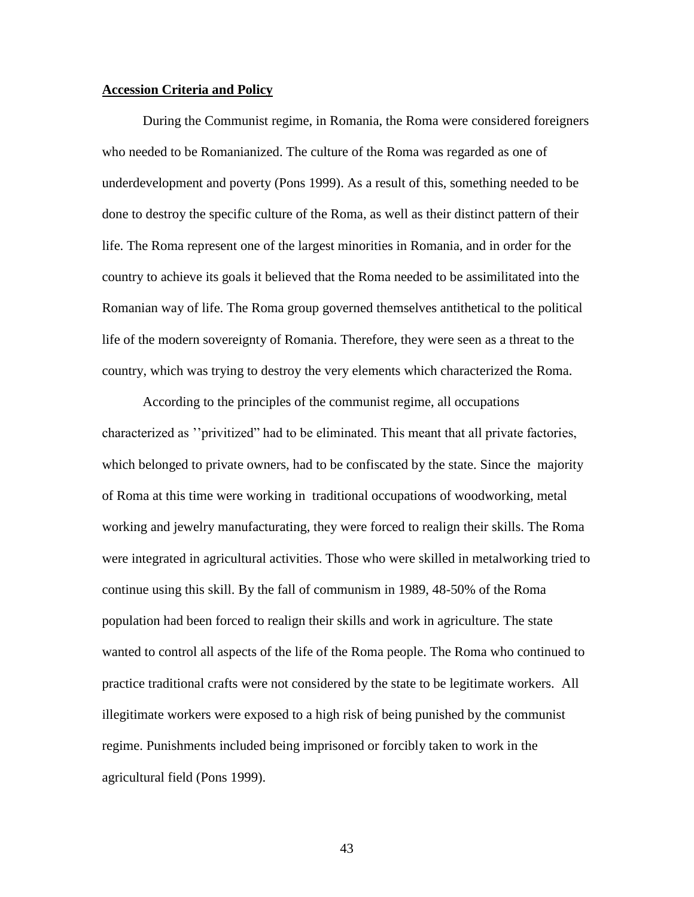**Accession Criteria and Policy**

During the Communist regime, in Romania, the Roma were considered foreigners who needed to be Romanianized. The culture of the Roma was regarded as one of underdevelopment and poverty (Pons 1999). As a result of this, something needed to be done to destroy the specific culture of the Roma, as well as their distinct pattern of their life. The Roma represent one of the largest minorities in Romania, and in order for the country to achieve its goals it believed that the Roma needed to be assimilitated into the Romanian way of life. The Roma group governed themselves antithetical to the political life of the modern sovereignty of Romania. Therefore, they were seen as a threat to the country, which was trying to destroy the very elements which characterized the Roma.

According to the principles of the communist regime, all occupations characterized as ''privitized" had to be eliminated. This meant that all private factories, which belonged to private owners, had to be confiscated by the state. Since the majority of Roma at this time were working in traditional occupations of woodworking, metal working and jewelry manufacturating, they were forced to realign their skills. The Roma were integrated in agricultural activities. Those who were skilled in metalworking tried to continue using this skill. By the fall of communism in 1989, 48-50% of the Roma population had been forced to realign their skills and work in agriculture. The state wanted to control all aspects of the life of the Roma people. The Roma who continued to practice traditional crafts were not considered by the state to be legitimate workers. All illegitimate workers were exposed to a high risk of being punished by the communist regime. Punishments included being imprisoned or forcibly taken to work in the agricultural field (Pons 1999).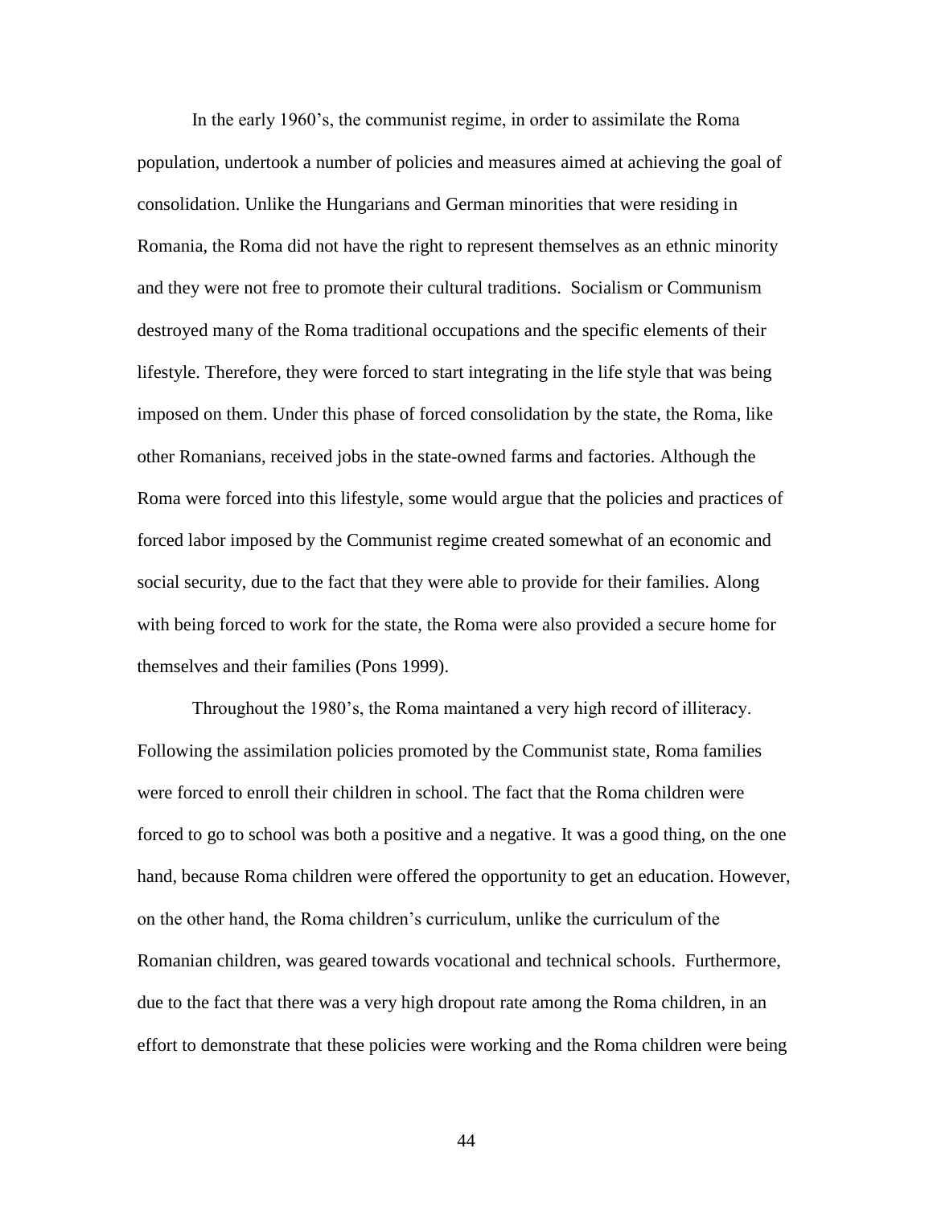In the early 1960's, the communist regime, in order to assimilate the Roma population, undertook a number of policies and measures aimed at achieving the goal of consolidation. Unlike the Hungarians and German minorities that were residing in Romania, the Roma did not have the right to represent themselves as an ethnic minority and they were not free to promote their cultural traditions. Socialism or Communism destroyed many of the Roma traditional occupations and the specific elements of their lifestyle. Therefore, they were forced to start integrating in the life style that was being imposed on them. Under this phase of forced consolidation by the state, the Roma, like other Romanians, received jobs in the state-owned farms and factories. Although the Roma were forced into this lifestyle, some would argue that the policies and practices of forced labor imposed by the Communist regime created somewhat of an economic and social security, due to the fact that they were able to provide for their families. Along with being forced to work for the state, the Roma were also provided a secure home for themselves and their families (Pons 1999).

Throughout the 1980's, the Roma maintaned a very high record of illiteracy. Following the assimilation policies promoted by the Communist state, Roma families were forced to enroll their children in school. The fact that the Roma children were forced to go to school was both a positive and a negative. It was a good thing, on the one hand, because Roma children were offered the opportunity to get an education. However, on the other hand, the Roma children's curriculum, unlike the curriculum of the Romanian children, was geared towards vocational and technical schools. Furthermore, due to the fact that there was a very high dropout rate among the Roma children, in an effort to demonstrate that these policies were working and the Roma children were being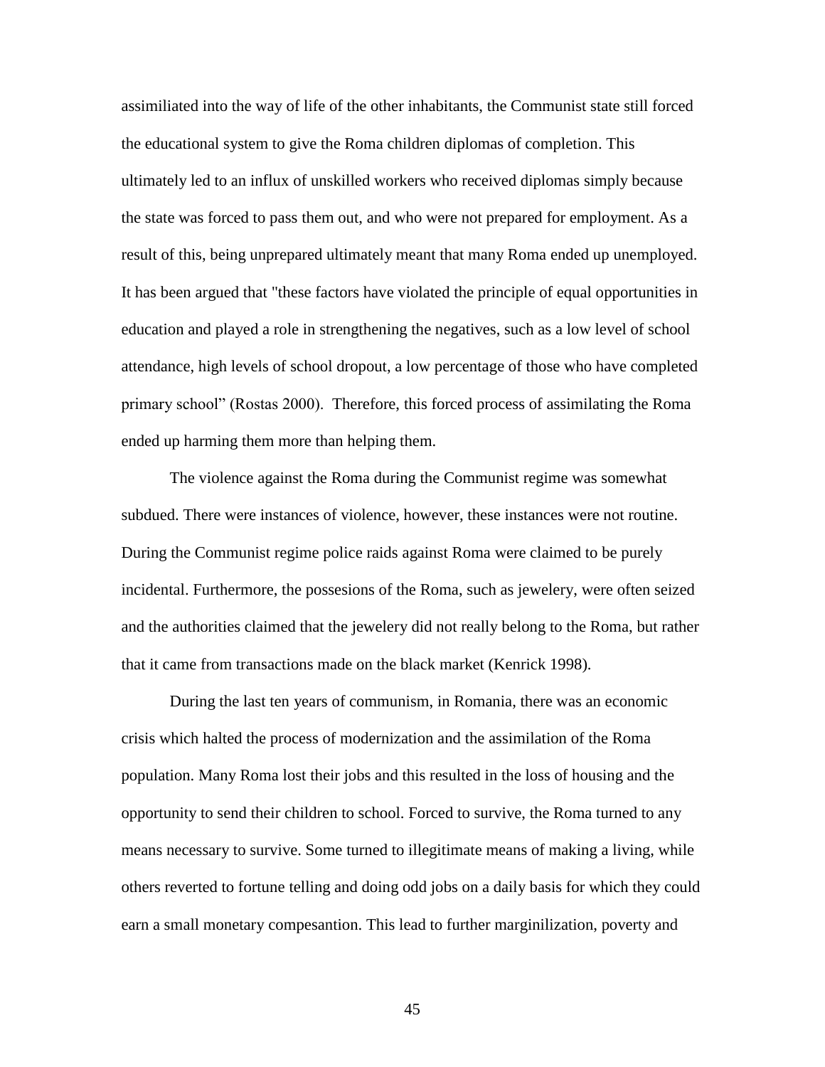assimiliated into the way of life of the other inhabitants, the Communist state still forced the educational system to give the Roma children diplomas of completion. This ultimately led to an influx of unskilled workers who received diplomas simply because the state was forced to pass them out, and who were not prepared for employment. As a result of this, being unprepared ultimately meant that many Roma ended up unemployed. It has been argued that "these factors have violated the principle of equal opportunities in education and played a role in strengthening the negatives, such as a low level of school attendance, high levels of school dropout, a low percentage of those who have completed primary school" (Rostas 2000). Therefore, this forced process of assimilating the Roma ended up harming them more than helping them.

The violence against the Roma during the Communist regime was somewhat subdued. There were instances of violence, however, these instances were not routine. During the Communist regime police raids against Roma were claimed to be purely incidental. Furthermore, the possesions of the Roma, such as jewelery, were often seized and the authorities claimed that the jewelery did not really belong to the Roma, but rather that it came from transactions made on the black market (Kenrick 1998).

During the last ten years of communism, in Romania, there was an economic crisis which halted the process of modernization and the assimilation of the Roma population. Many Roma lost their jobs and this resulted in the loss of housing and the opportunity to send their children to school. Forced to survive, the Roma turned to any means necessary to survive. Some turned to illegitimate means of making a living, while others reverted to fortune telling and doing odd jobs on a daily basis for which they could earn a small monetary compesantion. This lead to further marginilization, poverty and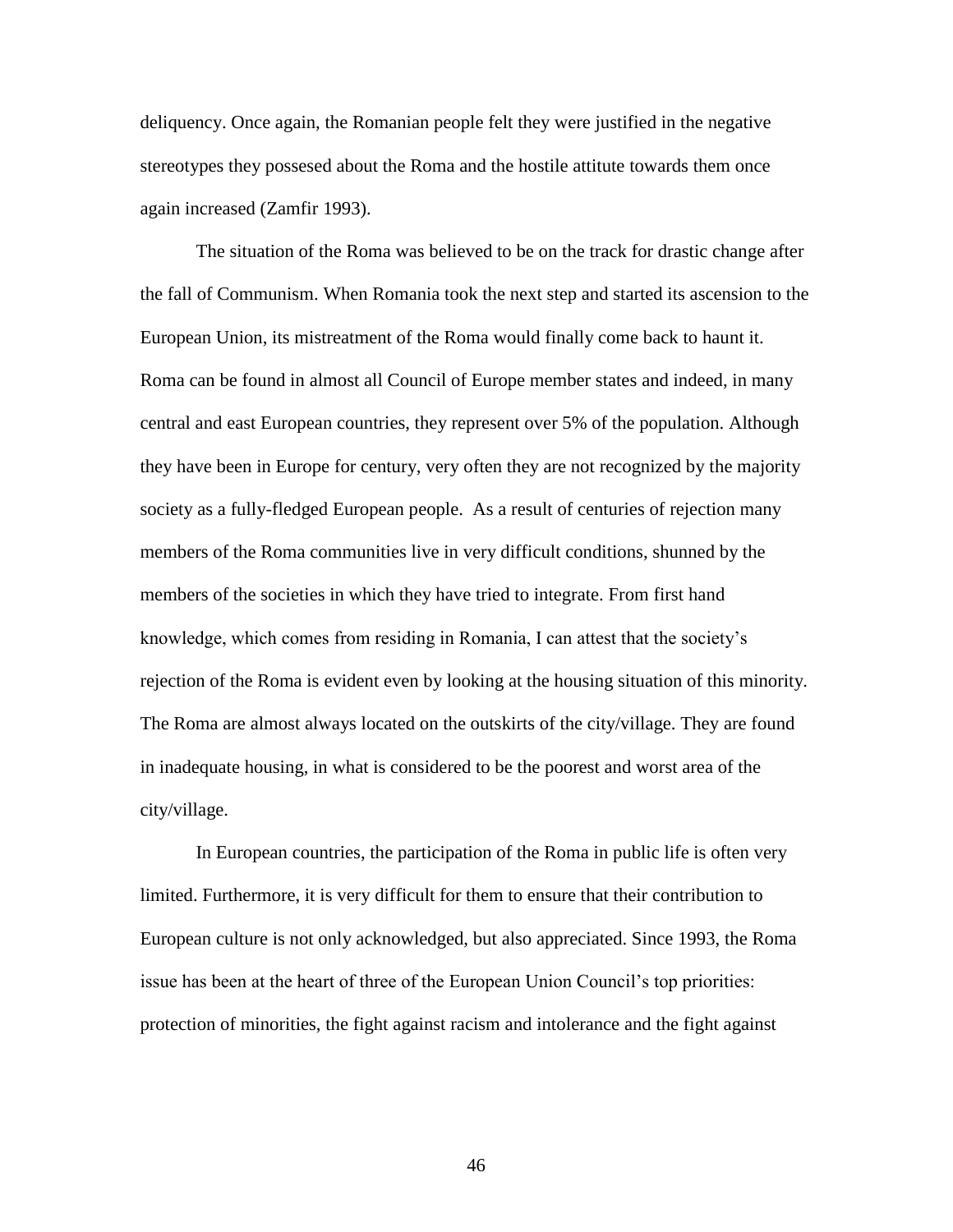deliquency. Once again, the Romanian people felt they were justified in the negative stereotypes they possesed about the Roma and the hostile attitute towards them once again increased (Zamfir 1993).

The situation of the Roma was believed to be on the track for drastic change after the fall of Communism. When Romania took the next step and started its ascension to the European Union, its mistreatment of the Roma would finally come back to haunt it. Roma can be found in almost all Council of Europe member states and indeed, in many central and east European countries, they represent over 5% of the population. Although they have been in Europe for century, very often they are not recognized by the majority society as a fully-fledged European people. As a result of centuries of rejection many members of the Roma communities live in very difficult conditions, shunned by the members of the societies in which they have tried to integrate. From first hand knowledge, which comes from residing in Romania, I can attest that the society's rejection of the Roma is evident even by looking at the housing situation of this minority. The Roma are almost always located on the outskirts of the city/village. They are found in inadequate housing, in what is considered to be the poorest and worst area of the city/village.

In European countries, the participation of the Roma in public life is often very limited. Furthermore, it is very difficult for them to ensure that their contribution to European culture is not only acknowledged, but also appreciated. Since 1993, the Roma issue has been at the heart of three of the European Union Council's top priorities: protection of minorities, the fight against racism and intolerance and the fight against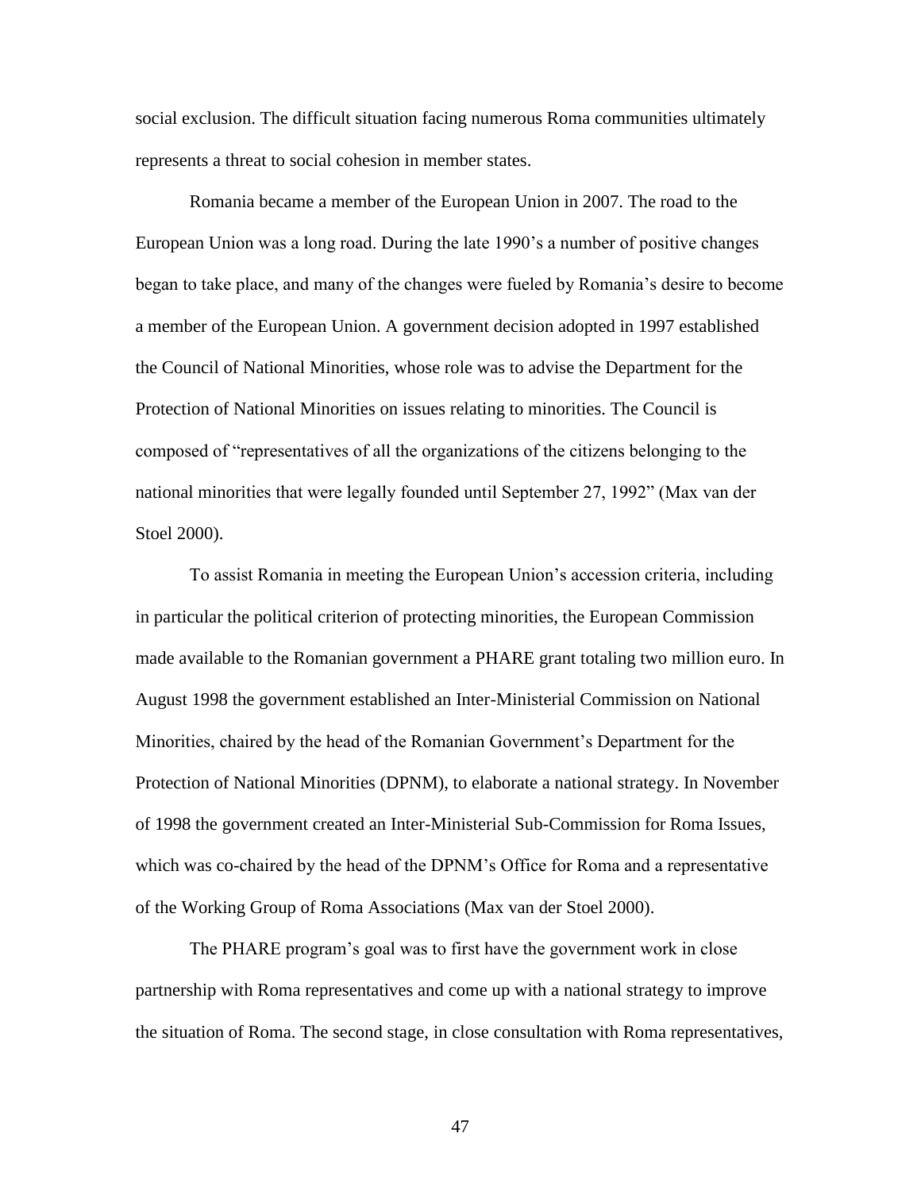social exclusion. The difficult situation facing numerous Roma communities ultimately represents a threat to social cohesion in member states.

Romania became a member of the European Union in 2007. The road to the European Union was a long road. During the late 1990's a number of positive changes began to take place, and many of the changes were fueled by Romania's desire to become a member of the European Union. A government decision adopted in 1997 established the Council of National Minorities, whose role was to advise the Department for the Protection of National Minorities on issues relating to minorities. The Council is composed of "representatives of all the organizations of the citizens belonging to the national minorities that were legally founded until September 27, 1992" (Max van der Stoel 2000).

To assist Romania in meeting the European Union's accession criteria, including in particular the political criterion of protecting minorities, the European Commission made available to the Romanian government a PHARE grant totaling two million euro. In August 1998 the government established an Inter-Ministerial Commission on National Minorities, chaired by the head of the Romanian Government's Department for the Protection of National Minorities (DPNM), to elaborate a national strategy. In November of 1998 the government created an Inter-Ministerial Sub-Commission for Roma Issues, which was co-chaired by the head of the DPNM's Office for Roma and a representative of the Working Group of Roma Associations (Max van der Stoel 2000).

The PHARE program's goal was to first have the government work in close partnership with Roma representatives and come up with a national strategy to improve the situation of Roma. The second stage, in close consultation with Roma representatives,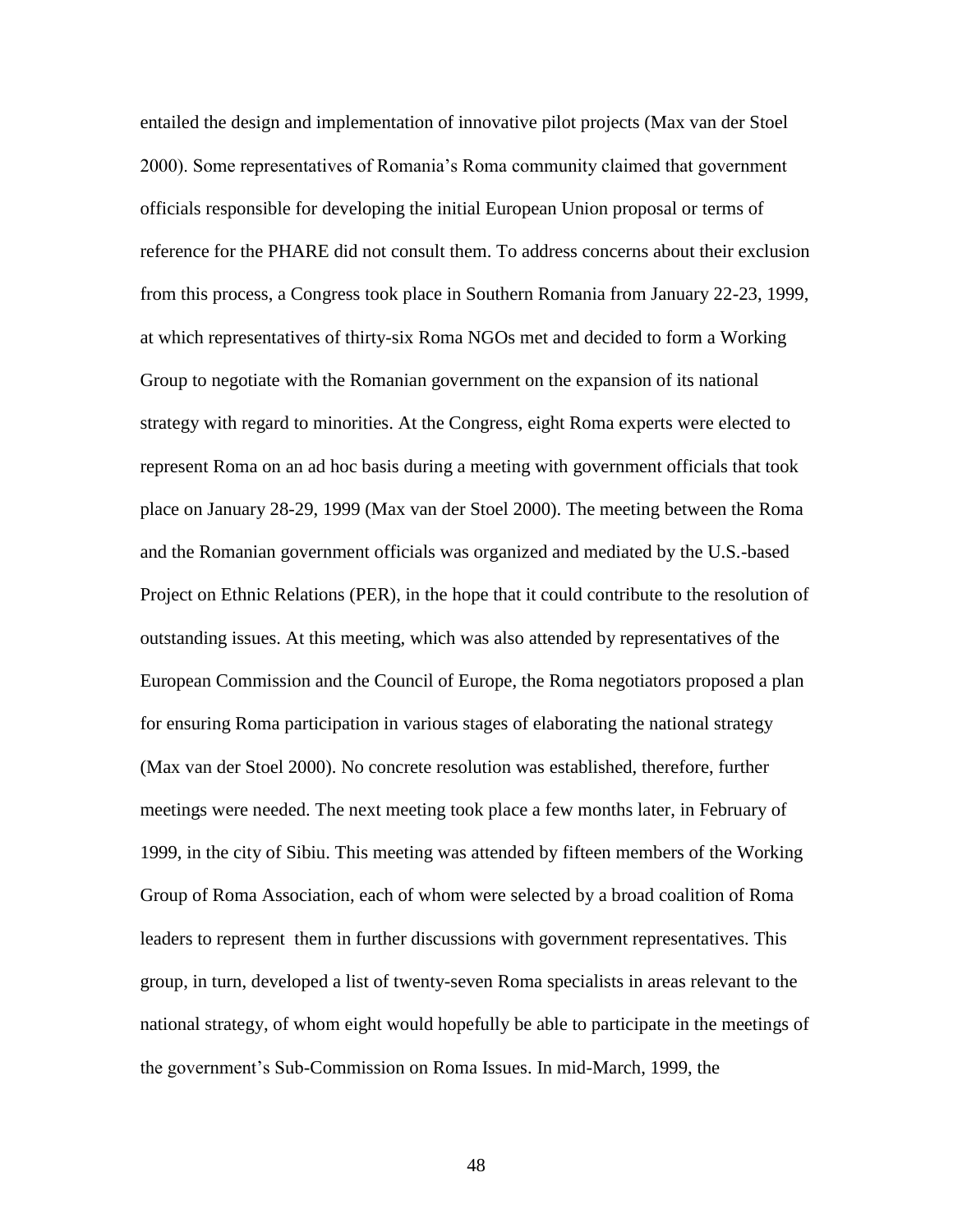entailed the design and implementation of innovative pilot projects (Max van der Stoel 2000). Some representatives of Romania's Roma community claimed that government officials responsible for developing the initial European Union proposal or terms of reference for the PHARE did not consult them. To address concerns about their exclusion from this process, a Congress took place in Southern Romania from January 22-23, 1999, at which representatives of thirty-six Roma NGOs met and decided to form a Working Group to negotiate with the Romanian government on the expansion of its national strategy with regard to minorities. At the Congress, eight Roma experts were elected to represent Roma on an ad hoc basis during a meeting with government officials that took place on January 28-29, 1999 (Max van der Stoel 2000). The meeting between the Roma and the Romanian government officials was organized and mediated by the U.S.-based Project on Ethnic Relations (PER), in the hope that it could contribute to the resolution of outstanding issues. At this meeting, which was also attended by representatives of the European Commission and the Council of Europe, the Roma negotiators proposed a plan for ensuring Roma participation in various stages of elaborating the national strategy (Max van der Stoel 2000). No concrete resolution was established, therefore, further meetings were needed. The next meeting took place a few months later, in February of 1999, in the city of Sibiu. This meeting was attended by fifteen members of the Working Group of Roma Association, each of whom were selected by a broad coalition of Roma leaders to represent them in further discussions with government representatives. This group, in turn, developed a list of twenty-seven Roma specialists in areas relevant to the national strategy, of whom eight would hopefully be able to participate in the meetings of the government's Sub-Commission on Roma Issues. In mid-March, 1999, the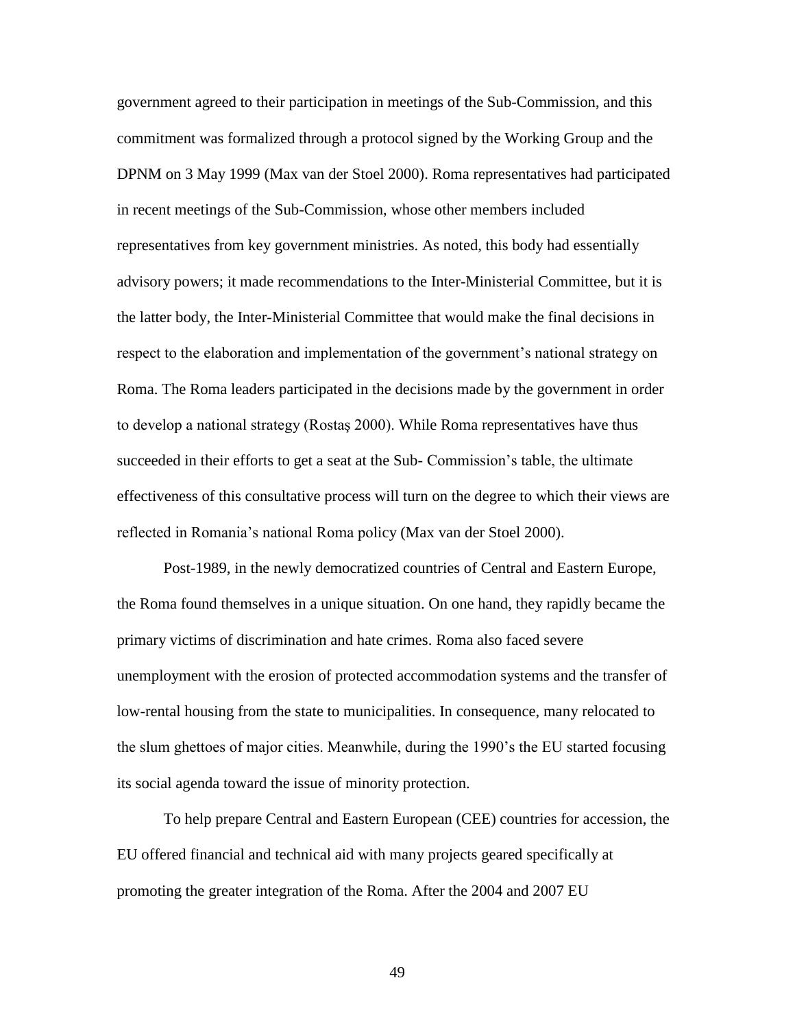government agreed to their participation in meetings of the Sub-Commission, and this commitment was formalized through a protocol signed by the Working Group and the DPNM on 3 May 1999 (Max van der Stoel 2000). Roma representatives had participated in recent meetings of the Sub-Commission, whose other members included representatives from key government ministries. As noted, this body had essentially advisory powers; it made recommendations to the Inter-Ministerial Committee, but it is the latter body, the Inter-Ministerial Committee that would make the final decisions in respect to the elaboration and implementation of the government's national strategy on Roma. The Roma leaders participated in the decisions made by the government in order to develop a national strategy (Rostaş 2000). While Roma representatives have thus succeeded in their efforts to get a seat at the Sub- Commission's table, the ultimate effectiveness of this consultative process will turn on the degree to which their views are reflected in Romania's national Roma policy (Max van der Stoel 2000).

Post-1989, in the newly democratized countries of Central and Eastern Europe, the Roma found themselves in a unique situation. On one hand, they rapidly became the primary victims of discrimination and hate crimes. Roma also faced severe unemployment with the erosion of protected accommodation systems and the transfer of low-rental housing from the state to municipalities. In consequence, many relocated to the slum ghettoes of major cities. Meanwhile, during the 1990's the EU started focusing its social agenda toward the issue of minority protection.

To help prepare Central and Eastern European (CEE) countries for accession, the EU offered financial and technical aid with many projects geared specifically at promoting the greater integration of the Roma. After the 2004 and 2007 EU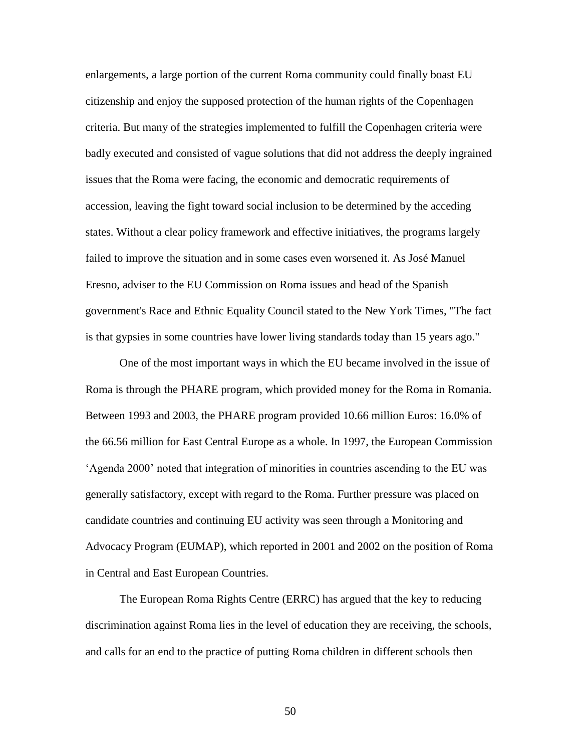enlargements, a large portion of the current Roma community could finally boast EU citizenship and enjoy the supposed protection of the human rights of the Copenhagen criteria. But many of the strategies implemented to fulfill the Copenhagen criteria were badly executed and consisted of vague solutions that did not address the deeply ingrained issues that the Roma were facing, the economic and democratic requirements of accession, leaving the fight toward social inclusion to be determined by the acceding states. Without a clear policy framework and effective initiatives, the programs largely failed to improve the situation and in some cases even worsened it. As José Manuel Eresno, adviser to the EU Commission on Roma issues and head of the Spanish government's Race and Ethnic Equality Council stated to the New York Times, "The fact is that gypsies in some countries have lower living standards today than 15 years ago."

One of the most important ways in which the EU became involved in the issue of Roma is through the PHARE program, which provided money for the Roma in Romania. Between 1993 and 2003, the PHARE program provided 10.66 million Euros: 16.0% of the 66.56 million for East Central Europe as a whole. In 1997, the European Commission 'Agenda 2000' noted that integration of minorities in countries ascending to the EU was generally satisfactory, except with regard to the Roma. Further pressure was placed on candidate countries and continuing EU activity was seen through a Monitoring and Advocacy Program (EUMAP), which reported in 2001 and 2002 on the position of Roma in Central and East European Countries.

The European Roma Rights Centre (ERRC) has argued that the key to reducing discrimination against Roma lies in the level of education they are receiving, the schools, and calls for an end to the practice of putting Roma children in different schools then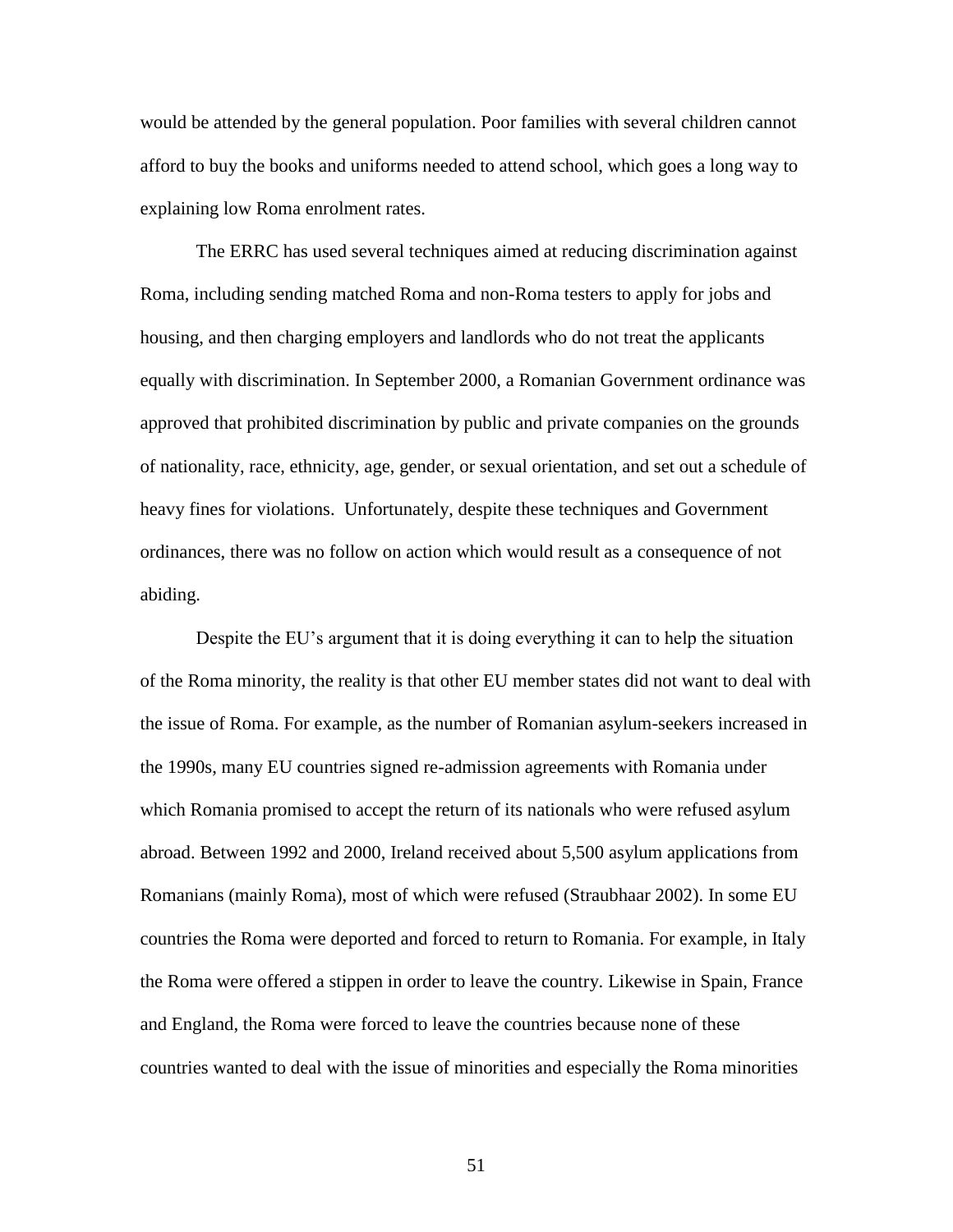would be attended by the general population. Poor families with several children cannot afford to buy the books and uniforms needed to attend school, which goes a long way to explaining low Roma enrolment rates.

The ERRC has used several techniques aimed at reducing discrimination against Roma, including sending matched Roma and non-Roma testers to apply for jobs and housing, and then charging employers and landlords who do not treat the applicants equally with discrimination. In September 2000, a Romanian Government ordinance was approved that prohibited discrimination by public and private companies on the grounds of nationality, race, ethnicity, age, gender, or sexual orientation, and set out a schedule of heavy fines for violations. Unfortunately, despite these techniques and Government ordinances, there was no follow on action which would result as a consequence of not abiding.

Despite the EU's argument that it is doing everything it can to help the situation of the Roma minority, the reality is that other EU member states did not want to deal with the issue of Roma. For example, as the number of Romanian asylum-seekers increased in the 1990s, many EU countries signed re-admission agreements with Romania under which Romania promised to accept the return of its nationals who were refused asylum abroad. Between 1992 and 2000, Ireland received about 5,500 asylum applications from Romanians (mainly Roma), most of which were refused (Straubhaar 2002). In some EU countries the Roma were deported and forced to return to Romania. For example, in Italy the Roma were offered a stippen in order to leave the country. Likewise in Spain, France and England, the Roma were forced to leave the countries because none of these countries wanted to deal with the issue of minorities and especially the Roma minorities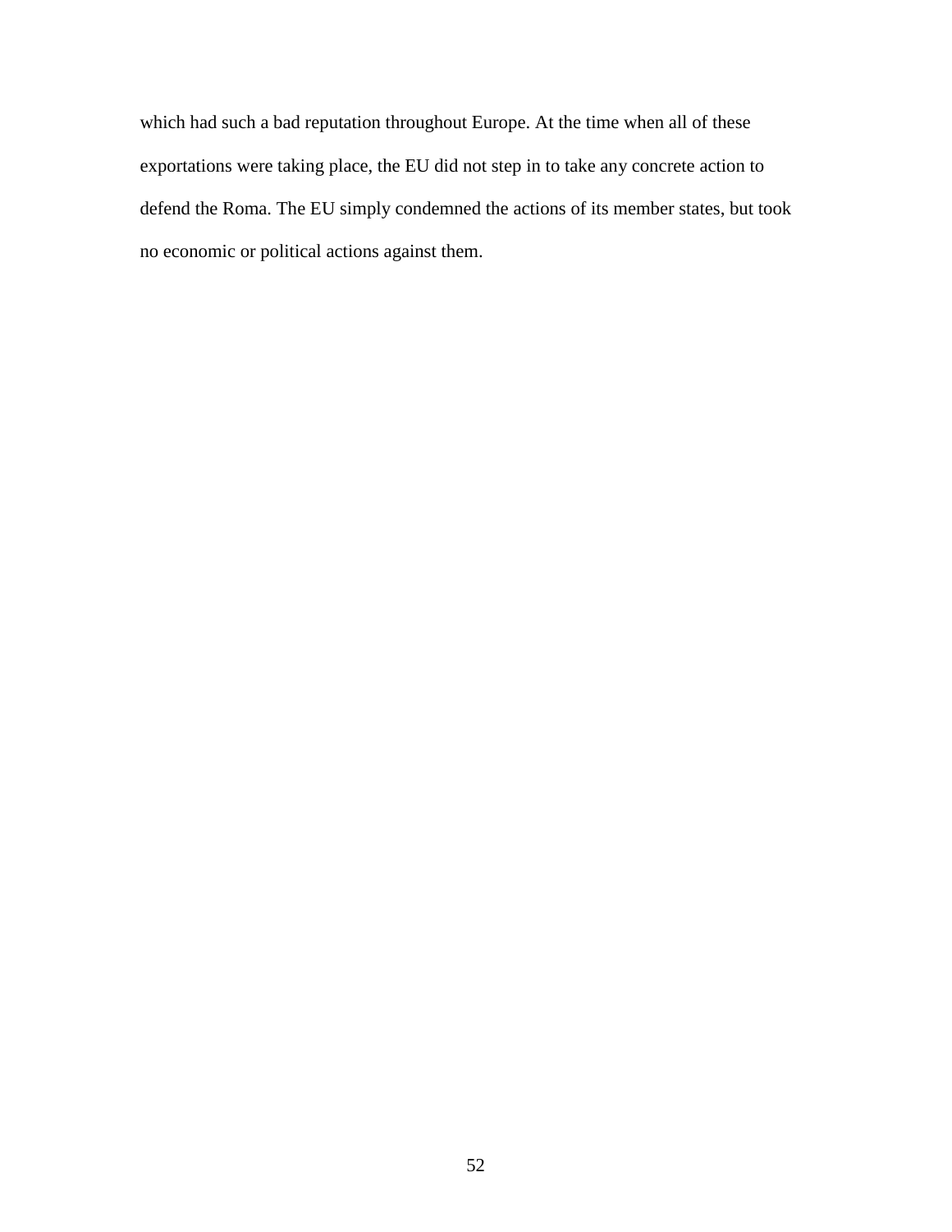which had such a bad reputation throughout Europe. At the time when all of these exportations were taking place, the EU did not step in to take any concrete action to defend the Roma. The EU simply condemned the actions of its member states, but took no economic or political actions against them.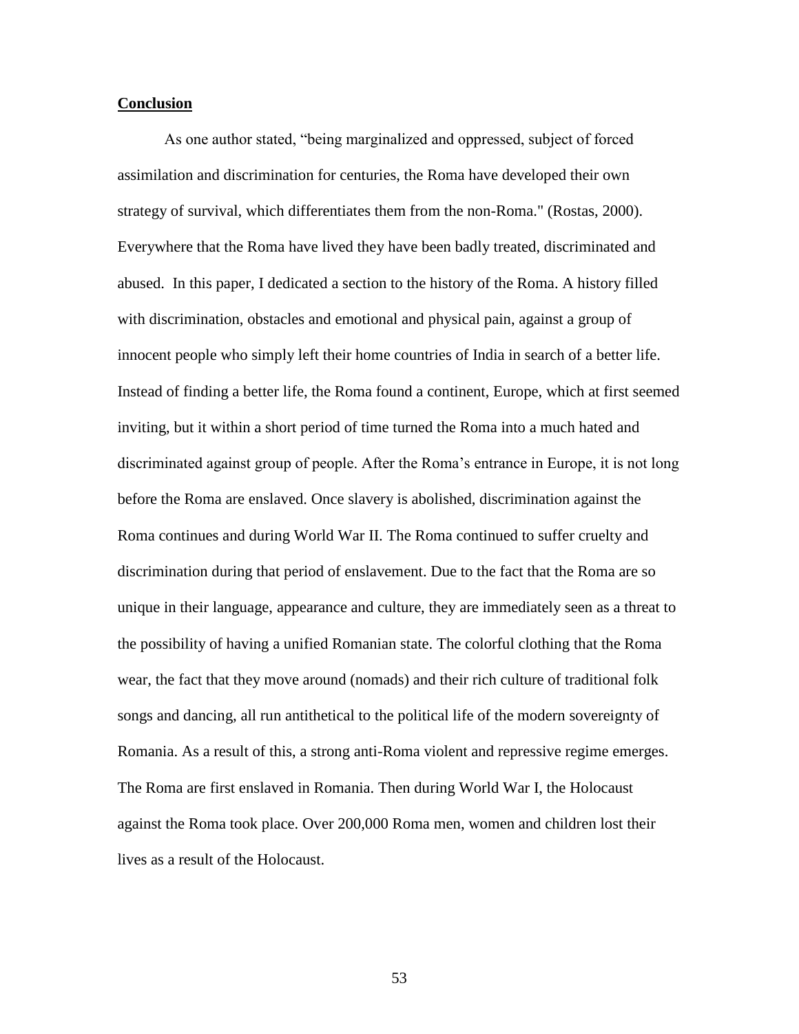## Conclusion

As one author stated, “being marginalized and oppressed, subject of forced assimilation and discrimination for centuries, the Roma have developed their own strategy of survival, which differentiates them from the non-Roma." (Rostas, 2000). Everywhere that the Roma have lived they have been badly treated, discriminated and abused. In this paper, I dedicated a section to the history of the Roma. A history filled with discrimination, obstacles and emotional and physical pain, against a group of innocent people who simply left their home countries of India in search of a better life. Instead of finding a better life, the Roma found a continent, Europe, which at first seemed inviting, but it within a short period of time turned the Roma into a much hated and discriminated against group of people. After the Roma’s entrance in Europe, it is not long before the Roma are enslaved. Once slavery is abolished, discrimination against the Roma continues and during World War II. The Roma continued to suffer cruelty and discrimination during that period of enslavement. Due to the fact that the Roma are so unique in their language, appearance and culture, they are immediately seen as a threat to the possibility of having a unified Romanian state. The colorful clothing that the Roma wear, the fact that they move around (nomads) and their rich culture of traditional folk songs and dancing, all run antithetical to the political life of the modern sovereignty of Romania. As a result of this, a strong anti-Roma violent and repressive regime emerges. The Roma are first enslaved in Romania. Then during World War I, the Holocaust against the Roma took place. Over 200,000 Roma men, women and children lost their lives as a result of the Holocaust.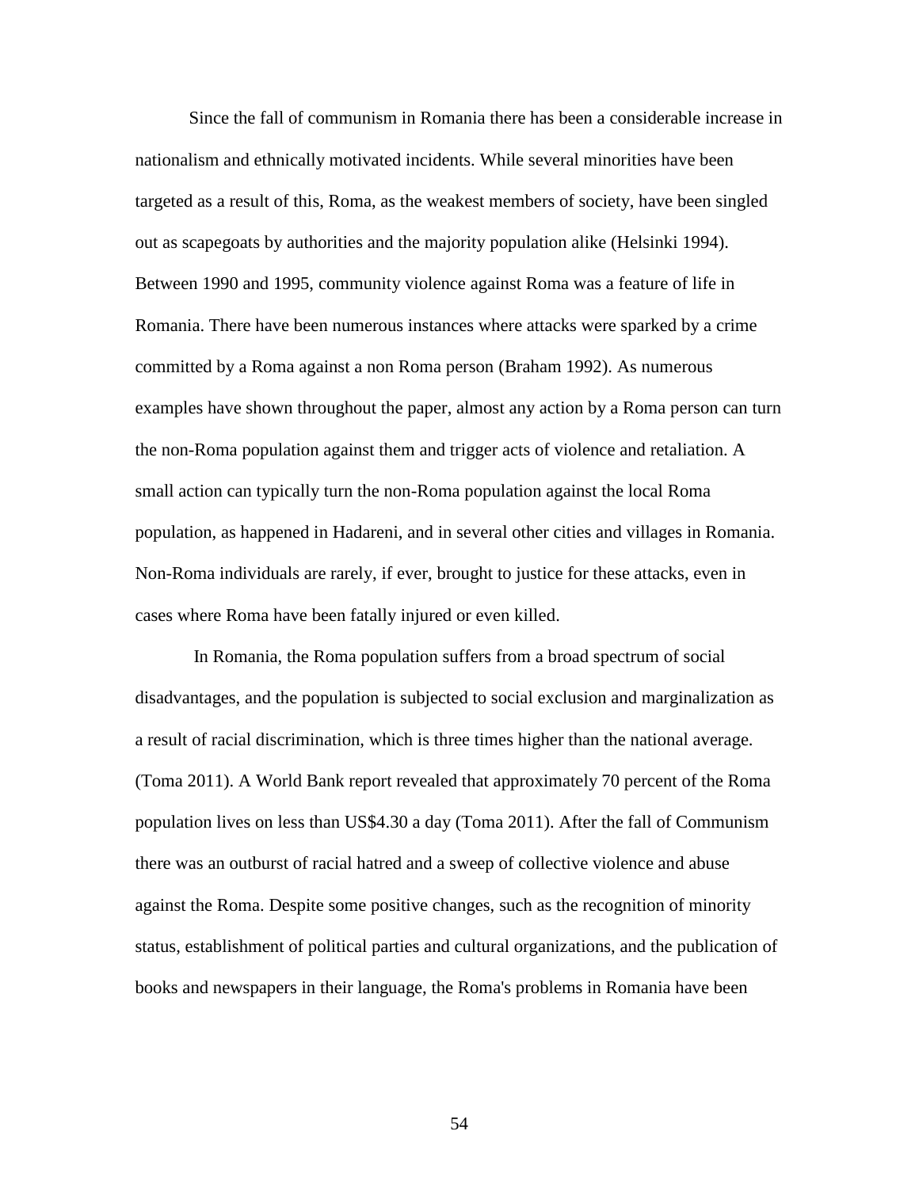Since the fall of communism in Romania there has been a considerable increase in nationalism and ethnically motivated incidents. While several minorities have been targeted as a result of this, Roma, as the weakest members of society, have been singled out as scapegoats by authorities and the majority population alike (Helsinki 1994). Between 1990 and 1995, community violence against Roma was a feature of life in Romania. There have been numerous instances where attacks were sparked by a crime committed by a Roma against a non Roma person (Braham 1992). As numerous examples have shown throughout the paper, almost any action by a Roma person can turn the non-Roma population against them and trigger acts of violence and retaliation. A small action can typically turn the non-Roma population against the local Roma population, as happened in Hadareni, and in several other cities and villages in Romania. Non-Roma individuals are rarely, if ever, brought to justice for these attacks, even in cases where Roma have been fatally injured or even killed.

In Romania, the Roma population suffers from a broad spectrum of social disadvantages, and the population is subjected to social exclusion and marginalization as a result of racial discrimination, which is three times higher than the national average. (Toma 2011). A World Bank report revealed that approximately 70 percent of the Roma population lives on less than US$4.30 a day (Toma 2011). After the fall of Communism there was an outburst of racial hatred and a sweep of collective violence and abuse against the Roma. Despite some positive changes, such as the recognition of minority status, establishment of political parties and cultural organizations, and the publication of books and newspapers in their language, the Roma's problems in Romania have been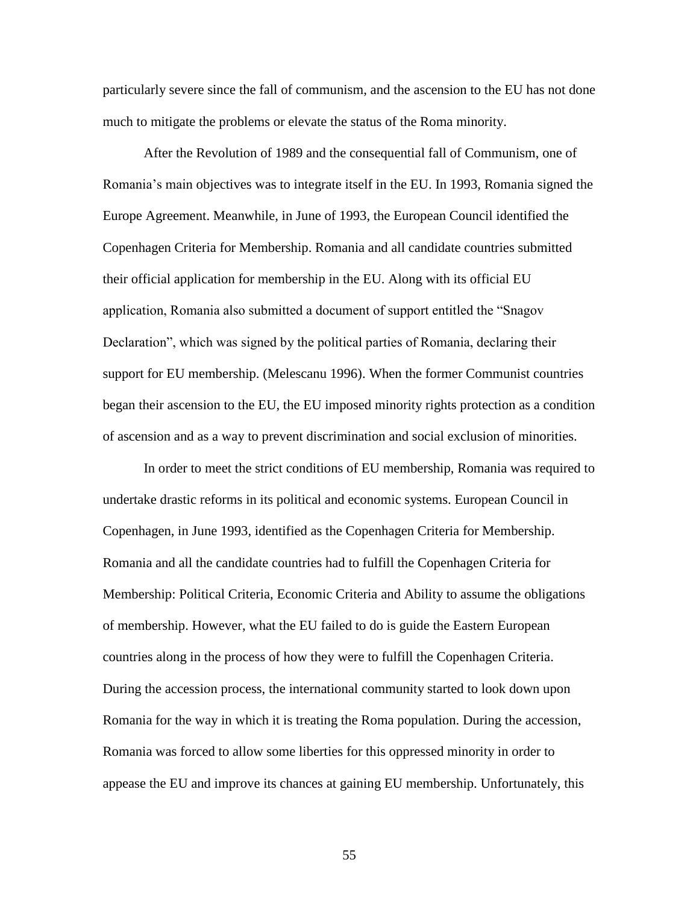particularly severe since the fall of communism, and the ascension to the EU has not done much to mitigate the problems or elevate the status of the Roma minority.

After the Revolution of 1989 and the consequential fall of Communism, one of Romania's main objectives was to integrate itself in the EU. In 1993, Romania signed the Europe Agreement. Meanwhile, in June of 1993, the European Council identified the Copenhagen Criteria for Membership. Romania and all candidate countries submitted their official application for membership in the EU. Along with its official EU application, Romania also submitted a document of support entitled the "Snagov Declaration", which was signed by the political parties of Romania, declaring their support for EU membership. (Melescanu 1996). When the former Communist countries began their ascension to the EU, the EU imposed minority rights protection as a condition of ascension and as a way to prevent discrimination and social exclusion of minorities.

In order to meet the strict conditions of EU membership, Romania was required to undertake drastic reforms in its political and economic systems. European Council in Copenhagen, in June 1993, identified as the Copenhagen Criteria for Membership. Romania and all the candidate countries had to fulfill the Copenhagen Criteria for Membership: Political Criteria, Economic Criteria and Ability to assume the obligations of membership. However, what the EU failed to do is guide the Eastern European countries along in the process of how they were to fulfill the Copenhagen Criteria. During the accession process, the international community started to look down upon Romania for the way in which it is treating the Roma population. During the accession, Romania was forced to allow some liberties for this oppressed minority in order to appease the EU and improve its chances at gaining EU membership. Unfortunately, this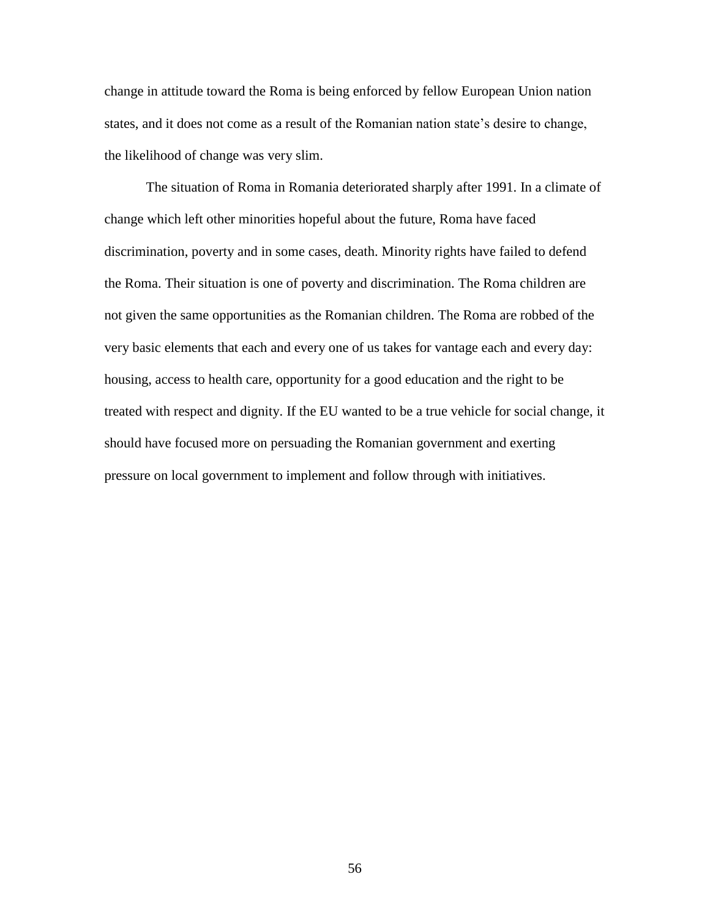change in attitude toward the Roma is being enforced by fellow European Union nation states, and it does not come as a result of the Romanian nation state's desire to change, the likelihood of change was very slim.

The situation of Roma in Romania deteriorated sharply after 1991. In a climate of change which left other minorities hopeful about the future, Roma have faced discrimination, poverty and in some cases, death. Minority rights have failed to defend the Roma. Their situation is one of poverty and discrimination. The Roma children are not given the same opportunities as the Romanian children. The Roma are robbed of the very basic elements that each and every one of us takes for vantage each and every day: housing, access to health care, opportunity for a good education and the right to be treated with respect and dignity. If the EU wanted to be a true vehicle for social change, it should have focused more on persuading the Romanian government and exerting pressure on local government to implement and follow through with initiatives.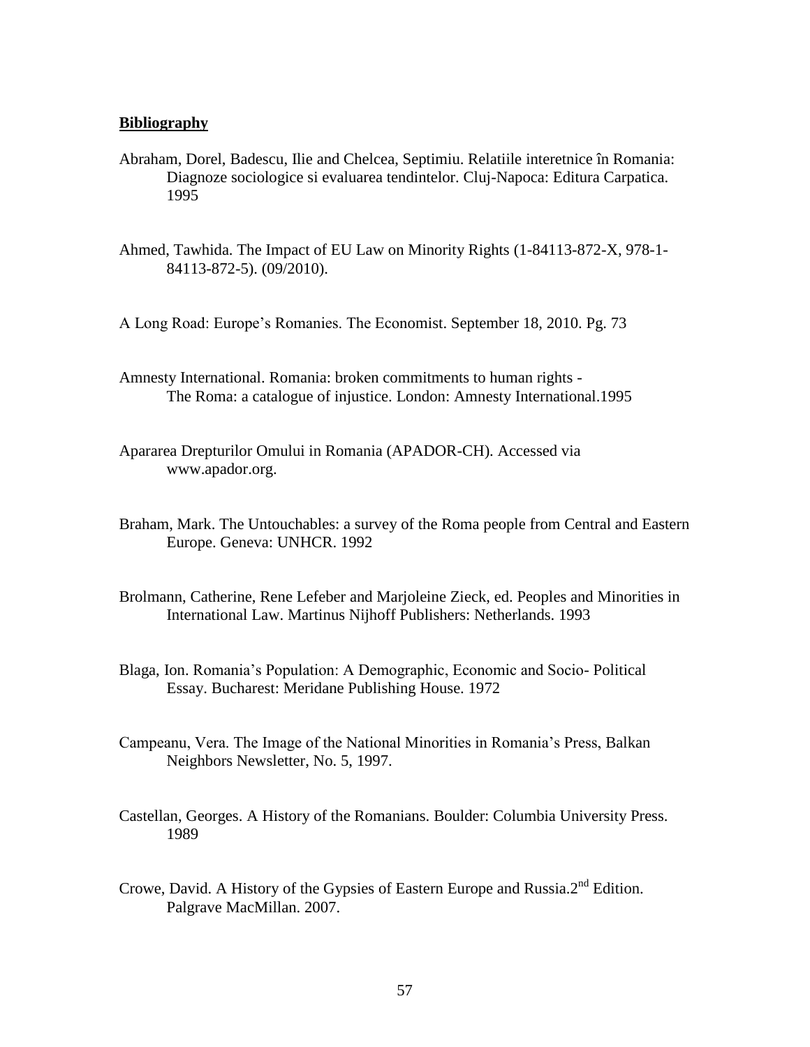**Bibliography**

Abraham, Dorel, Badescu, Ilie and Chelcea, Septimiu. Relatiile interetnice în Romania: Diagnoze sociologice si evaluarea tendintelor. Cluj-Napoca: Editura Carpatica. 1995

Ahmed, Tawhida. The Impact of EU Law on Minority Rights (1-84113-872-X, 978-1-84113-872-5). (09/2010).

A Long Road: Europe's Romanies. The Economist. September 18, 2010. Pg. 73

Amnesty International. Romania: broken commitments to human rights - The Roma: a catalogue of injustice. London: Amnesty International.1995

Apararea Drepturilor Omului in Romania (APADOR-CH). Accessed via www.apador.org.

Braham, Mark. The Untouchables: a survey of the Roma people from Central and Eastern Europe. Geneva: UNHCR. 1992

Brolmann, Catherine, Rene Lefeber and Marjoleine Zieck, ed. Peoples and Minorities in International Law. Martinus Nijhoff Publishers: Netherlands. 1993

Blaga, Ion. Romania's Population: A Demographic, Economic and Socio- Political Essay. Bucharest: Meridane Publishing House. 1972

Campeanu, Vera. The Image of the National Minorities in Romania's Press, Balkan Neighbors Newsletter, No. 5, 1997.

Castellan, Georges. A History of the Romanians. Boulder: Columbia University Press. 1989

Crowe, David. A History of the Gypsies of Eastern Europe and Russia.2nd Edition. Palgrave MacMillan. 2007.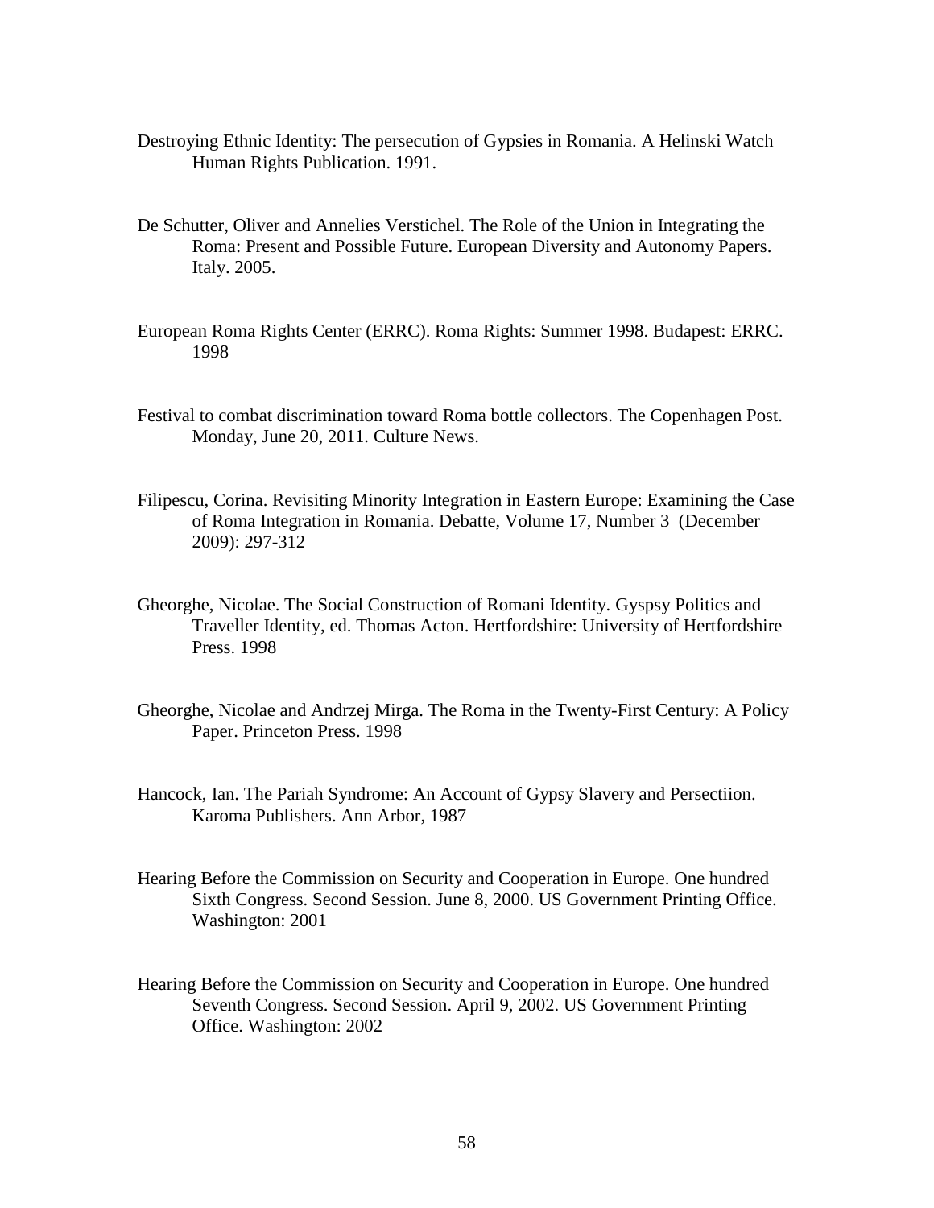Destroying Ethnic Identity: The persecution of Gypsies in Romania. A Helinski Watch Human Rights Publication. 1991.

De Schutter, Oliver and Annelies Verstichel. The Role of the Union in Integrating the Roma: Present and Possible Future. European Diversity and Autonomy Papers. Italy. 2005.

European Roma Rights Center (ERRC). Roma Rights: Summer 1998. Budapest: ERRC. 1998

Festival to combat discrimination toward Roma bottle collectors. The Copenhagen Post. Monday, June 20, 2011. Culture News.

Filipescu, Corina. Revisiting Minority Integration in Eastern Europe: Examining the Case of Roma Integration in Romania. Debatte, Volume 17, Number 3 (December 2009): 297-312

Gheorghe, Nicolae. The Social Construction of Romani Identity. Gyspsy Politics and Traveller Identity, ed. Thomas Acton. Hertfordshire: University of Hertfordshire Press. 1998

Gheorghe, Nicolae and Andrzej Mirga. The Roma in the Twenty-First Century: A Policy Paper. Princeton Press. 1998

Hancock, Ian. The Pariah Syndrome: An Account of Gypsy Slavery and Persectiion. Karoma Publishers. Ann Arbor, 1987

Hearing Before the Commission on Security and Cooperation in Europe. One hundred Sixth Congress. Second Session. June 8, 2000. US Government Printing Office. Washington: 2001

Hearing Before the Commission on Security and Cooperation in Europe. One hundred Seventh Congress. Second Session. April 9, 2002. US Government Printing Office. Washington: 2002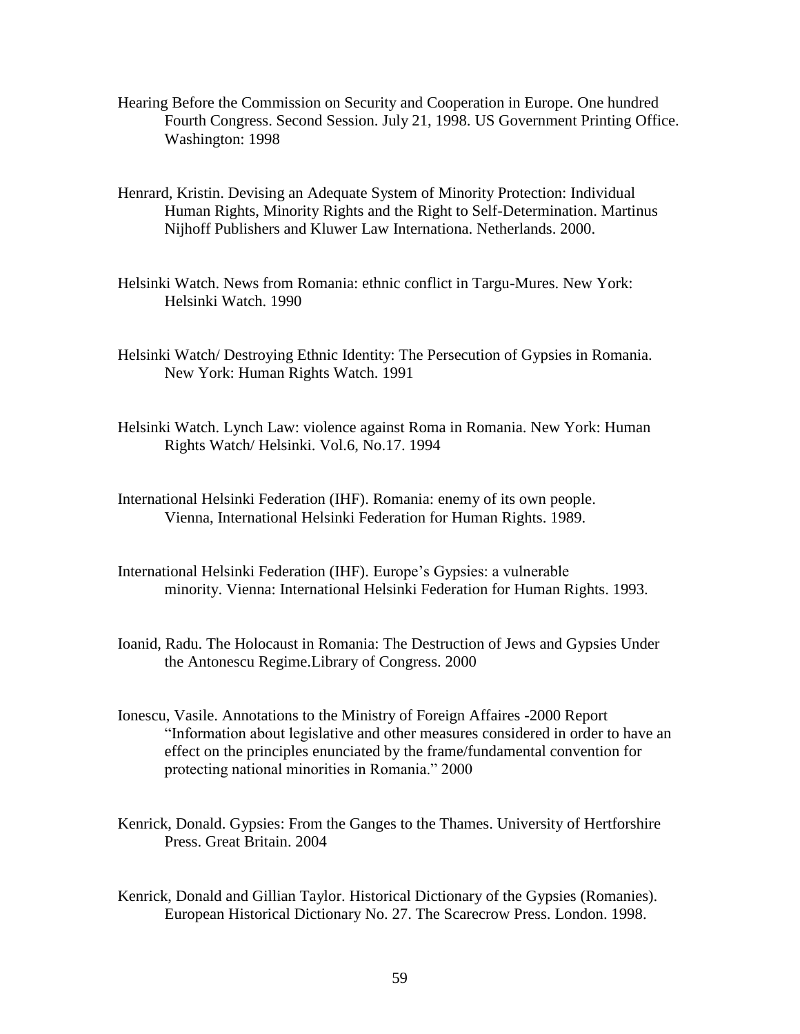Hearing Before the Commission on Security and Cooperation in Europe. One hundred Fourth Congress. Second Session. July 21, 1998. US Government Printing Office. Washington: 1998

Henrard, Kristin. Devising an Adequate System of Minority Protection: Individual Human Rights, Minority Rights and the Right to Self-Determination. Martinus Nijhoff Publishers and Kluwer Law Internationa. Netherlands. 2000.

Helsinki Watch. News from Romania: ethnic conflict in Targu-Mures. New York: Helsinki Watch. 1990

Helsinki Watch/ Destroying Ethnic Identity: The Persecution of Gypsies in Romania. New York: Human Rights Watch. 1991

Helsinki Watch. Lynch Law: violence against Roma in Romania. New York: Human Rights Watch/ Helsinki. Vol.6, No.17. 1994

International Helsinki Federation (IHF). Romania: enemy of its own people. Vienna, International Helsinki Federation for Human Rights. 1989.

International Helsinki Federation (IHF). Europe's Gypsies: a vulnerable minority. Vienna: International Helsinki Federation for Human Rights. 1993.

Ioanid, Radu. The Holocaust in Romania: The Destruction of Jews and Gypsies Under the Antonescu Regime.Library of Congress. 2000

Ionescu, Vasile. Annotations to the Ministry of Foreign Affaires -2000 Report "Information about legislative and other measures considered in order to have an effect on the principles enunciated by the frame/fundamental convention for protecting national minorities in Romania." 2000

Kenrick, Donald. Gypsies: From the Ganges to the Thames. University of Hertforshire Press. Great Britain. 2004

Kenrick, Donald and Gillian Taylor. Historical Dictionary of the Gypsies (Romanies). European Historical Dictionary No. 27. The Scarecrow Press. London. 1998.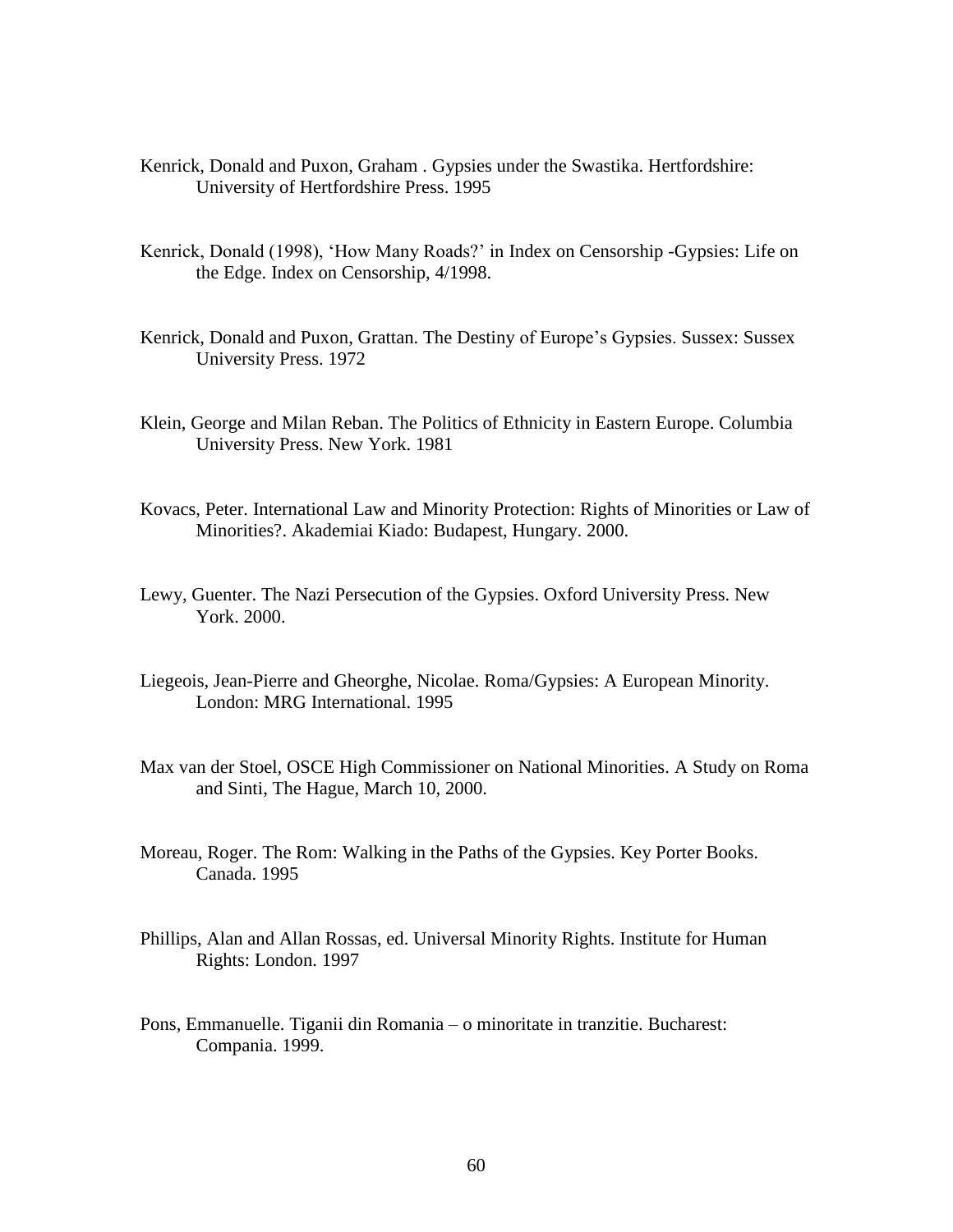Kenrick, Donald and Puxon, Graham . Gypsies under the Swastika. Hertfordshire: University of Hertfordshire Press. 1995

Kenrick, Donald (1998), 'How Many Roads?' in Index on Censorship -Gypsies: Life on the Edge. Index on Censorship, 4/1998.

Kenrick, Donald and Puxon, Grattan. The Destiny of Europe's Gypsies. Sussex: Sussex University Press. 1972

Klein, George and Milan Reban. The Politics of Ethnicity in Eastern Europe. Columbia University Press. New York. 1981

Kovacs, Peter. International Law and Minority Protection: Rights of Minorities or Law of Minorities?. Akademiai Kiado: Budapest, Hungary. 2000.

Lewy, Guenter. The Nazi Persecution of the Gypsies. Oxford University Press. New York. 2000.

Liegeois, Jean-Pierre and Gheorghe, Nicolae. Roma/Gypsies: A European Minority. London: MRG International. 1995

Max van der Stoel, OSCE High Commissioner on National Minorities. A Study on Roma and Sinti, The Hague, March 10, 2000.

Moreau, Roger. The Rom: Walking in the Paths of the Gypsies. Key Porter Books. Canada. 1995

Phillips, Alan and Allan Rossas, ed. Universal Minority Rights. Institute for Human Rights: London. 1997

Pons, Emmanuelle. Tiganii din Romania – o minoritate in tranzitie. Bucharest: Compania. 1999.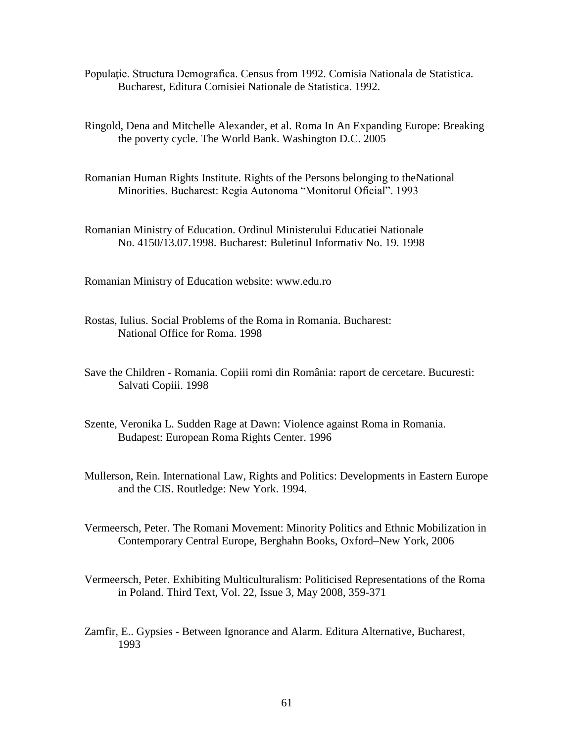Populaţie. Structura Demografica. Census from 1992. Comisia Nationala de Statistica. Bucharest, Editura Comisiei Nationale de Statistica. 1992.

Ringold, Dena and Mitchelle Alexander, et al. Roma In An Expanding Europe: Breaking the poverty cycle. The World Bank. Washington D.C. 2005

Romanian Human Rights Institute. Rights of the Persons belonging to theNational Minorities. Bucharest: Regia Autonoma "Monitorul Oficial". 1993

Romanian Ministry of Education. Ordinul Ministerului Educatiei Nationale No. 4150/13.07.1998. Bucharest: Buletinul Informativ No. 19. 1998

Romanian Ministry of Education website: www.edu.ro

Rostas, Iulius. Social Problems of the Roma in Romania. Bucharest: National Office for Roma. 1998

Save the Children - Romania. Copiii romi din România: raport de cercetare. Bucuresti: Salvati Copiii. 1998

Szente, Veronika L. Sudden Rage at Dawn: Violence against Roma in Romania. Budapest: European Roma Rights Center. 1996

Mullerson, Rein. International Law, Rights and Politics: Developments in Eastern Europe and the CIS. Routledge: New York. 1994.

Vermeersch, Peter. The Romani Movement: Minority Politics and Ethnic Mobilization in Contemporary Central Europe, Berghahn Books, Oxford–New York, 2006

Vermeersch, Peter. Exhibiting Multiculturalism: Politicised Representations of the Roma in Poland. Third Text, Vol. 22, Issue 3, May 2008, 359-371

Zamfir, E.. Gypsies - Between Ignorance and Alarm. Editura Alternative, Bucharest, 1993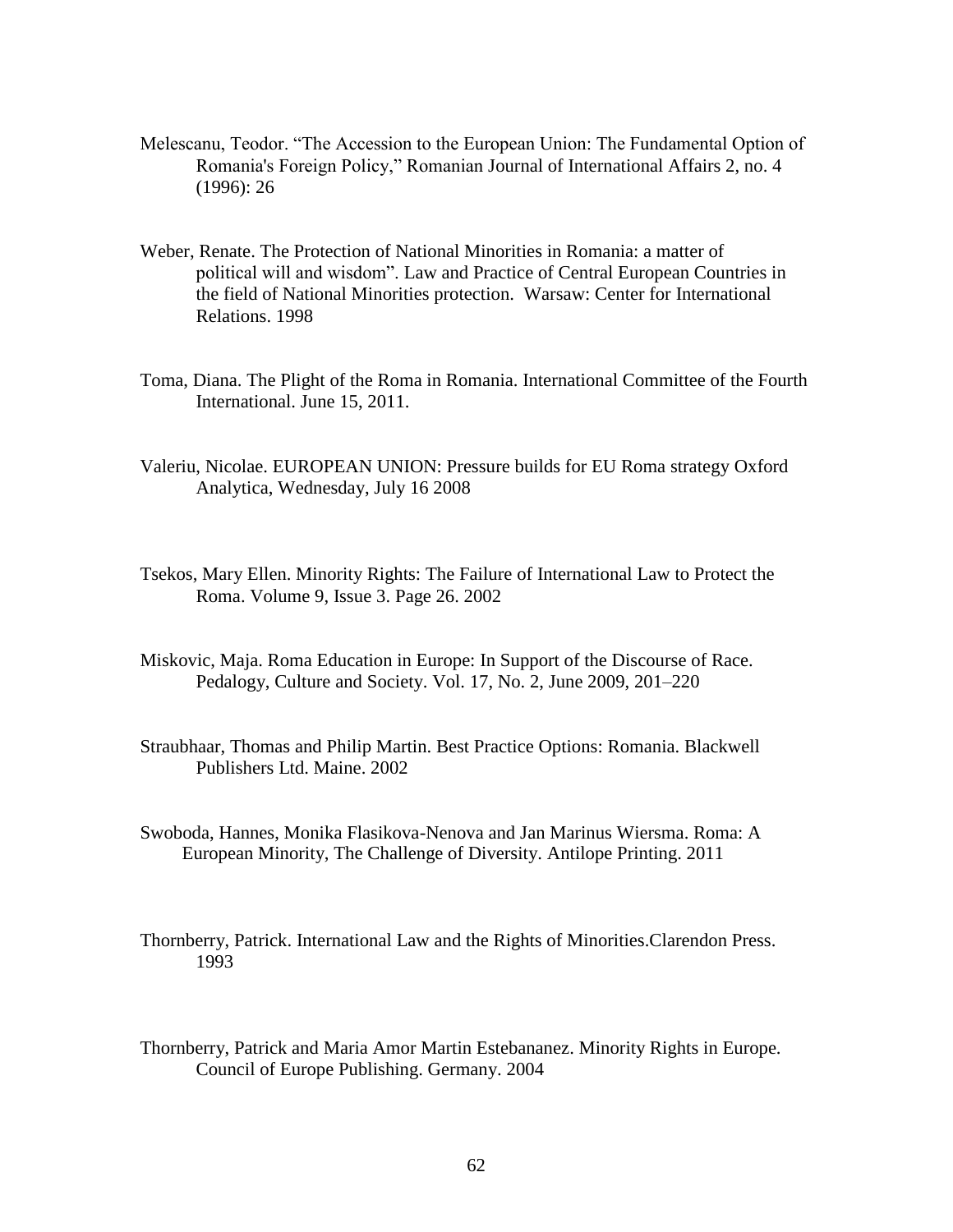Melescanu, Teodor. "The Accession to the European Union: The Fundamental Option of Romania's Foreign Policy," Romanian Journal of International Affairs 2, no. 4 (1996): 26

Weber, Renate. The Protection of National Minorities in Romania: a matter of political will and wisdom". Law and Practice of Central European Countries in the field of National Minorities protection. Warsaw: Center for International Relations. 1998

Toma, Diana. The Plight of the Roma in Romania. International Committee of the Fourth International. June 15, 2011.

Valeriu, Nicolae. EUROPEAN UNION: Pressure builds for EU Roma strategy Oxford Analytica, Wednesday, July 16 2008

Tsekos, Mary Ellen. Minority Rights: The Failure of International Law to Protect the Roma. Volume 9, Issue 3. Page 26. 2002

Miskovic, Maja. Roma Education in Europe: In Support of the Discourse of Race. Pedalogy, Culture and Society. Vol. 17, No. 2, June 2009, 201–220

Straubhaar, Thomas and Philip Martin. Best Practice Options: Romania. Blackwell Publishers Ltd. Maine. 2002

Swoboda, Hannes, Monika Flasikova-Nenova and Jan Marinus Wiersma. Roma: A European Minority, The Challenge of Diversity. Antilope Printing. 2011

Thornberry, Patrick. International Law and the Rights of Minorities.Clarendon Press. 1993

Thornberry, Patrick and Maria Amor Martin Estebananez. Minority Rights in Europe. Council of Europe Publishing. Germany. 2004